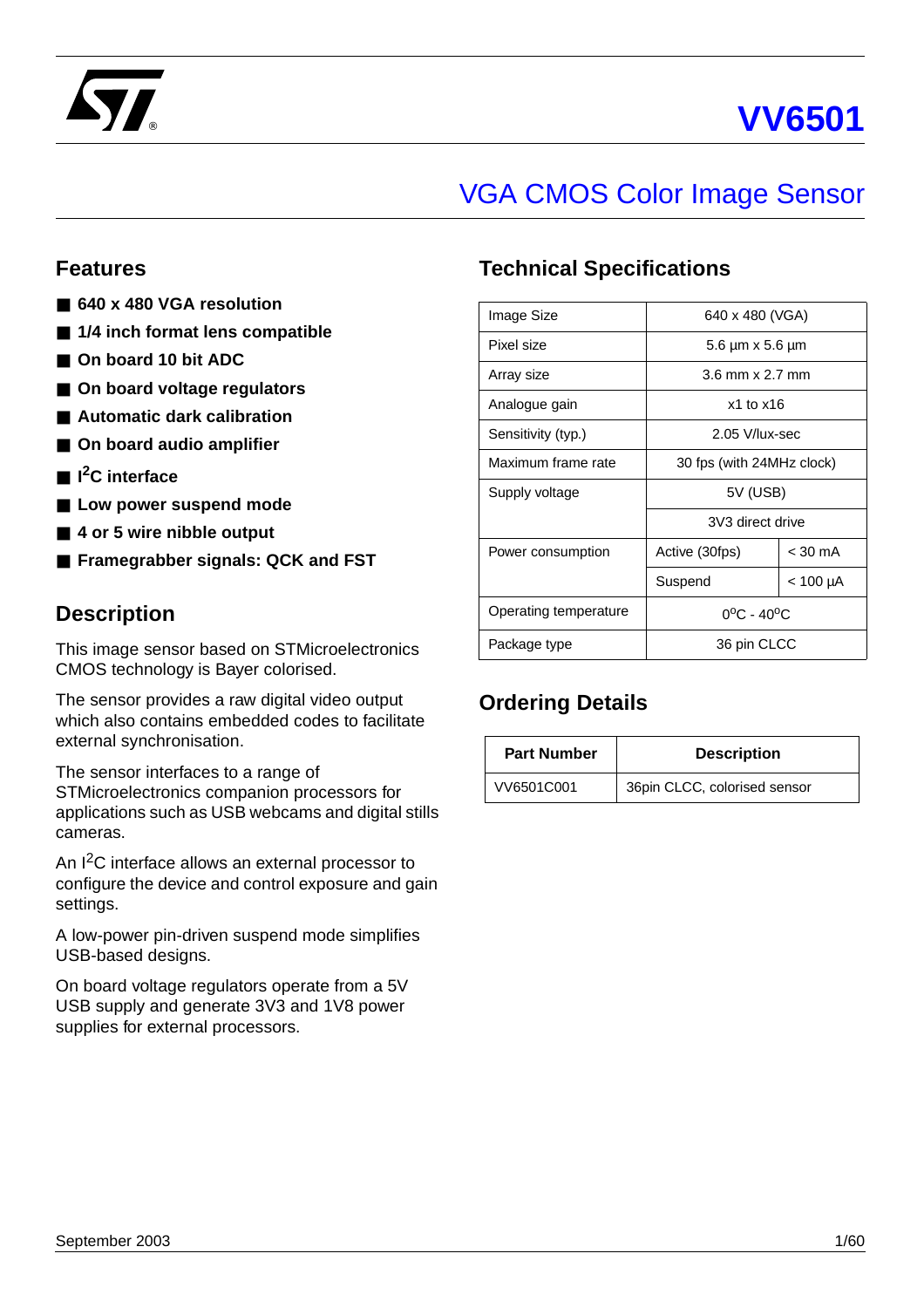# VV6501

## VGA CMOS Color Image Sensor

### Features

- **640 x 480 VGA resolution**
- **1/4 inch format lens compatible**
- **On board 10 bit ADC**
- **On board voltage regulators**
- **Automatic dark calibration**
- **On board audio amplifier**
- **$I^2C$ interface**
- **Low power suspend mode**
- **4 or 5 wire nibble output**
- **Framegrabber signals: QCK and FST**

### Description

This image sensor based on STMicroelectronics CMOS technology is Bayer colorised.

The sensor provides a raw digital video output which also contains embedded codes to facilitate external synchronisation.

The sensor interfaces to a range of STMicroelectronics companion processors for applications such as USB webcams and digital stills cameras.

An $I^2C$ interface allows an external processor to configure the device and control exposure and gain settings.

A low-power pin-driven suspend mode simplifies USB-based designs.

On board voltage regulators operate from a 5V USB supply and generate 3V3 and 1V8 power supplies for external processors.

### Technical Specifications

| | | |
|---|---|---|
| Image Size | 640 x 480 (VGA) | |
| Pixel size | 5.6 µm x 5.6 µm | |
| Array size | 3.6 mm x 2.7 mm | |
| Analogue gain | x1 to x16 | |
| Sensitivity (typ.) | 2.05 V/lux-sec | |
| Maximum frame rate | 30 fps (with 24MHz clock) | |
| Supply voltage | 5V (USB) | |
| | 3V3 direct drive | |
| Power consumption | Active (30fps) | < 30 mA |
| | Suspend | < 100 µA |
| Operating temperature | $0^oC$ - $40^oC$ | |
| Package type | 36 pin CLCC | |

### Ordering Details

| Part Number | Description |
|---|---|
| VV6501C001 | 36pin CLCC, colorised sensor |

September 2003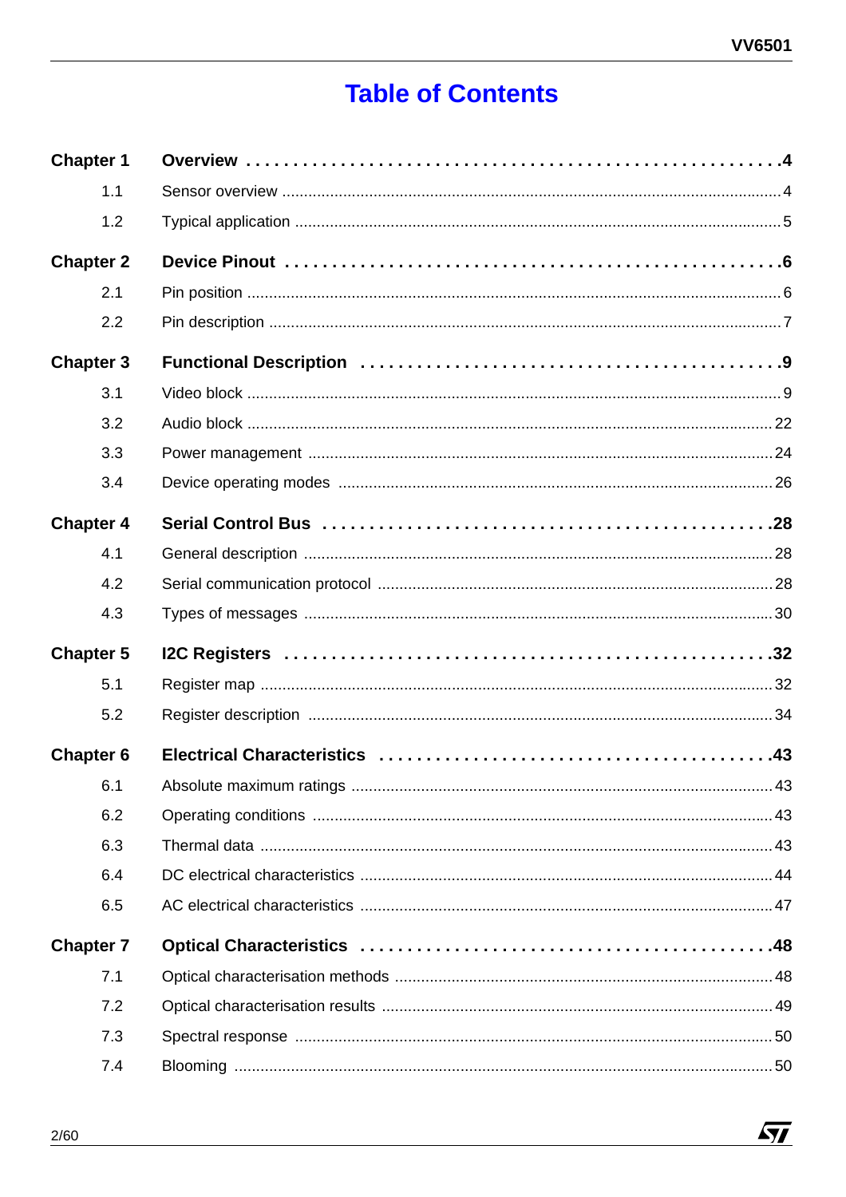# Table of Contents

| | | |
|---|---|---|
| **Chapter 1** | **Overview** | **4** |
| 1.1 | Sensor overview | 4 |
| 1.2 | Typical application | 5 |
| **Chapter 2** | **Device Pinout** | **6** |
| 2.1 | Pin position | 6 |
| 2.2 | Pin description | 7 |
| **Chapter 3** | **Functional Description** | **9** |
| 3.1 | Video block | 9 |
| 3.2 | Audio block | 22 |
| 3.3 | Power management | 24 |
| 3.4 | Device operating modes | 26 |
| **Chapter 4** | **Serial Control Bus** | **28** |
| 4.1 | General description | 28 |
| 4.2 | Serial communication protocol | 28 |
| 4.3 | Types of messages | 30 |
| **Chapter 5** | **I2C Registers** | **32** |
| 5.1 | Register map | 32 |
| 5.2 | Register description | 34 |
| **Chapter 6** | **Electrical Characteristics** | **43** |
| 6.1 | Absolute maximum ratings | 43 |
| 6.2 | Operating conditions | 43 |
| 6.3 | Thermal data | 43 |
| 6.4 | DC electrical characteristics | 44 |
| 6.5 | AC electrical characteristics | 47 |
| **Chapter 7** | **Optical Characteristics** | **48** |
| 7.1 | Optical characterisation methods | 48 |
| 7.2 | Optical characterisation results | 49 |
| 7.3 | Spectral response | 50 |
| 7.4 | Blooming | 50 |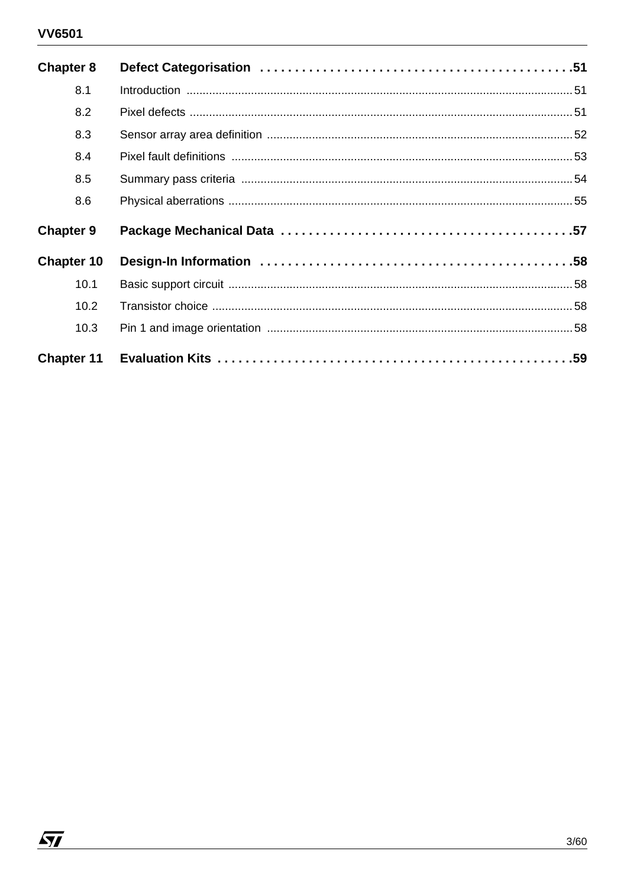| | | |
|---|---|---|
| **Chapter 8** | **Defect Categorisation** | **51** |
| 8.1 | Introduction | 51 |
| 8.2 | Pixel defects | 51 |
| 8.3 | Sensor array area definition | 52 |
| 8.4 | Pixel fault definitions | 53 |
| 8.5 | Summary pass criteria | 54 |
| 8.6 | Physical aberrations | 55 |
| **Chapter 9** | **Package Mechanical Data** | **57** |
| **Chapter 10** | **Design-In Information** | **58** |
| 10.1 | Basic support circuit | 58 |
| 10.2 | Transistor choice | 58 |
| 10.3 | Pin 1 and image orientation | 58 |
| **Chapter 11** | **Evaluation Kits** | **59** |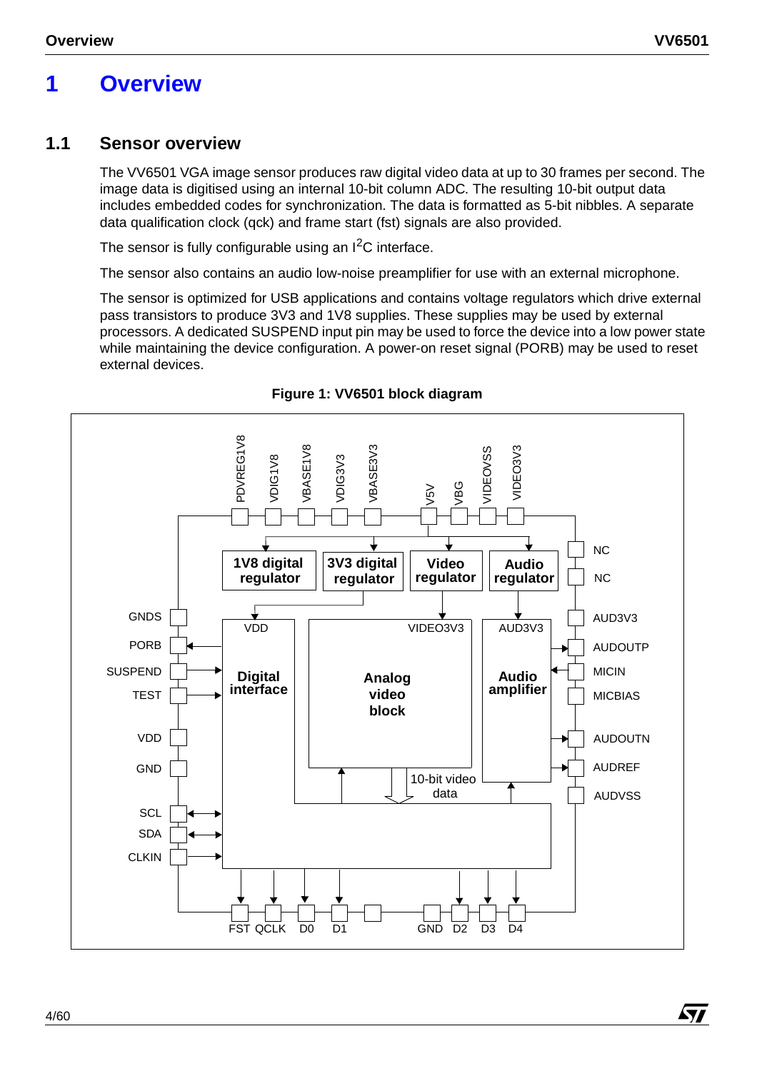# 1 Overview

## 1.1 Sensor overview

The VV6501 VGA image sensor produces raw digital video data at up to 30 frames per second. The image data is digitised using an internal 10-bit column ADC. The resulting 10-bit output data includes embedded codes for synchronization. The data is formatted as 5-bit nibbles. A separate data qualification clock (qck) and frame start (fst) signals are also provided.

The sensor is fully configurable using an $I^2C$ interface.

The sensor also contains an audio low-noise preamplifier for use with an external microphone.

The sensor is optimized for USB applications and contains voltage regulators which drive external pass transistors to produce 3V3 and 1V8 supplies. These supplies may be used by external processors. A dedicated SUSPEND input pin may be used to force the device into a low power state while maintaining the device configuration. A power-on reset signal (PORB) may be used to reset external devices.

**Figure 1: VV6501 block diagram**

PDVREG1V8, VDIG1V8, VBASE1V8, VDIG3V3, VBASE3V3, V5V, VBG, VIDEOVSS, VIDEO3V3

1V8 digital regulator, 3V3 digital regulator, Video regulator, Audio regulator

NC, NC, AUD3V3, AUDOUTP, MICIN, MICBIAS, AUDOUTN, AUDREF, AUDVSS

GNDS, PORB, SUSPEND, TEST, VDD, GND, SCL, SDA, CLKIN

VDD, Digital interface, VIDEO3V3, Analog video block, AUD3V3, Audio amplifier, 10-bit video data

FST, QCLK, D0, D1, GND, D2, D3, D4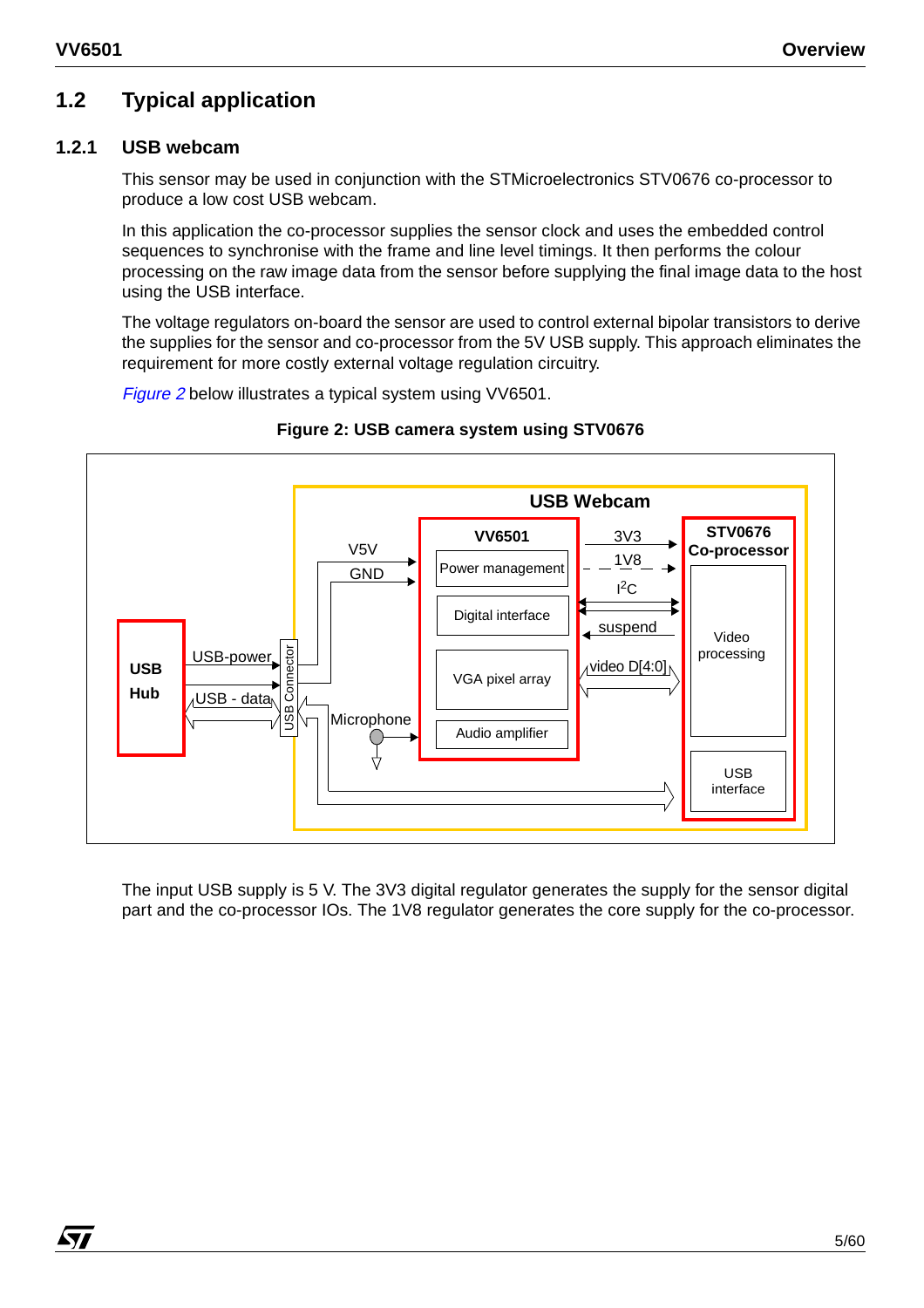## 1.2 Typical application

### 1.2.1 USB webcam

This sensor may be used in conjunction with the STMicroelectronics STV0676 co-processor to produce a low cost USB webcam.

In this application the co-processor supplies the sensor clock and uses the embedded control sequences to synchronise with the frame and line level timings. It then performs the colour processing on the raw image data from the sensor before supplying the final image data to the host using the USB interface.

The voltage regulators on-board the sensor are used to control external bipolar transistors to derive the supplies for the sensor and co-processor from the 5V USB supply. This approach eliminates the requirement for more costly external voltage regulation circuitry.

*Figure 2* below illustrates a typical system using VV6501.

**Figure 2: USB camera system using STV0676**

The input USB supply is 5 V. The 3V3 digital regulator generates the supply for the sensor digital part and the co-processor IOs. The 1V8 regulator generates the core supply for the co-processor.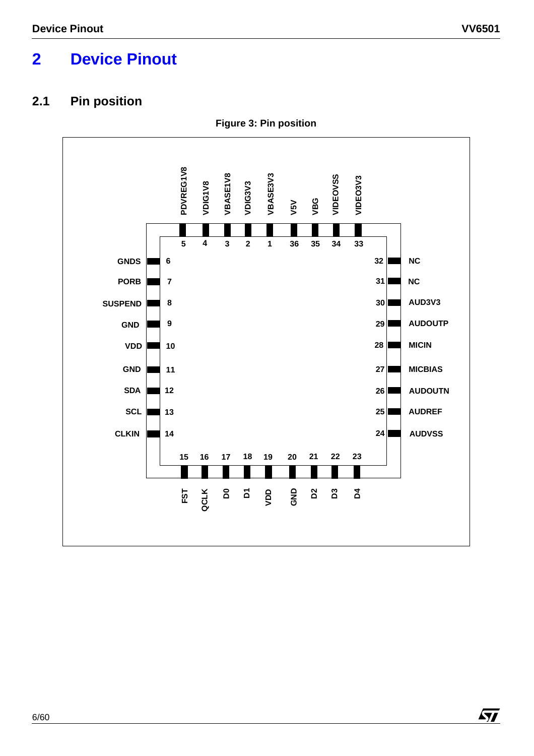# 2 Device Pinout

## 2.1 Pin position

**Figure 3: Pin position**

| Pin | Name |
|---|---|
| 1 | VBASE3V3 |
| 2 | VDIG3V3 |
| 3 | VBASE1V8 |
| 4 | VDIG1V8 |
| 5 | PDVREG1V8 |
| 6 | GNDS |
| 7 | PORB |
| 8 | SUSPEND |
| 9 | GND |
| 10 | VDD |
| 11 | GND |
| 12 | SDA |
| 13 | SCL |
| 14 | CLKIN |
| 15 | FST |
| 16 | QCLK |
| 17 | D0 |
| 18 | D1 |
| 19 | VDD |
| 20 | GND |
| 21 | D2 |
| 22 | D3 |
| 23 | D4 |
| 24 | AUDVSS |
| 25 | AUDREF |
| 26 | AUDOUTN |
| 27 | MICBIAS |
| 28 | MICIN |
| 29 | AUDOUTP |
| 30 | AUD3V3 |
| 31 | NC |
| 32 | NC |
| 33 | VIDEO3V3 |
| 34 | VIDEOVSS |
| 35 | VBG |
| 36 | V5V |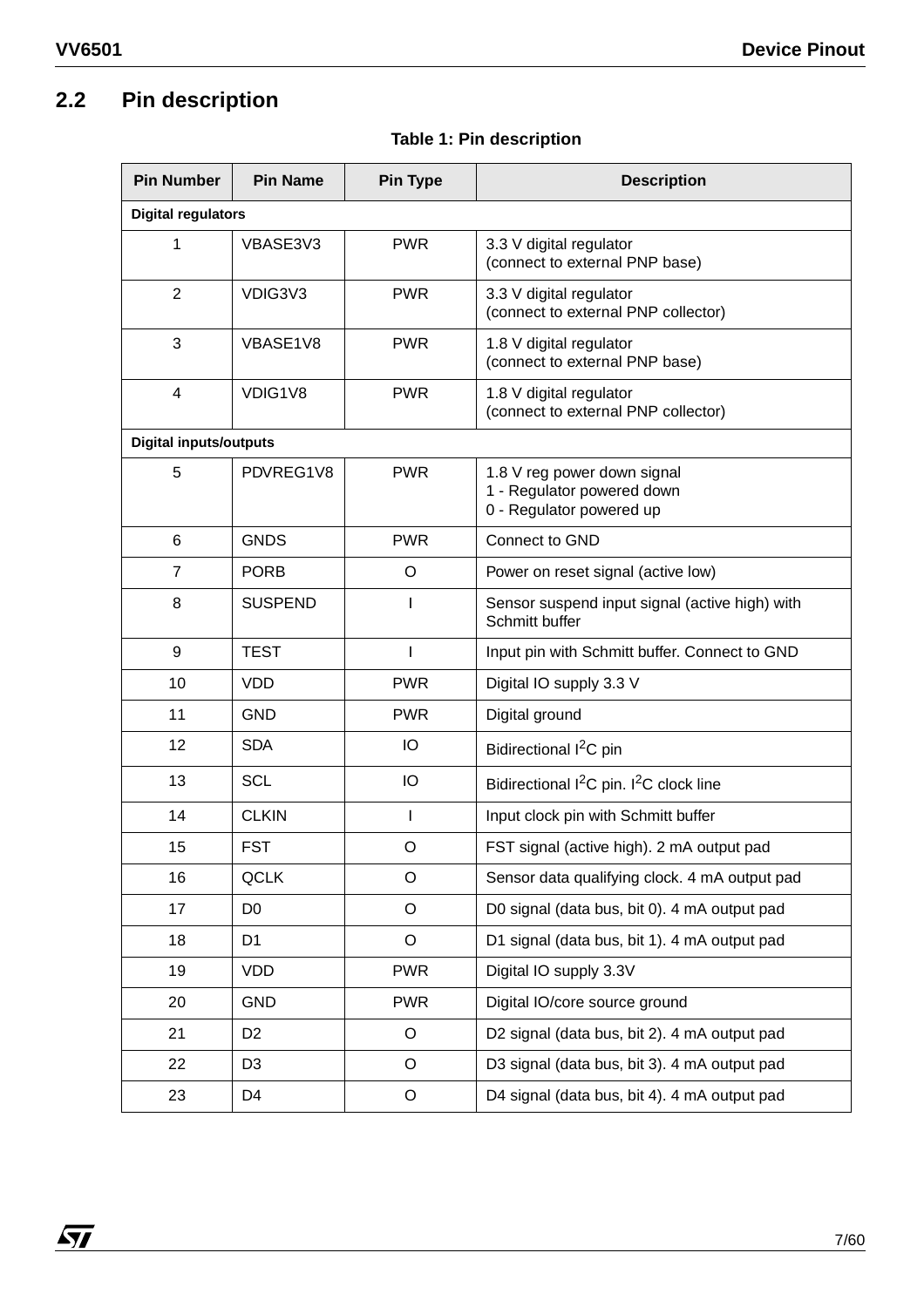## 2.2 Pin description

**Table 1: Pin description**

| Pin Number | Pin Name | Pin Type | Description |
|---|---|---|---|
| **Digital regulators** | | | |
| 1 | VBASE3V3 | PWR | 3.3 V digital regulator (connect to external PNP base) |
| 2 | VDIG3V3 | PWR | 3.3 V digital regulator (connect to external PNP collector) |
| 3 | VBASE1V8 | PWR | 1.8 V digital regulator (connect to external PNP base) |
| 4 | VDIG1V8 | PWR | 1.8 V digital regulator (connect to external PNP collector) |
| **Digital inputs/outputs** | | | |
| 5 | PDVREG1V8 | PWR | 1.8 V reg power down signal<br>1 - Regulator powered down<br>0 - Regulator powered up |
| 6 | GNDS | PWR | Connect to GND |
| 7 | PORB | O | Power on reset signal (active low) |
| 8 | SUSPEND | I | Sensor suspend input signal (active high) with Schmitt buffer |
| 9 | TEST | I | Input pin with Schmitt buffer. Connect to GND |
| 10 | VDD | PWR | Digital IO supply 3.3 V |
| 11 | GND | PWR | Digital ground |
| 12 | SDA | IO | Bidirectional $I^2C$ pin |
| 13 | SCL | IO | Bidirectional $I^2C$ pin. $I^2C$ clock line |
| 14 | CLKIN | I | Input clock pin with Schmitt buffer |
| 15 | FST | O | FST signal (active high). 2 mA output pad |
| 16 | QCLK | O | Sensor data qualifying clock. 4 mA output pad |
| 17 | D0 | O | D0 signal (data bus, bit 0). 4 mA output pad |
| 18 | D1 | O | D1 signal (data bus, bit 1). 4 mA output pad |
| 19 | VDD | PWR | Digital IO supply 3.3V |
| 20 | GND | PWR | Digital IO/core source ground |
| 21 | D2 | O | D2 signal (data bus, bit 2). 4 mA output pad |
| 22 | D3 | O | D3 signal (data bus, bit 3). 4 mA output pad |
| 23 | D4 | O | D4 signal (data bus, bit 4). 4 mA output pad |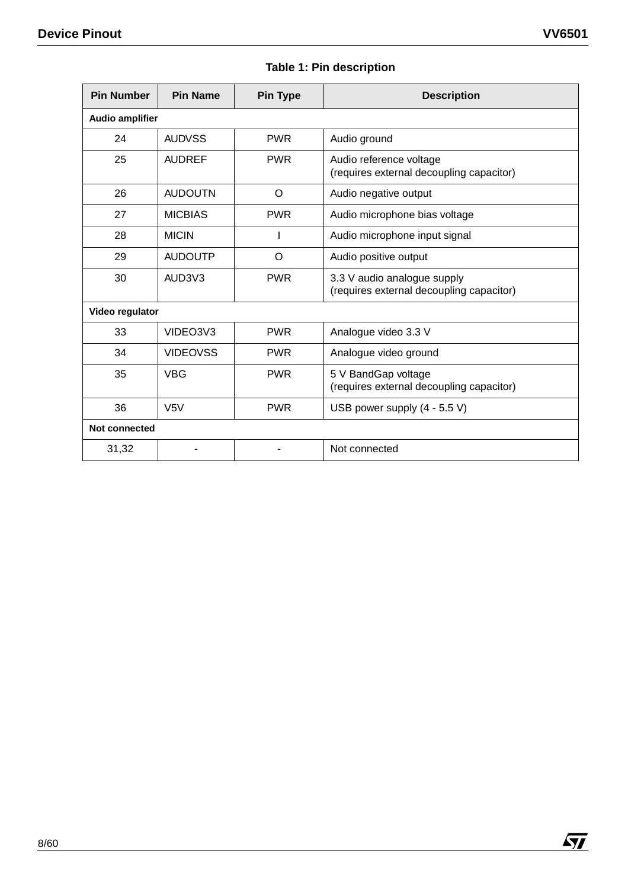**Table 1: Pin description**

| Pin Number | Pin Name | Pin Type | Description |
|---|---|---|---|
| **Audio amplifier** | | | |
| 24 | AUDVSS | PWR | Audio ground |
| 25 | AUDREF | PWR | Audio reference voltage (requires external decoupling capacitor) |
| 26 | AUDOUTN | O | Audio negative output |
| 27 | MICBIAS | PWR | Audio microphone bias voltage |
| 28 | MICIN | I | Audio microphone input signal |
| 29 | AUDOUTP | O | Audio positive output |
| 30 | AUD3V3 | PWR | 3.3 V audio analogue supply (requires external decoupling capacitor) |
| **Video regulator** | | | |
| 33 | VIDEO3V3 | PWR | Analogue video 3.3 V |
| 34 | VIDEOVSS | PWR | Analogue video ground |
| 35 | VBG | PWR | 5 V BandGap voltage (requires external decoupling capacitor) |
| 36 | V5V | PWR | USB power supply (4 - 5.5 V) |
| **Not connected** | | | |
| 31,32 | - | - | Not connected |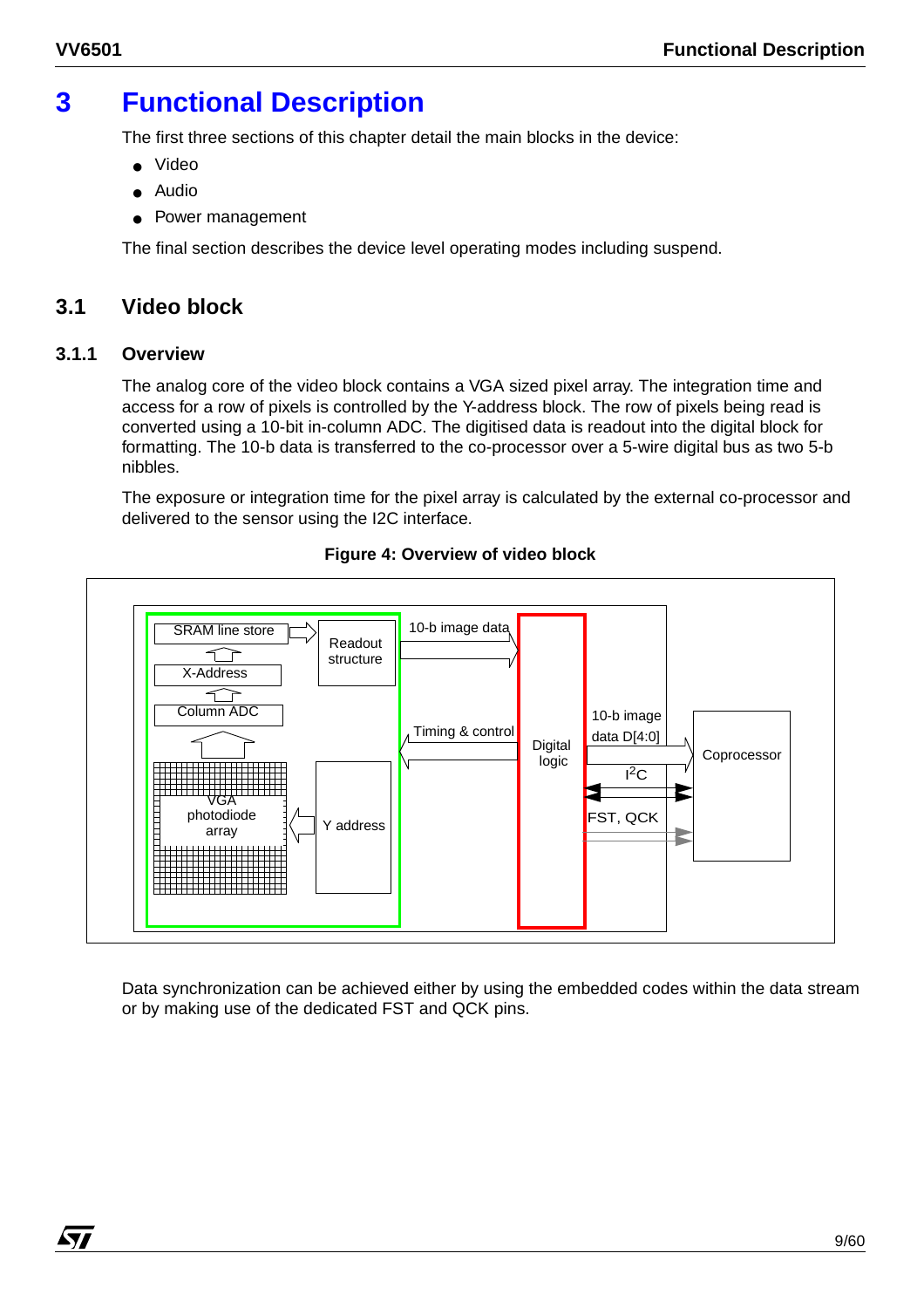# 3 Functional Description

The first three sections of this chapter detail the main blocks in the device:

- Video
- Audio
- Power management

The final section describes the device level operating modes including suspend.

## 3.1 Video block

### 3.1.1 Overview

The analog core of the video block contains a VGA sized pixel array. The integration time and access for a row of pixels is controlled by the Y-address block. The row of pixels being read is converted using a 10-bit in-column ADC. The digitised data is readout into the digital block for formatting. The 10-b data is transferred to the co-processor over a 5-wire digital bus as two 5-b nibbles.

The exposure or integration time for the pixel array is calculated by the external co-processor and delivered to the sensor using the I2C interface.

**Figure 4: Overview of video block**

Data synchronization can be achieved either by using the embedded codes within the data stream or by making use of the dedicated FST and QCK pins.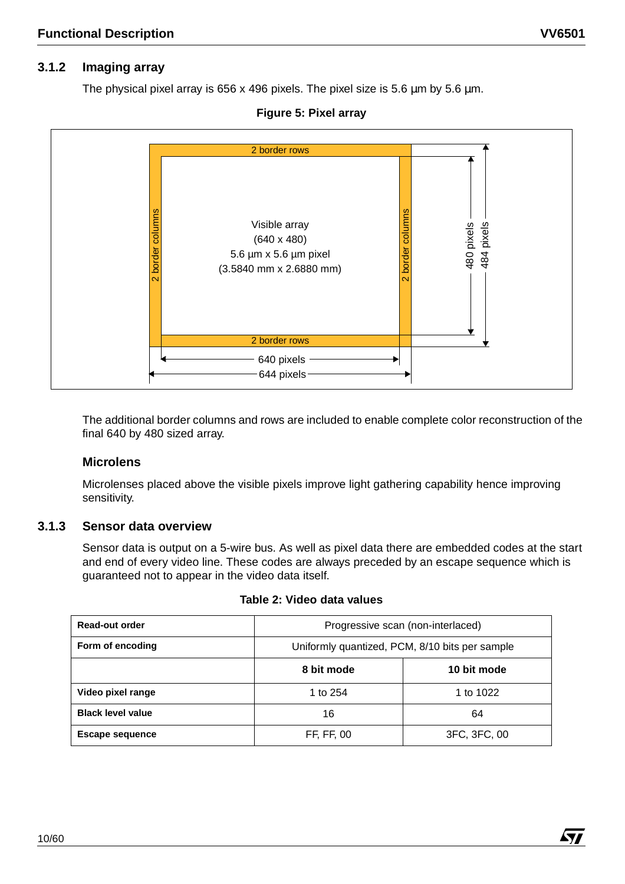### 3.1.2 Imaging array

The physical pixel array is 656 x 496 pixels. The pixel size is 5.6 µm by 5.6 µm.

**Figure 5: Pixel array**

2 border rows

2 border columns

Visible array
(640 x 480)
5.6 µm x 5.6 µm pixel
(3.5840 mm x 2.6880 mm)

2 border columns

2 border rows

480 pixels

484 pixels

640 pixels

644 pixels

The additional border columns and rows are included to enable complete color reconstruction of the final 640 by 480 sized array.

#### Microlens

Microlenses placed above the visible pixels improve light gathering capability hence improving sensitivity.

### 3.1.3 Sensor data overview

Sensor data is output on a 5-wire bus. As well as pixel data there are embedded codes at the start and end of every video line. These codes are always preceded by an escape sequence which is guaranteed not to appear in the video data itself.

**Table 2: Video data values**

| | | |
|---|---|---|
| **Read-out order** | Progressive scan (non-interlaced) | |
| **Form of encoding** | Uniformly quantized, PCM, 8/10 bits per sample | |
| | **8 bit mode** | **10 bit mode** |
| **Video pixel range** | 1 to 254 | 1 to 1022 |
| **Black level value** | 16 | 64 |
| **Escape sequence** | FF, FF, 00 | 3FC, 3FC, 00 |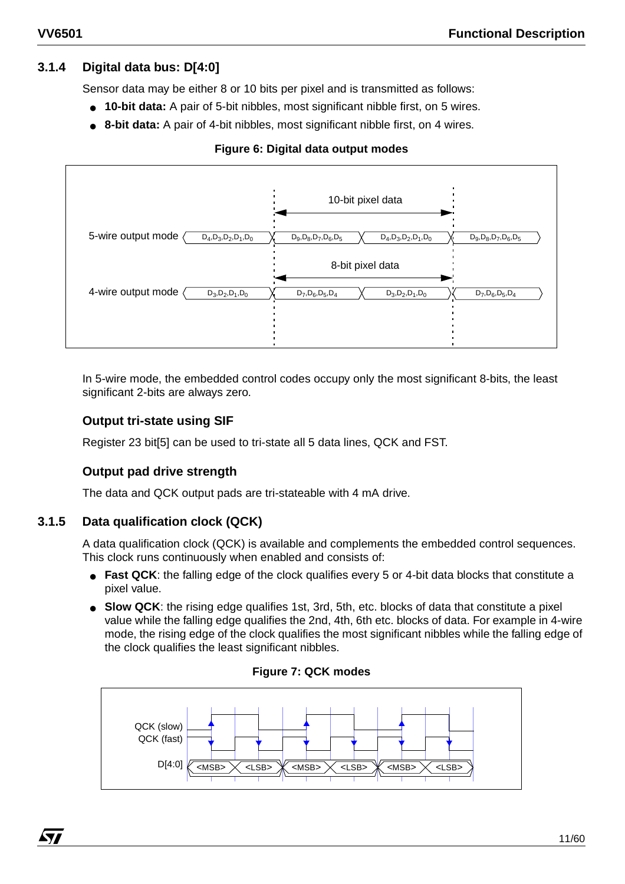### 3.1.4 Digital data bus: D[4:0]

Sensor data may be either 8 or 10 bits per pixel and is transmitted as follows:

- **10-bit data:** A pair of 5-bit nibbles, most significant nibble first, on 5 wires.
- **8-bit data:** A pair of 4-bit nibbles, most significant nibble first, on 4 wires.

**Figure 6: Digital data output modes**

In 5-wire mode, the embedded control codes occupy only the most significant 8-bits, the least significant 2-bits are always zero.

#### Output tri-state using SIF

Register 23 bit[5] can be used to tri-state all 5 data lines, QCK and FST.

#### Output pad drive strength

The data and QCK output pads are tri-stateable with 4 mA drive.

### 3.1.5 Data qualification clock (QCK)

A data qualification clock (QCK) is available and complements the embedded control sequences. This clock runs continuously when enabled and consists of:

- **Fast QCK**: the falling edge of the clock qualifies every 5 or 4-bit data blocks that constitute a pixel value.
- **Slow QCK**: the rising edge qualifies 1st, 3rd, 5th, etc. blocks of data that constitute a pixel value while the falling edge qualifies the 2nd, 4th, 6th etc. blocks of data. For example in 4-wire mode, the rising edge of the clock qualifies the most significant nibbles while the falling edge of the clock qualifies the least significant nibbles.

**Figure 7: QCK modes**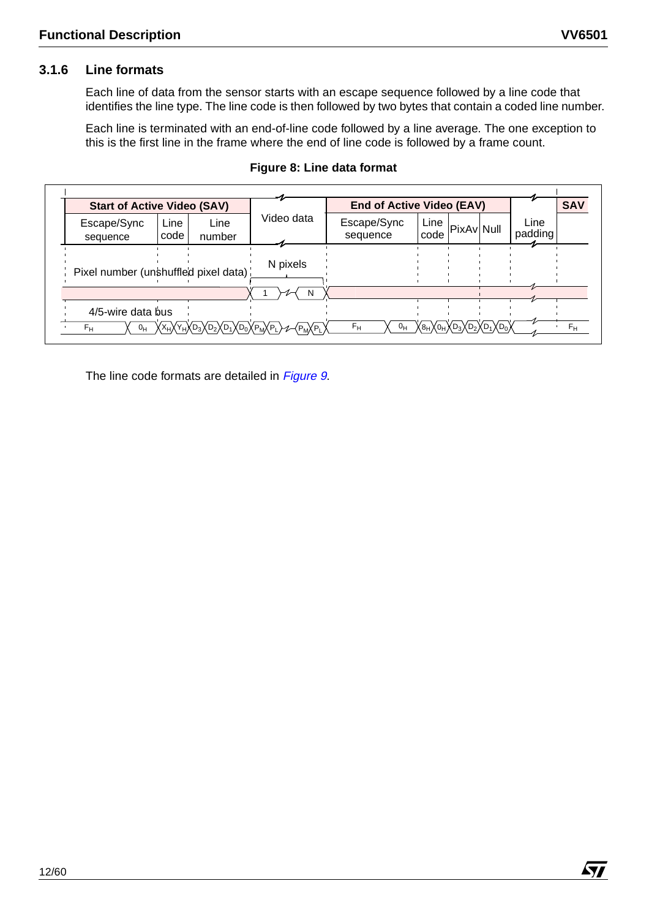### 3.1.6 Line formats

Each line of data from the sensor starts with an escape sequence followed by a line code that identifies the line type. The line code is then followed by two bytes that contain a coded line number.

Each line is terminated with an end-of-line code followed by a line average. The one exception to this is the first line in the frame where the end of line code is followed by a frame count.

**Figure 8: Line data format**

| Start of Active Video (SAV) | | | Video data | End of Active Video (EAV) | | | | Line padding | SAV |
|---|---|---|---|---|---|---|---|---|---|
| Escape/Sync sequence | Line code | Line number | | Escape/Sync sequence | Line code | PixAv | Null | | |

Pixel number (unshuffled pixel data): N pixels (1 … N)

4/5-wire data bus: $F_H$ … $0_H$, $X_H$, $Y_H$, $D_3$, $D_2$, $D_1$, $D_0$, $P_M$, $P_L$ … $P_M$, $P_L$, $F_H$ … $0_H$, $8_H$, $0_H$, $D_3$, $D_2$, $D_1$, $D_0$ … $F_H$

The line code formats are detailed in *Figure 9*.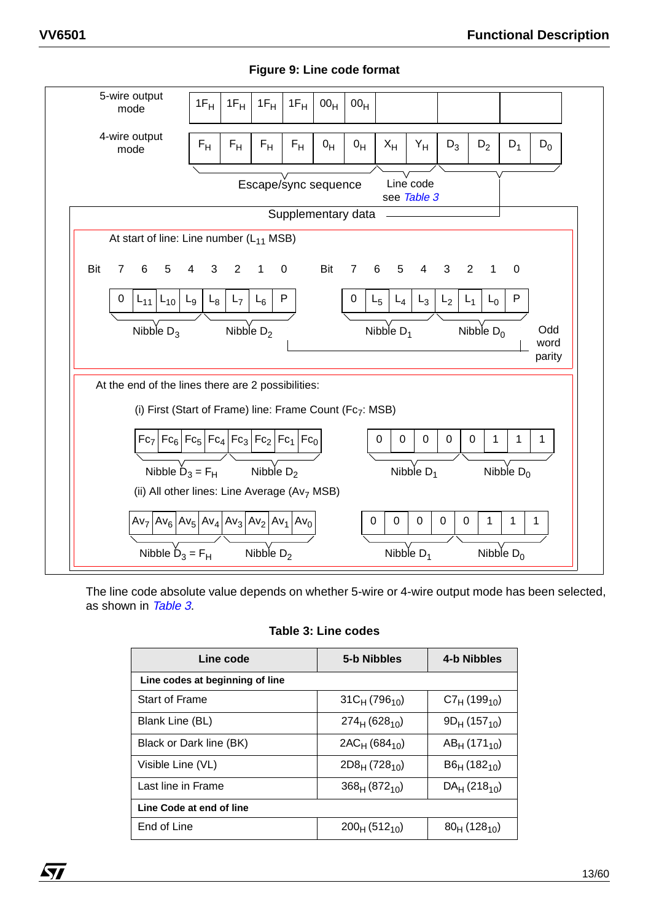**Figure 9: Line code format**

| 5-wire output mode | $1F_H$ | $1F_H$ | $1F_H$ | $1F_H$ | $00_H$ | $00_H$ | | | | |
|---|---|---|---|---|---|---|---|---|---|---|
| 4-wire output mode | $F_H$ | $F_H$ | $F_H$ | $F_H$ | $0_H$ | $0_H$ | $X_H$ | $Y_H$ | $D_3$ | $D_2$ | $D_1$ | $D_0$ |

Escape/sync sequence — Line code see *Table 3* — Supplementary data

**At start of line: Line number ($L_{11}$ MSB)**

| Bit | 7 | 6 | 5 | 4 | 3 | 2 | 1 | 0 |
|---|---|---|---|---|---|---|---|---|
| | 0 | $L_{11}$ | $L_{10}$ | $L_9$ | $L_8$ | $L_7$ | $L_6$ | P |

Nibble $D_3$, Nibble $D_2$

| Bit | 7 | 6 | 5 | 4 | 3 | 2 | 1 | 0 |
|---|---|---|---|---|---|---|---|---|
| | 0 | $L_5$ | $L_4$ | $L_3$ | $L_2$ | $L_1$ | $L_0$ | P |

Nibble $D_1$, Nibble $D_0$

Odd word parity

**At the end of the lines there are 2 possibilities:**

(i) First (Start of Frame) line: Frame Count ($Fc_7$: MSB)

| $Fc_7$ | $Fc_6$ | $Fc_5$ | $Fc_4$ | $Fc_3$ | $Fc_2$ | $Fc_1$ | $Fc_0$ |
|---|---|---|---|---|---|---|---|

Nibble $D_3 = F_H$, Nibble $D_2$

| 0 | 0 | 0 | 0 | 0 | 1 | 1 | 1 |
|---|---|---|---|---|---|---|---|

Nibble $D_1$, Nibble $D_0$

(ii) All other lines: Line Average ($Av_7$ MSB)

| $Av_7$ | $Av_6$ | $Av_5$ | $Av_4$ | $Av_3$ | $Av_2$ | $Av_1$ | $Av_0$ |
|---|---|---|---|---|---|---|---|

Nibble $D_3 = F_H$, Nibble $D_2$

| 0 | 0 | 0 | 0 | 0 | 1 | 1 | 1 |
|---|---|---|---|---|---|---|---|

Nibble $D_1$, Nibble $D_0$

The line code absolute value depends on whether 5-wire or 4-wire output mode has been selected, as shown in *Table 3*.

**Table 3: Line codes**

| Line code | 5-b Nibbles | 4-b Nibbles |
|---|---|---|
| **Line codes at beginning of line** | | |
| Start of Frame | $31C_H$ ($796_{10}$) | $C7_H$ ($199_{10}$) |
| Blank Line (BL) | $274_H$ ($628_{10}$) | $9D_H$ ($157_{10}$) |
| Black or Dark line (BK) | $2AC_H$ ($684_{10}$) | $AB_H$ ($171_{10}$) |
| Visible Line (VL) | $2D8_H$ ($728_{10}$) | $B6_H$ ($182_{10}$) |
| Last line in Frame | $368_H$ ($872_{10}$) | $DA_H$ ($218_{10}$) |
| **Line Code at end of line** | | |
| End of Line | $200_H$ ($512_{10}$) | $80_H$ ($128_{10}$) |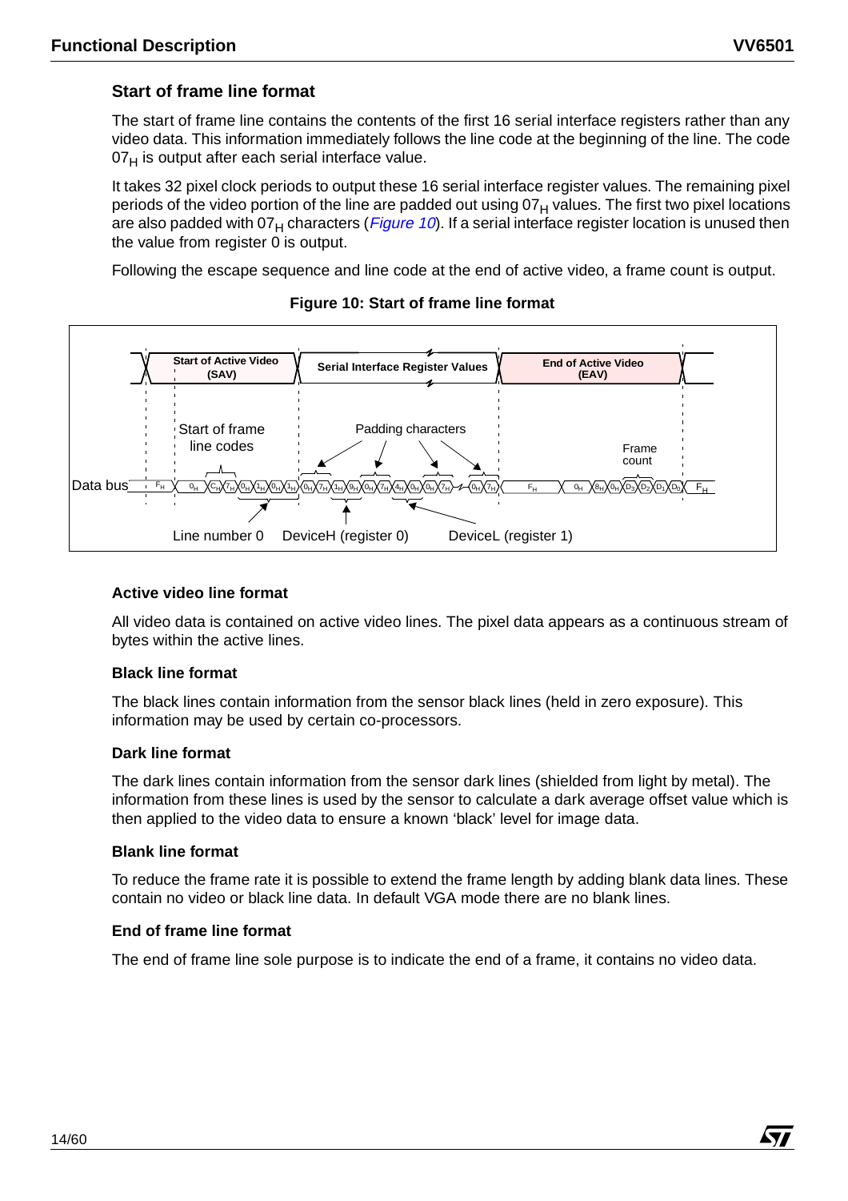### Start of frame line format

The start of frame line contains the contents of the first 16 serial interface registers rather than any video data. This information immediately follows the line code at the beginning of the line. The code $07_H$ is output after each serial interface value.

It takes 32 pixel clock periods to output these 16 serial interface register values. The remaining pixel periods of the video portion of the line are padded out using $07_H$ values. The first two pixel locations are also padded with $07_H$ characters (*Figure 10*). If a serial interface register location is unused then the value from register 0 is output.

Following the escape sequence and line code at the end of active video, a frame count is output.

**Figure 10: Start of frame line format**

### Active video line format

All video data is contained on active video lines. The pixel data appears as a continuous stream of bytes within the active lines.

### Black line format

The black lines contain information from the sensor black lines (held in zero exposure). This information may be used by certain co-processors.

### Dark line format

The dark lines contain information from the sensor dark lines (shielded from light by metal). The information from these lines is used by the sensor to calculate a dark average offset value which is then applied to the video data to ensure a known ‘black’ level for image data.

### Blank line format

To reduce the frame rate it is possible to extend the frame length by adding blank data lines. These contain no video or black line data. In default VGA mode there are no blank lines.

### End of frame line format

The end of frame line sole purpose is to indicate the end of a frame, it contains no video data.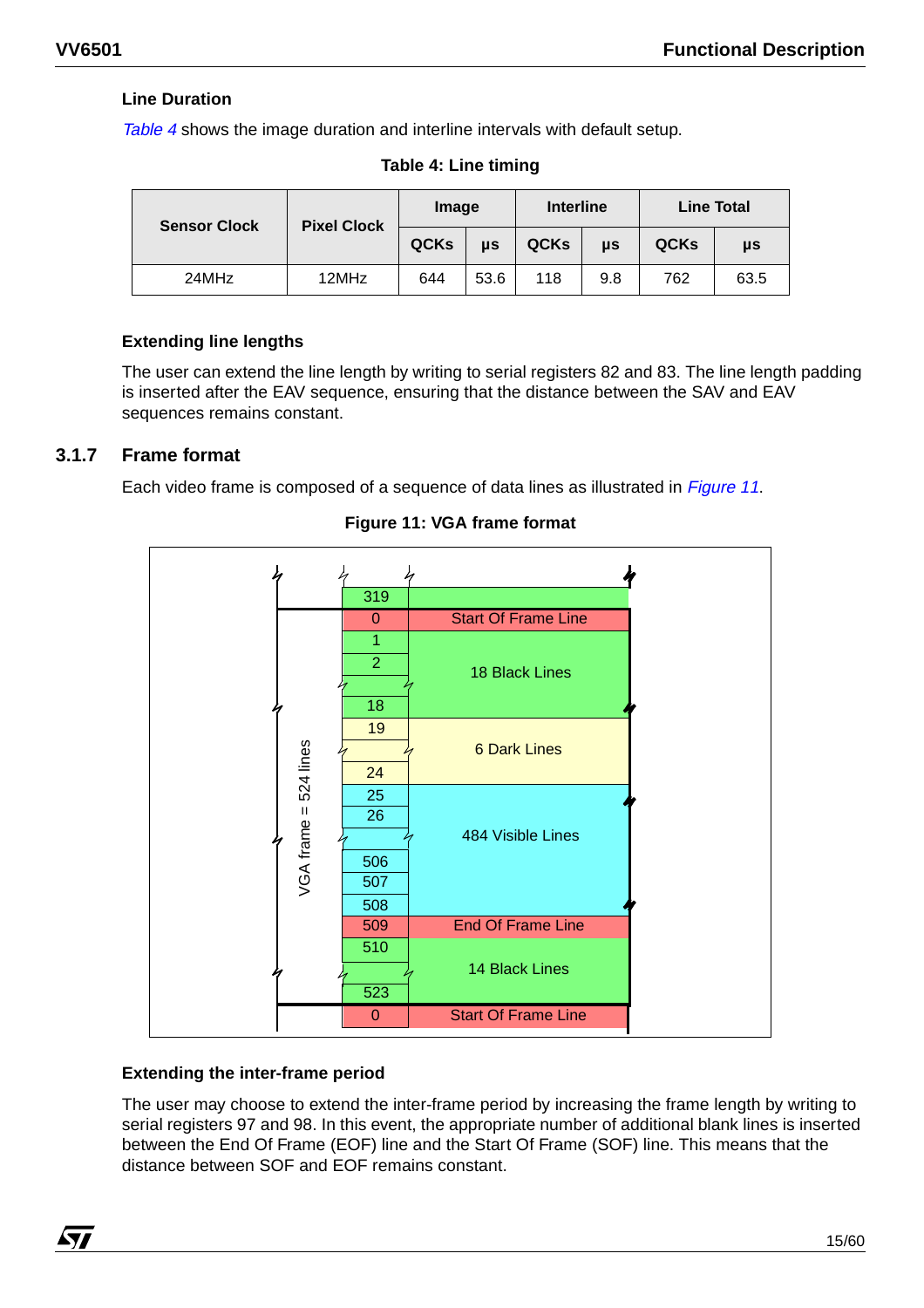### Line Duration

*Table 4* shows the image duration and interline intervals with default setup.

**Table 4: Line timing**

| Sensor Clock | Pixel Clock | Image | | Interline | | Line Total | |
|---|---|---|---|---|---|---|---|
| | | QCKs | µs | QCKs | µs | QCKs | µs |
| 24MHz | 12MHz | 644 | 53.6 | 118 | 9.8 | 762 | 63.5 |

### Extending line lengths

The user can extend the line length by writing to serial registers 82 and 83. The line length padding is inserted after the EAV sequence, ensuring that the distance between the SAV and EAV sequences remains constant.

## 3.1.7 Frame format

Each video frame is composed of a sequence of data lines as illustrated in *Figure 11*.

**Figure 11: VGA frame format**

| Line | Content |
|---|---|
| 319 | |
| 0 | Start Of Frame Line |
| 1, 2, …, 18 | 18 Black Lines |
| 19, …, 24 | 6 Dark Lines |
| 25, 26, …, 506, 507, 508 | 484 Visible Lines |
| 509 | End Of Frame Line |
| 510, …, 523 | 14 Black Lines |
| 0 | Start Of Frame Line |

VGA frame = 524 lines

### Extending the inter-frame period

The user may choose to extend the inter-frame period by increasing the frame length by writing to serial registers 97 and 98. In this event, the appropriate number of additional blank lines is inserted between the End Of Frame (EOF) line and the Start Of Frame (SOF) line. This means that the distance between SOF and EOF remains constant.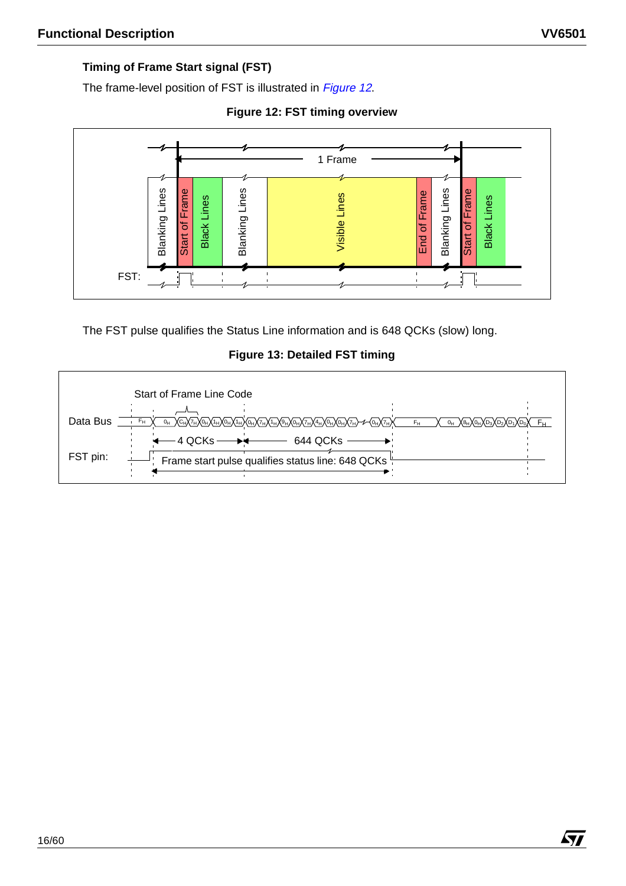### Timing of Frame Start signal (FST)

The frame-level position of FST is illustrated in *Figure 12*.

**Figure 12: FST timing overview**

The FST pulse qualifies the Status Line information and is 648 QCKs (slow) long.

**Figure 13: Detailed FST timing**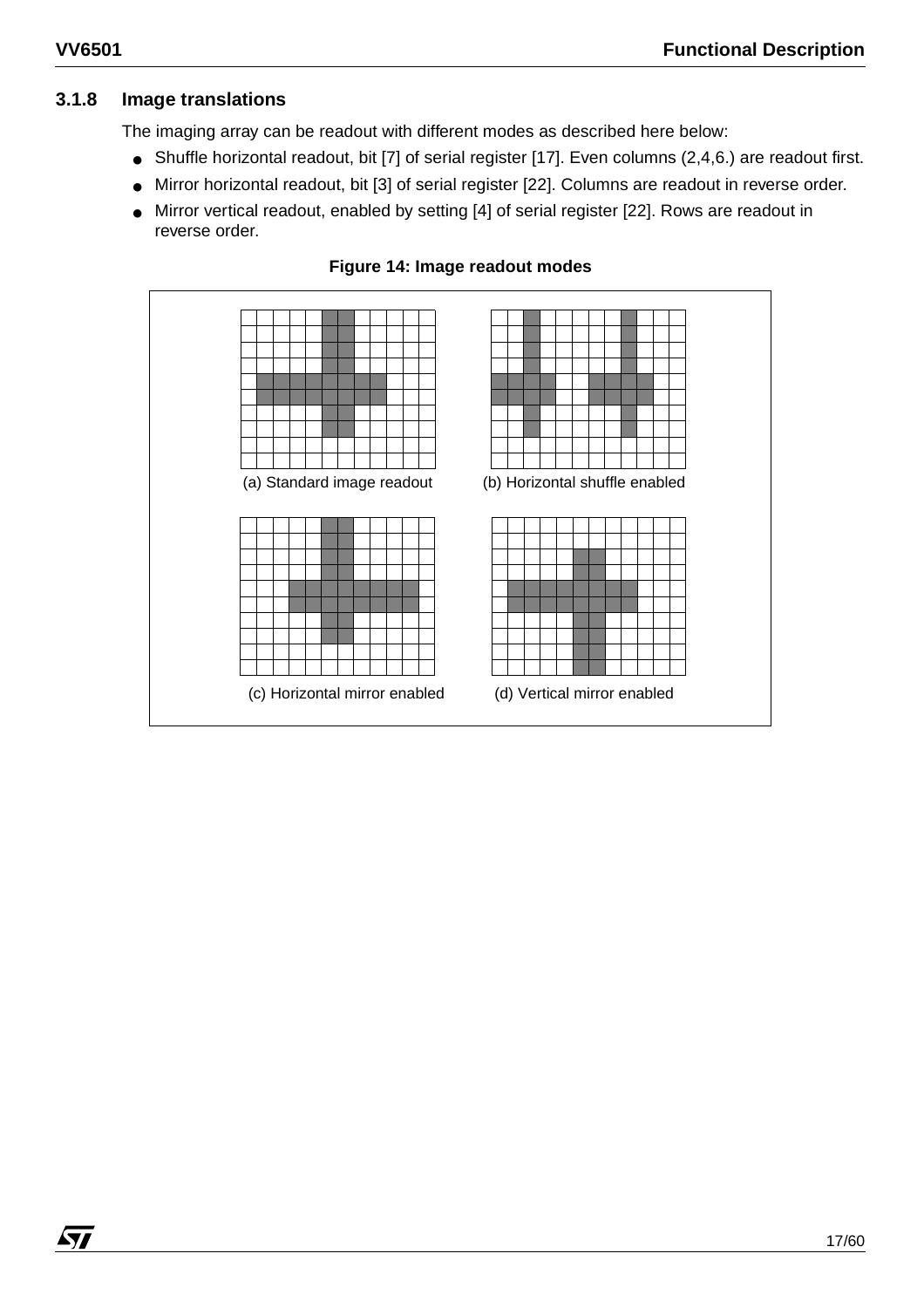### 3.1.8 Image translations

The imaging array can be readout with different modes as described here below:

- Shuffle horizontal readout, bit [7] of serial register [17]. Even columns (2,4,6.) are readout first.
- Mirror horizontal readout, bit [3] of serial register [22]. Columns are readout in reverse order.
- Mirror vertical readout, enabled by setting [4] of serial register [22]. Rows are readout in reverse order.

**Figure 14: Image readout modes**

(a) Standard image readout

(b) Horizontal shuffle enabled

(c) Horizontal mirror enabled

(d) Vertical mirror enabled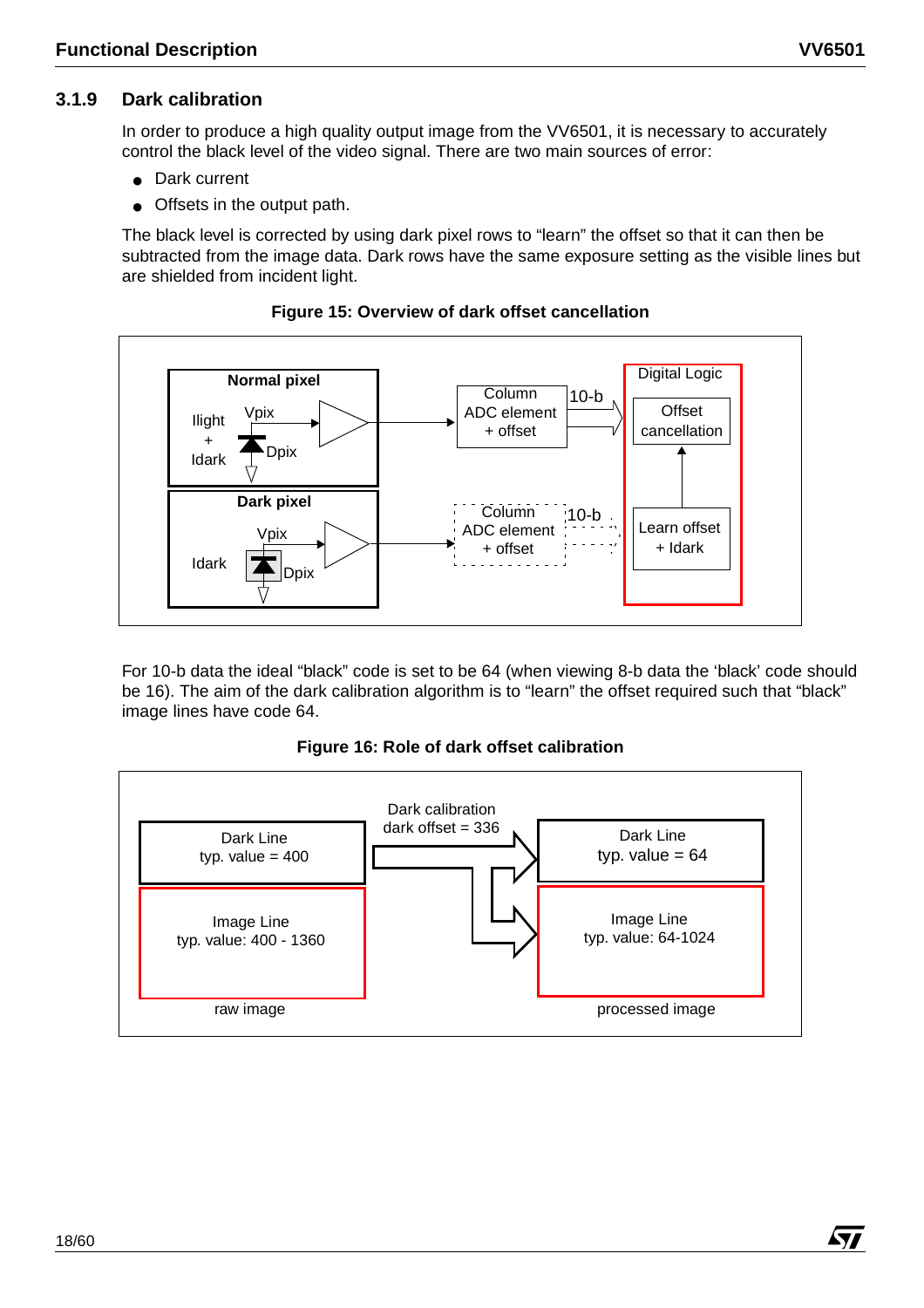### 3.1.9 Dark calibration

In order to produce a high quality output image from the VV6501, it is necessary to accurately control the black level of the video signal. There are two main sources of error:

- Dark current
- Offsets in the output path.

The black level is corrected by using dark pixel rows to "learn" the offset so that it can then be subtracted from the image data. Dark rows have the same exposure setting as the visible lines but are shielded from incident light.

**Figure 15: Overview of dark offset cancellation**

For 10-b data the ideal "black" code is set to be 64 (when viewing 8-b data the 'black' code should be 16). The aim of the dark calibration algorithm is to "learn" the offset required such that "black" image lines have code 64.

**Figure 16: Role of dark offset calibration**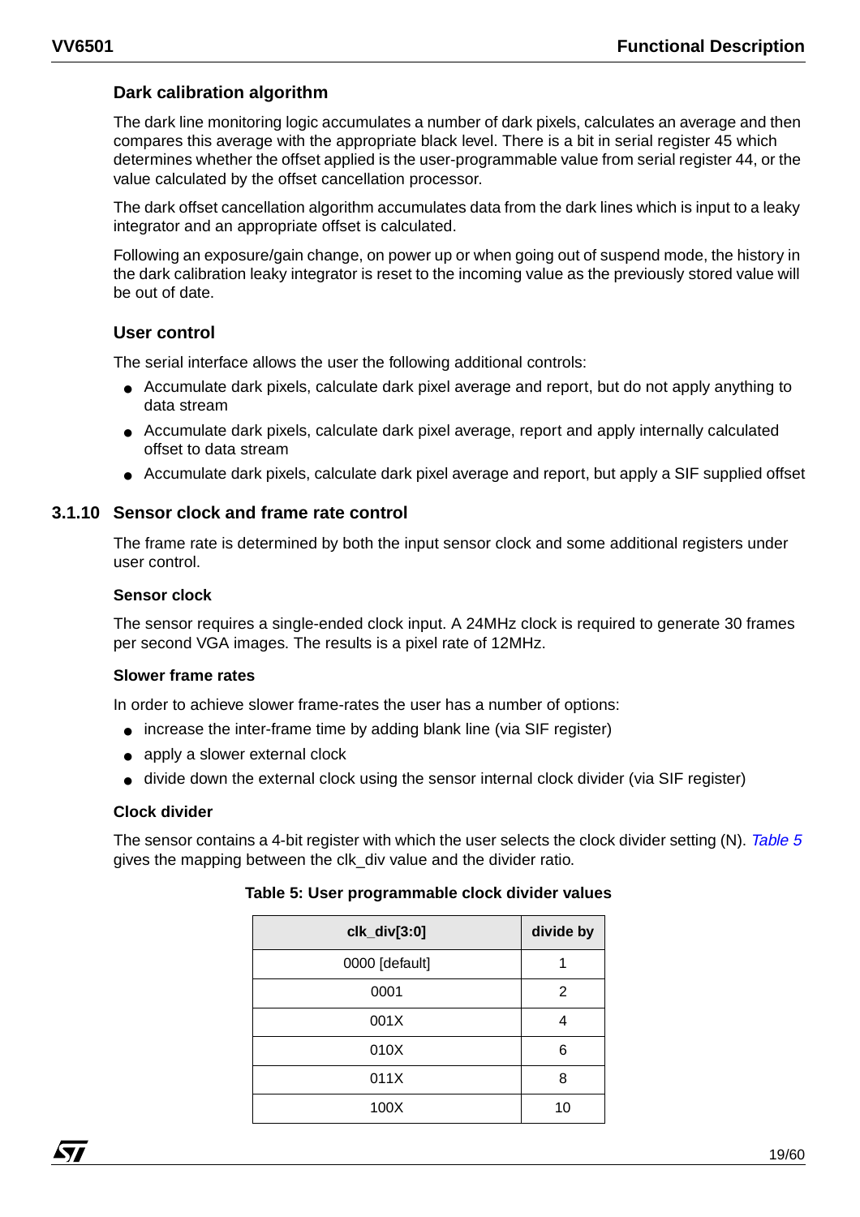### Dark calibration algorithm

The dark line monitoring logic accumulates a number of dark pixels, calculates an average and then compares this average with the appropriate black level. There is a bit in serial register 45 which determines whether the offset applied is the user-programmable value from serial register 44, or the value calculated by the offset cancellation processor.

The dark offset cancellation algorithm accumulates data from the dark lines which is input to a leaky integrator and an appropriate offset is calculated.

Following an exposure/gain change, on power up or when going out of suspend mode, the history in the dark calibration leaky integrator is reset to the incoming value as the previously stored value will be out of date.

### User control

The serial interface allows the user the following additional controls:

- Accumulate dark pixels, calculate dark pixel average and report, but do not apply anything to data stream
- Accumulate dark pixels, calculate dark pixel average, report and apply internally calculated offset to data stream
- Accumulate dark pixels, calculate dark pixel average and report, but apply a SIF supplied offset

## 3.1.10 Sensor clock and frame rate control

The frame rate is determined by both the input sensor clock and some additional registers under user control.

#### Sensor clock

The sensor requires a single-ended clock input. A 24MHz clock is required to generate 30 frames per second VGA images. The results is a pixel rate of 12MHz.

#### Slower frame rates

In order to achieve slower frame-rates the user has a number of options:

- increase the inter-frame time by adding blank line (via SIF register)
- apply a slower external clock
- divide down the external clock using the sensor internal clock divider (via SIF register)

#### Clock divider

The sensor contains a 4-bit register with which the user selects the clock divider setting (N). *Table 5* gives the mapping between the clk_div value and the divider ratio.

**Table 5: User programmable clock divider values**

| clk_div[3:0] | divide by |
|---|---|
| 0000 [default] | 1 |
| 0001 | 2 |
| 001X | 4 |
| 010X | 6 |
| 011X | 8 |
| 100X | 10 |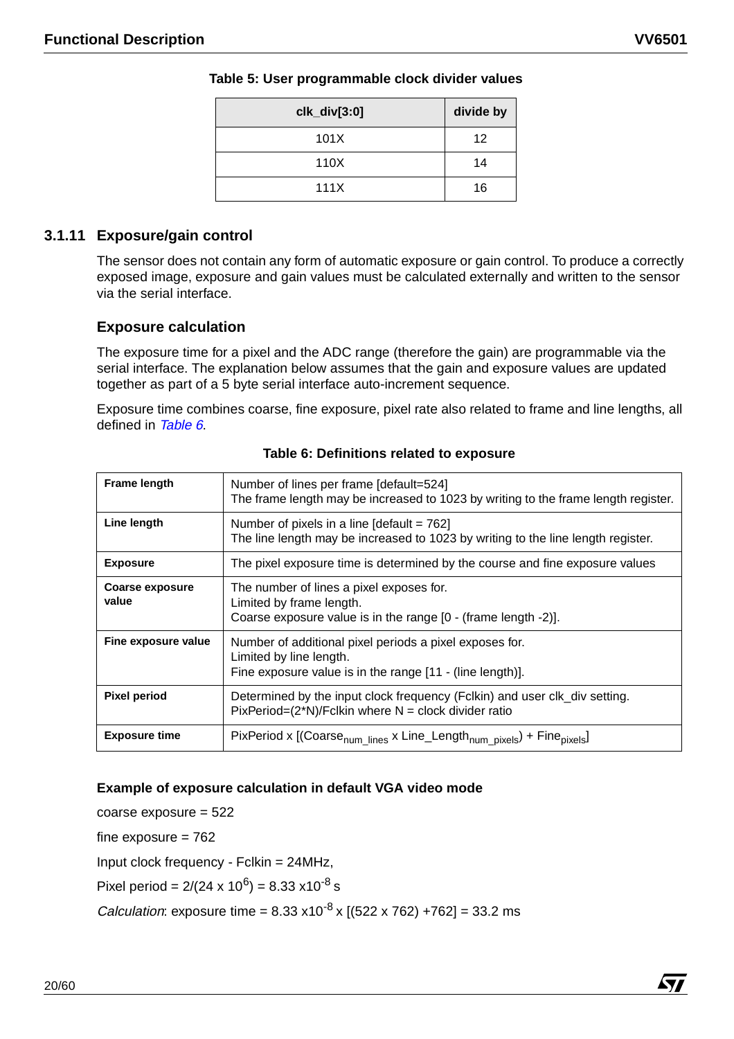**Table 5: User programmable clock divider values**

| clk_div[3:0] | divide by |
|---|---|
| 101X | 12 |
| 110X | 14 |
| 111X | 16 |

### 3.1.11 Exposure/gain control

The sensor does not contain any form of automatic exposure or gain control. To produce a correctly exposed image, exposure and gain values must be calculated externally and written to the sensor via the serial interface.

#### Exposure calculation

The exposure time for a pixel and the ADC range (therefore the gain) are programmable via the serial interface. The explanation below assumes that the gain and exposure values are updated together as part of a 5 byte serial interface auto-increment sequence.

Exposure time combines coarse, fine exposure, pixel rate also related to frame and line lengths, all defined in *Table 6*.

**Table 6: Definitions related to exposure**

| | |
|---|---|
| **Frame length** | Number of lines per frame [default=524]<br>The frame length may be increased to 1023 by writing to the frame length register. |
| **Line length** | Number of pixels in a line [default = 762]<br>The line length may be increased to 1023 by writing to the line length register. |
| **Exposure** | The pixel exposure time is determined by the course and fine exposure values |
| **Coarse exposure value** | The number of lines a pixel exposes for.<br>Limited by frame length.<br>Coarse exposure value is in the range [0 - (frame length -2)]. |
| **Fine exposure value** | Number of additional pixel periods a pixel exposes for.<br>Limited by line length.<br>Fine exposure value is in the range [11 - (line length)]. |
| **Pixel period** | Determined by the input clock frequency (Fclkin) and user clk_div setting.<br>PixPeriod=(2*N)/Fclkin where N = clock divider ratio |
| **Exposure time** | PixPeriod x [($Coarse_{num\_lines}$ x $Line\_Length_{num\_pixels}$) + $Fine_{pixels}$] |

**Example of exposure calculation in default VGA video mode**

coarse exposure = 522

fine exposure = 762

Input clock frequency - Fclkin = 24MHz,

Pixel period = $2/(24 \times 10^{6}) = 8.33 \times 10^{-8}$ s

*Calculation*: exposure time = $8.33 \times 10^{-8} \times [(522 \times 762) + 762] = 33.2$ ms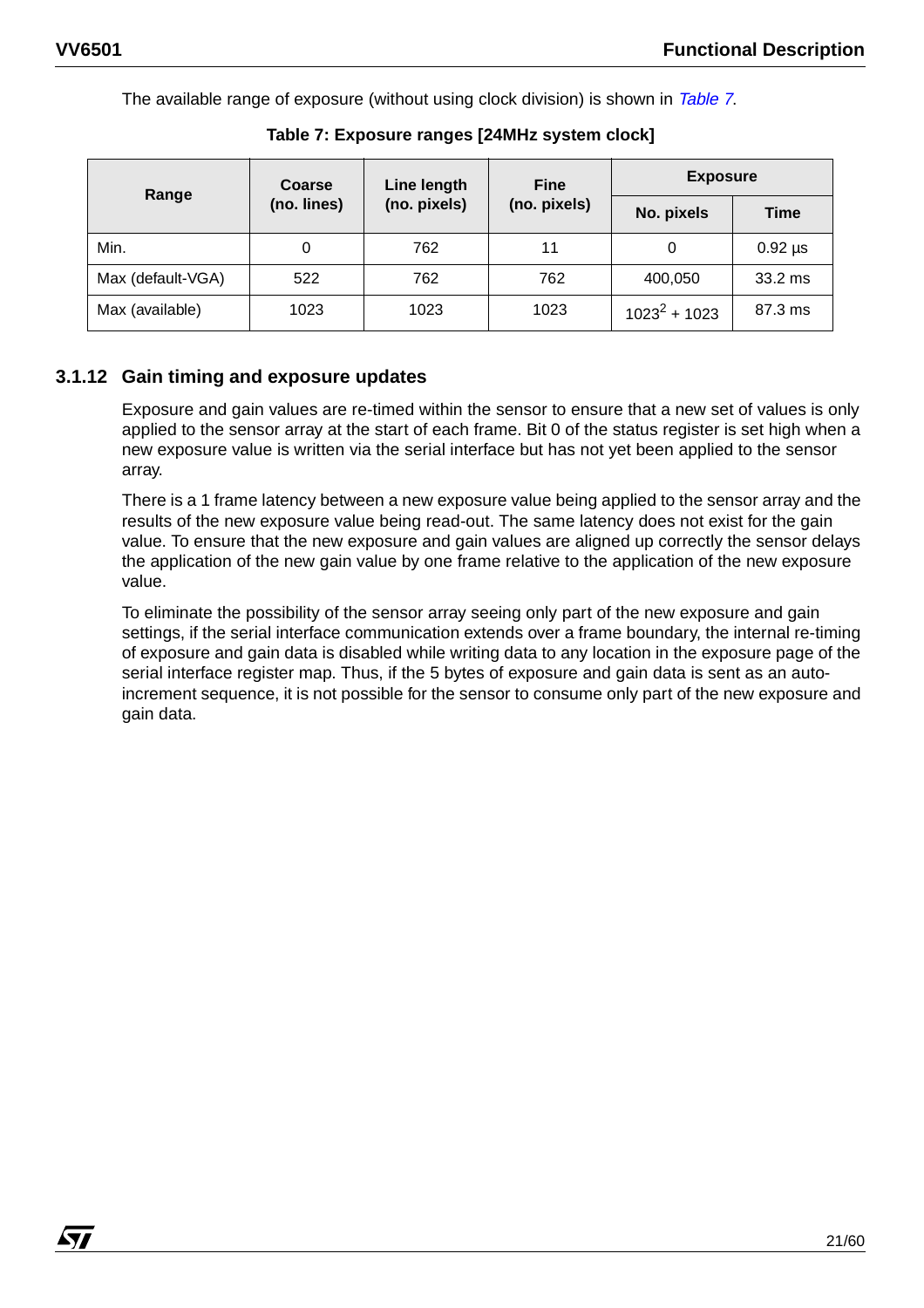The available range of exposure (without using clock division) is shown in *Table 7*.

**Table 7: Exposure ranges [24MHz system clock]**

| Range | Coarse (no. lines) | Line length (no. pixels) | Fine (no. pixels) | Exposure | |
|---|---|---|---|---|---|
| | | | | No. pixels | Time |
| Min. | 0 | 762 | 11 | 0 | 0.92 µs |
| Max (default-VGA) | 522 | 762 | 762 | 400,050 | 33.2 ms |
| Max (available) | 1023 | 1023 | 1023 | $1023^2 + 1023$ | 87.3 ms |

### 3.1.12 Gain timing and exposure updates

Exposure and gain values are re-timed within the sensor to ensure that a new set of values is only applied to the sensor array at the start of each frame. Bit 0 of the status register is set high when a new exposure value is written via the serial interface but has not yet been applied to the sensor array.

There is a 1 frame latency between a new exposure value being applied to the sensor array and the results of the new exposure value being read-out. The same latency does not exist for the gain value. To ensure that the new exposure and gain values are aligned up correctly the sensor delays the application of the new gain value by one frame relative to the application of the new exposure value.

To eliminate the possibility of the sensor array seeing only part of the new exposure and gain settings, if the serial interface communication extends over a frame boundary, the internal re-timing of exposure and gain data is disabled while writing data to any location in the exposure page of the serial interface register map. Thus, if the 5 bytes of exposure and gain data is sent as an auto-increment sequence, it is not possible for the sensor to consume only part of the new exposure and gain data.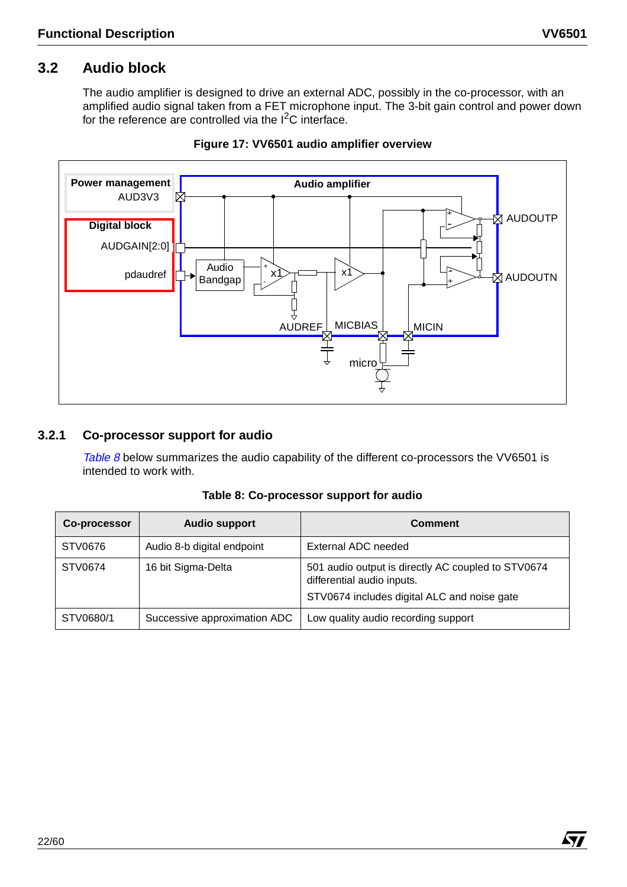## 3.2 Audio block

The audio amplifier is designed to drive an external ADC, possibly in the co-processor, with an amplified audio signal taken from a FET microphone input. The 3-bit gain control and power down for the reference are controlled via the I$^2$C interface.

**Figure 17: VV6501 audio amplifier overview**

### 3.2.1 Co-processor support for audio

*Table 8* below summarizes the audio capability of the different co-processors the VV6501 is intended to work with.

**Table 8: Co-processor support for audio**

| Co-processor | Audio support | Comment |
|---|---|---|
| STV0676 | Audio 8-b digital endpoint | External ADC needed |
| STV0674 | 16 bit Sigma-Delta | 501 audio output is directly AC coupled to STV0674 differential audio inputs.<br>STV0674 includes digital ALC and noise gate |
| STV0680/1 | Successive approximation ADC | Low quality audio recording support |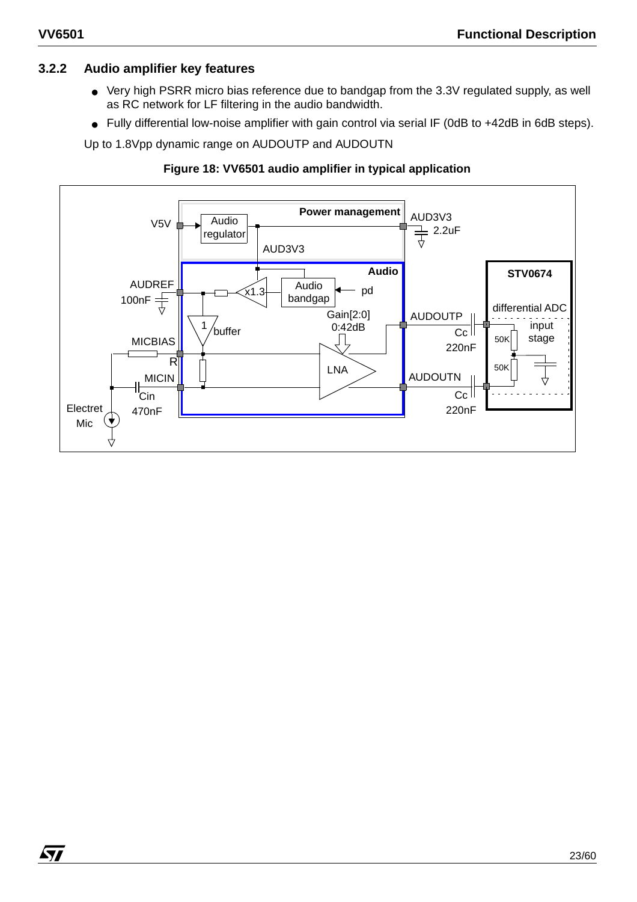### 3.2.2 Audio amplifier key features

- Very high PSRR micro bias reference due to bandgap from the 3.3V regulated supply, as well as RC network for LF filtering in the audio bandwidth.
- Fully differential low-noise amplifier with gain control via serial IF (0dB to +42dB in 6dB steps).

Up to 1.8Vpp dynamic range on AUDOUTP and AUDOUTN

**Figure 18: VV6501 audio amplifier in typical application**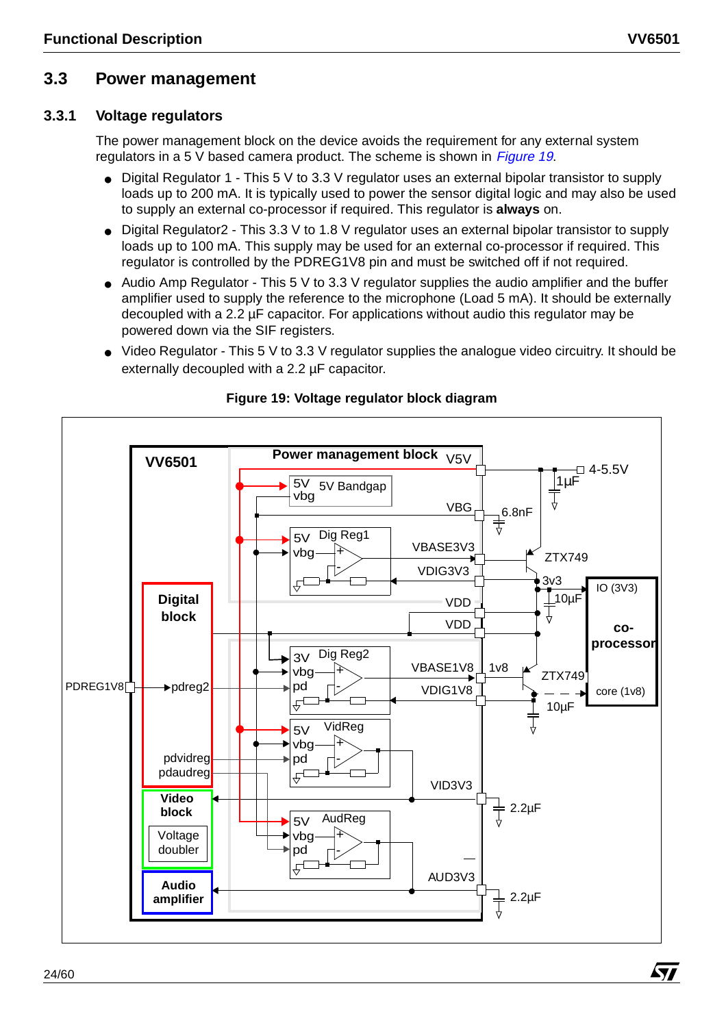## 3.3 Power management

### 3.3.1 Voltage regulators

The power management block on the device avoids the requirement for any external system regulators in a 5 V based camera product. The scheme is shown in *Figure 19*.

- Digital Regulator 1 - This 5 V to 3.3 V regulator uses an external bipolar transistor to supply loads up to 200 mA. It is typically used to power the sensor digital logic and may also be used to supply an external co-processor if required. This regulator is **always** on.
- Digital Regulator2 - This 3.3 V to 1.8 V regulator uses an external bipolar transistor to supply loads up to 100 mA. This supply may be used for an external co-processor if required. This regulator is controlled by the PDREG1V8 pin and must be switched off if not required.
- Audio Amp Regulator - This 5 V to 3.3 V regulator supplies the audio amplifier and the buffer amplifier used to supply the reference to the microphone (Load 5 mA). It should be externally decoupled with a 2.2 µF capacitor. For applications without audio this regulator may be powered down via the SIF registers.
- Video Regulator - This 5 V to 3.3 V regulator supplies the analogue video circuitry. It should be externally decoupled with a 2.2 µF capacitor.

**Figure 19: Voltage regulator block diagram**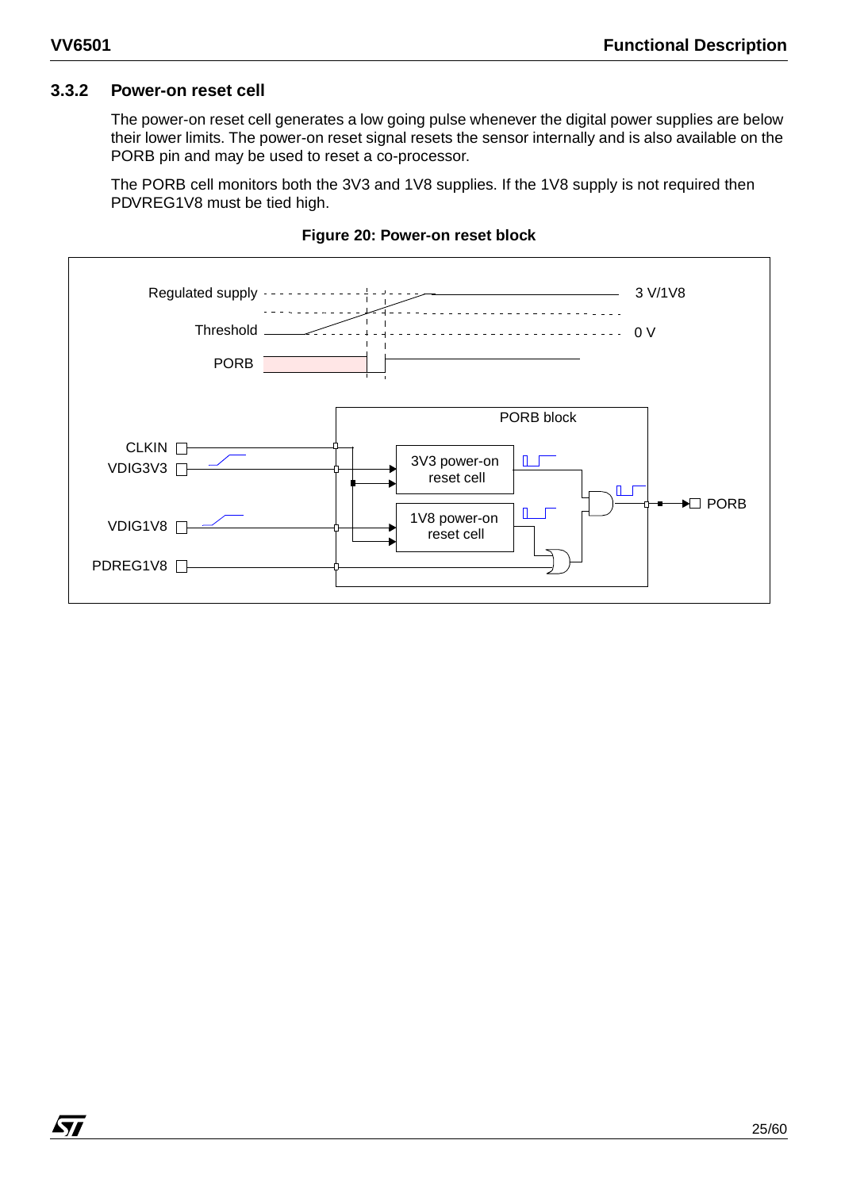### 3.3.2 Power-on reset cell

The power-on reset cell generates a low going pulse whenever the digital power supplies are below their lower limits. The power-on reset signal resets the sensor internally and is also available on the PORB pin and may be used to reset a co-processor.

The PORB cell monitors both the 3V3 and 1V8 supplies. If the 1V8 supply is not required then PDVREG1V8 must be tied high.

**Figure 20: Power-on reset block**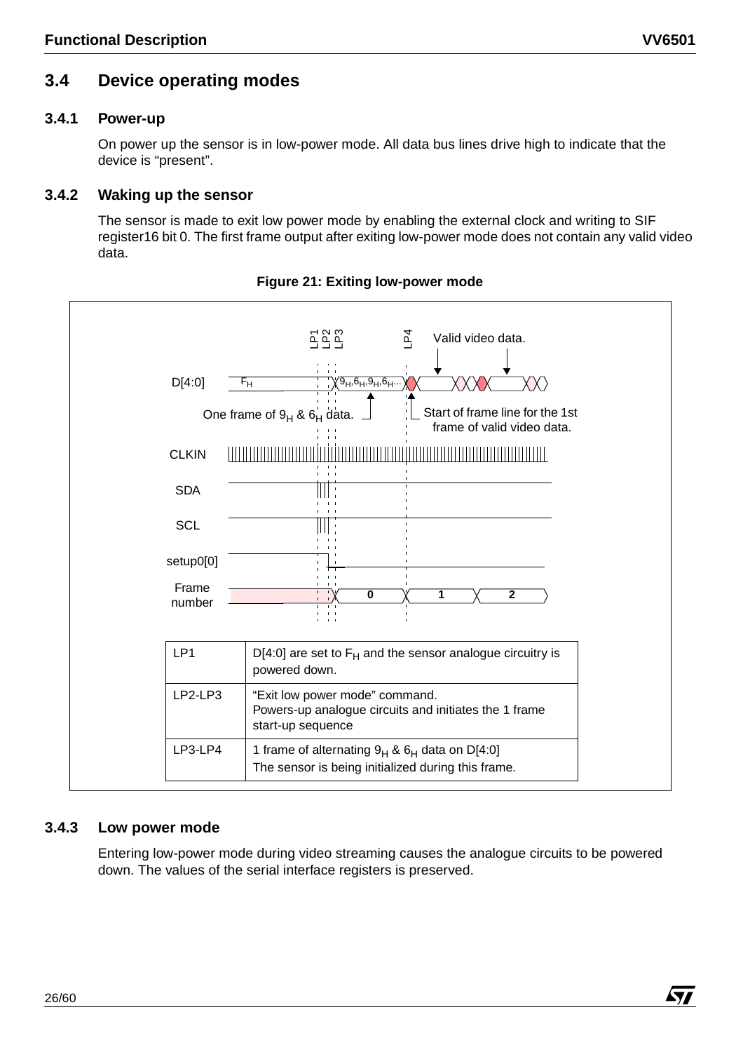## 3.4 Device operating modes

### 3.4.1 Power-up

On power up the sensor is in low-power mode. All data bus lines drive high to indicate that the device is "present".

### 3.4.2 Waking up the sensor

The sensor is made to exit low power mode by enabling the external clock and writing to SIF register16 bit 0. The first frame output after exiting low-power mode does not contain any valid video data.

**Figure 21: Exiting low-power mode**

| | |
|---|---|
| LP1 | D[4:0] are set to $F_H$ and the sensor analogue circuitry is powered down. |
| LP2-LP3 | "Exit low power mode" command.<br>Powers-up analogue circuits and initiates the 1 frame start-up sequence |
| LP3-LP4 | 1 frame of alternating $9_H$ & $6_H$ data on D[4:0]<br>The sensor is being initialized during this frame. |

### 3.4.3 Low power mode

Entering low-power mode during video streaming causes the analogue circuits to be powered down. The values of the serial interface registers is preserved.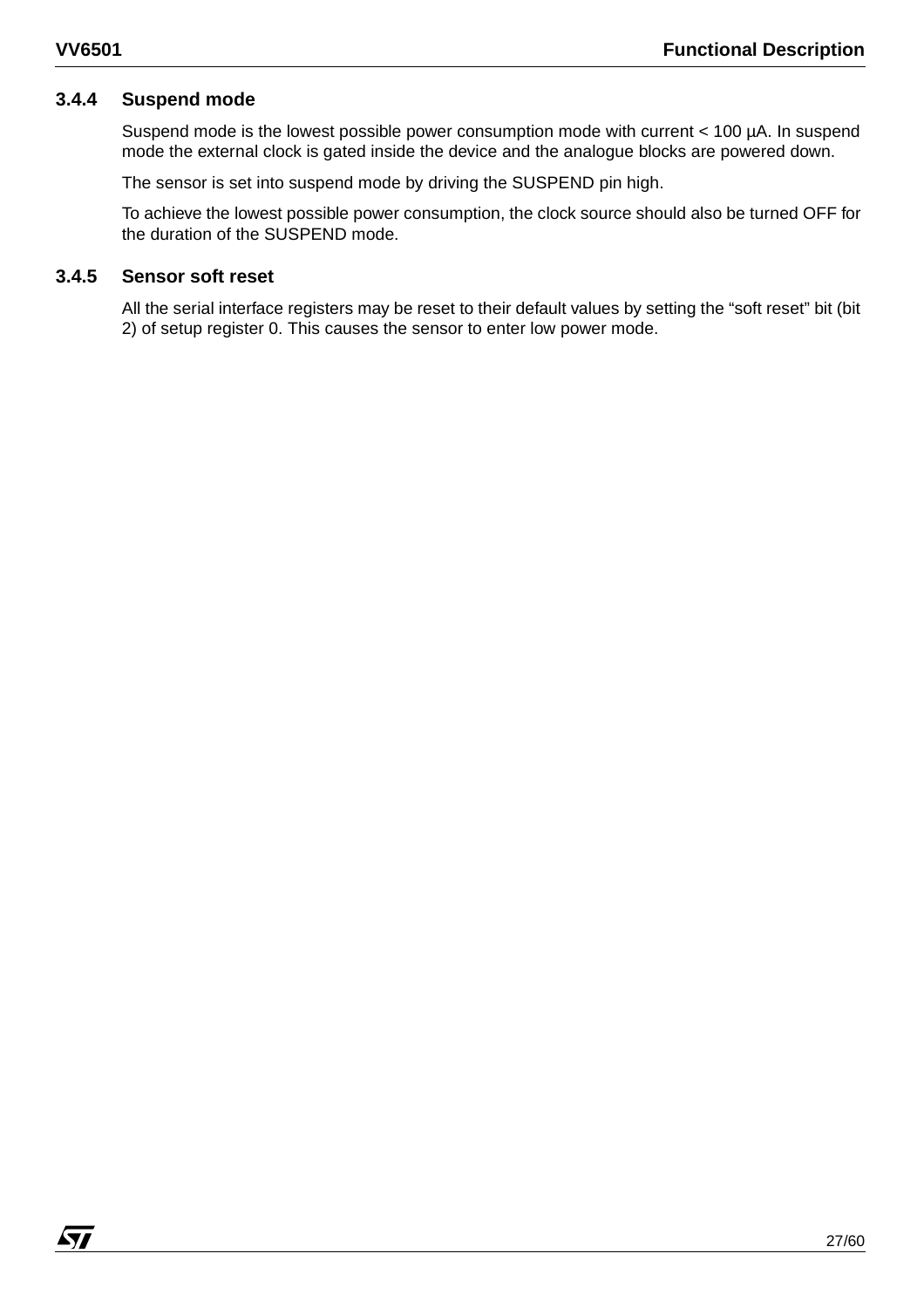### 3.4.4 Suspend mode

Suspend mode is the lowest possible power consumption mode with current < 100 µA. In suspend mode the external clock is gated inside the device and the analogue blocks are powered down.

The sensor is set into suspend mode by driving the SUSPEND pin high.

To achieve the lowest possible power consumption, the clock source should also be turned OFF for the duration of the SUSPEND mode.

### 3.4.5 Sensor soft reset

All the serial interface registers may be reset to their default values by setting the “soft reset” bit (bit 2) of setup register 0. This causes the sensor to enter low power mode.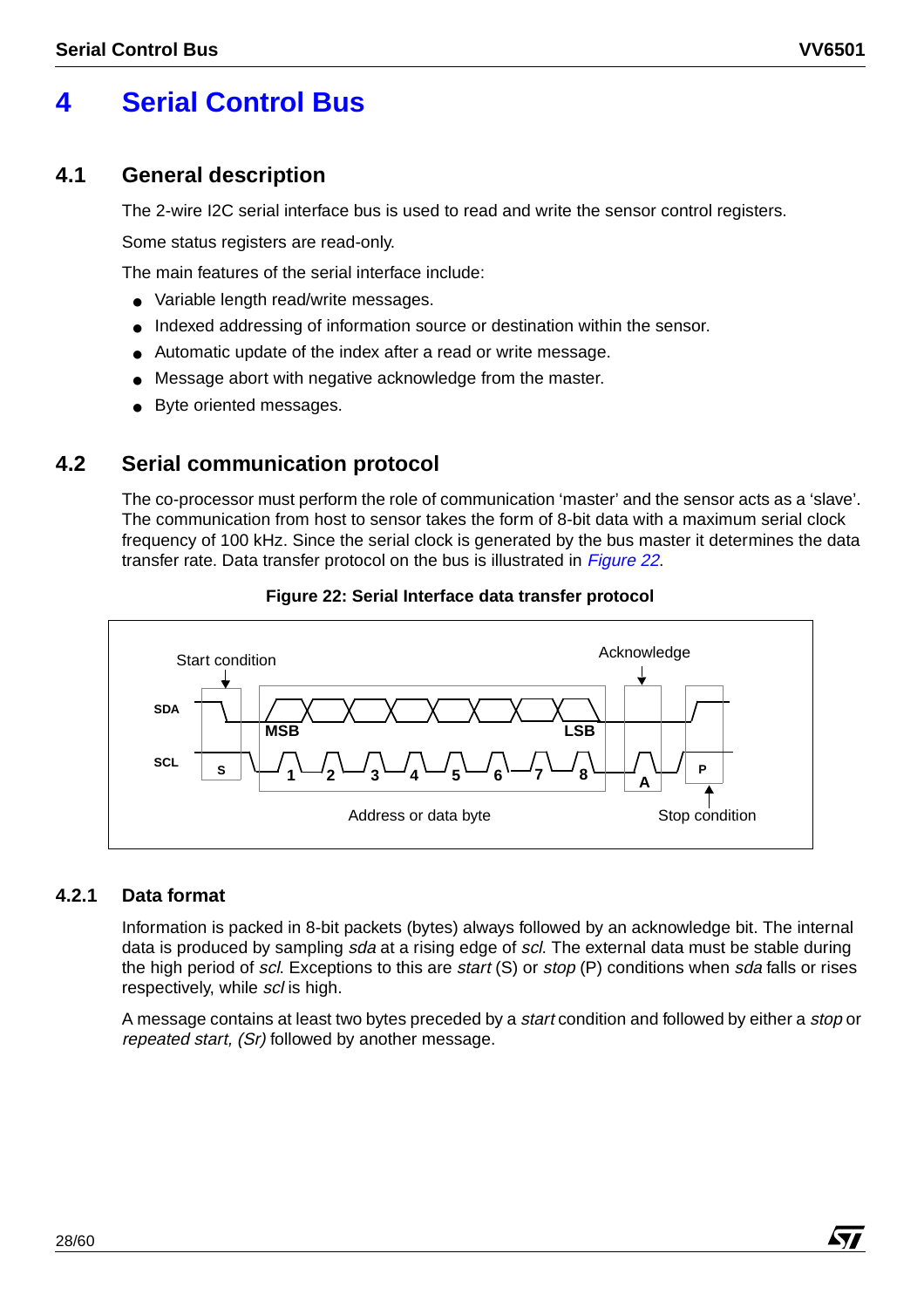# 4 Serial Control Bus

## 4.1 General description

The 2-wire I2C serial interface bus is used to read and write the sensor control registers.

Some status registers are read-only.

The main features of the serial interface include:

- Variable length read/write messages.
- Indexed addressing of information source or destination within the sensor.
- Automatic update of the index after a read or write message.
- Message abort with negative acknowledge from the master.
- Byte oriented messages.

## 4.2 Serial communication protocol

The co-processor must perform the role of communication 'master' and the sensor acts as a 'slave'. The communication from host to sensor takes the form of 8-bit data with a maximum serial clock frequency of 100 kHz. Since the serial clock is generated by the bus master it determines the data transfer rate. Data transfer protocol on the bus is illustrated in *Figure 22*.

**Figure 22: Serial Interface data transfer protocol**

### 4.2.1 Data format

Information is packed in 8-bit packets (bytes) always followed by an acknowledge bit. The internal data is produced by sampling *sda* at a rising edge of *scl*. The external data must be stable during the high period of *scl*. Exceptions to this are *start* (S) or *stop* (P) conditions when *sda* falls or rises respectively, while *scl* is high.

A message contains at least two bytes preceded by a *start* condition and followed by either a *stop* or *repeated start, (Sr)* followed by another message.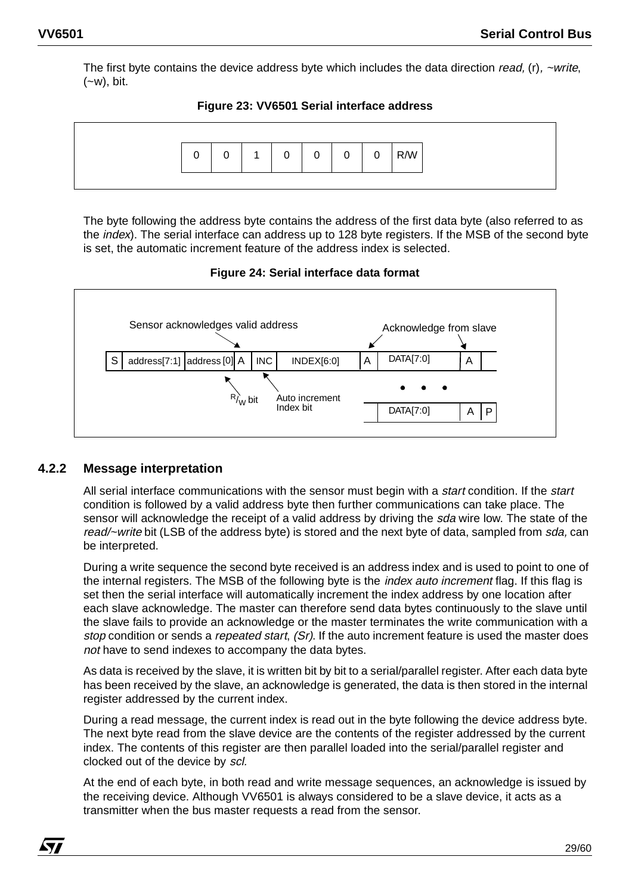The first byte contains the device address byte which includes the data direction *read,* (r)*, ~write*, (~w), bit.

**Figure 23: VV6501 Serial interface address**

| 0 | 0 | 1 | 0 | 0 | 0 | 0 | R/W |
|---|---|---|---|---|---|---|---|

The byte following the address byte contains the address of the first data byte (also referred to as the *index*). The serial interface can address up to 128 byte registers. If the MSB of the second byte is set, the automatic increment feature of the address index is selected.

**Figure 24: Serial interface data format**

Sensor acknowledges valid address — Acknowledge from slave

| S | address[7:1] | address [0] | A | INC | INDEX[6:0] | A | DATA[7:0] | A | |
|---|---|---|---|---|---|---|---|---|---|

• • •

| DATA[7:0] | A | P |
|---|---|---|

R/W bit — Auto increment Index bit

### 4.2.2 Message interpretation

All serial interface communications with the sensor must begin with a *start* condition. If the *start* condition is followed by a valid address byte then further communications can take place. The sensor will acknowledge the receipt of a valid address by driving the *sda* wire low. The state of the *read/~write* bit (LSB of the address byte) is stored and the next byte of data, sampled from *sda,* can be interpreted.

During a write sequence the second byte received is an address index and is used to point to one of the internal registers. The MSB of the following byte is the *index auto increment* flag. If this flag is set then the serial interface will automatically increment the index address by one location after each slave acknowledge. The master can therefore send data bytes continuously to the slave until the slave fails to provide an acknowledge or the master terminates the write communication with a *stop* condition or sends a *repeated start*, *(Sr)*. If the auto increment feature is used the master does *not* have to send indexes to accompany the data bytes.

As data is received by the slave, it is written bit by bit to a serial/parallel register. After each data byte has been received by the slave, an acknowledge is generated, the data is then stored in the internal register addressed by the current index.

During a read message, the current index is read out in the byte following the device address byte. The next byte read from the slave device are the contents of the register addressed by the current index. The contents of this register are then parallel loaded into the serial/parallel register and clocked out of the device by *scl.*

At the end of each byte, in both read and write message sequences, an acknowledge is issued by the receiving device. Although VV6501 is always considered to be a slave device, it acts as a transmitter when the bus master requests a read from the sensor.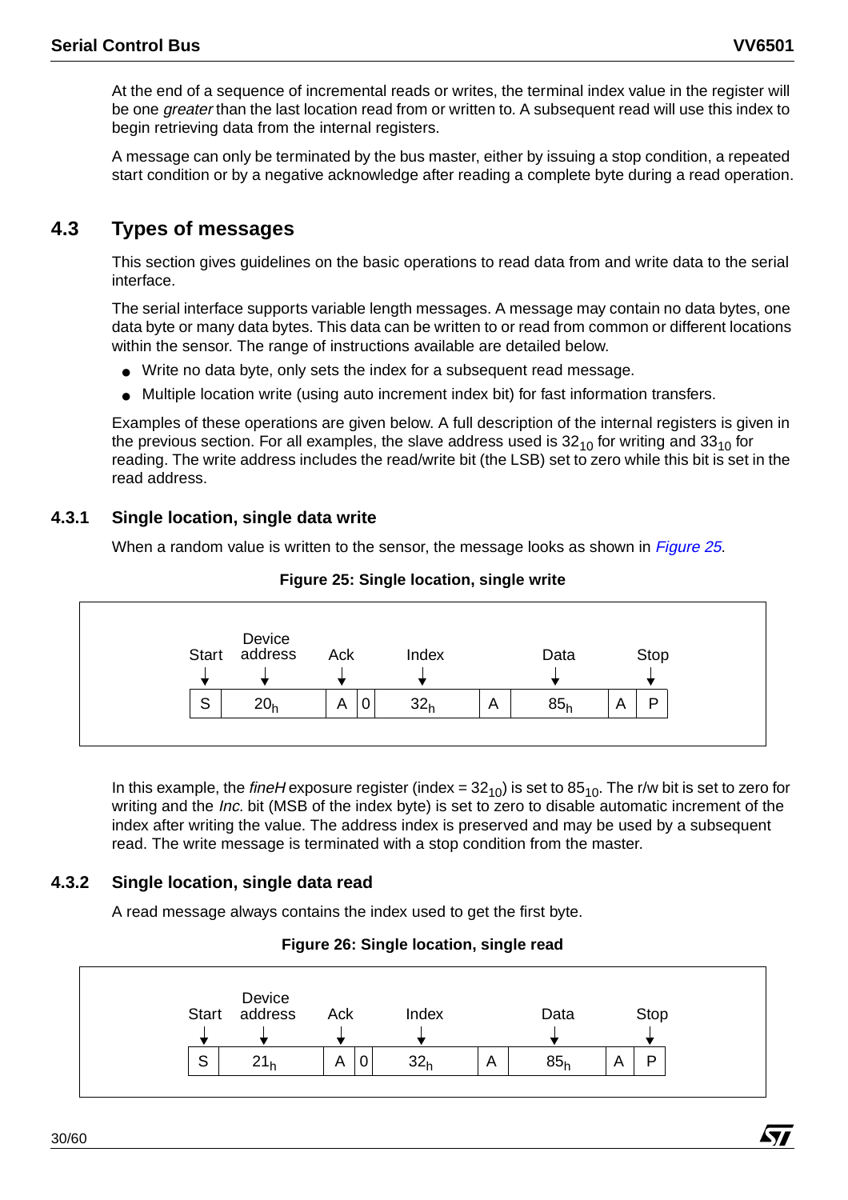At the end of a sequence of incremental reads or writes, the terminal index value in the register will be one *greater* than the last location read from or written to. A subsequent read will use this index to begin retrieving data from the internal registers.

A message can only be terminated by the bus master, either by issuing a stop condition, a repeated start condition or by a negative acknowledge after reading a complete byte during a read operation.

## 4.3 Types of messages

This section gives guidelines on the basic operations to read data from and write data to the serial interface.

The serial interface supports variable length messages. A message may contain no data bytes, one data byte or many data bytes. This data can be written to or read from common or different locations within the sensor. The range of instructions available are detailed below.

- Write no data byte, only sets the index for a subsequent read message.
- Multiple location write (using auto increment index bit) for fast information transfers.

Examples of these operations are given below. A full description of the internal registers is given in the previous section. For all examples, the slave address used is $32_{10}$ for writing and $33_{10}$ for reading. The write address includes the read/write bit (the LSB) set to zero while this bit is set in the read address.

### 4.3.1 Single location, single data write

When a random value is written to the sensor, the message looks as shown in *Figure 25*.

**Figure 25: Single location, single write**

| Start | Device address | Ack | | Index | | Data | | Stop |
|---|---|---|---|---|---|---|---|---|
| S | $20_h$ | A | 0 | $32_h$ | A | $85_h$ | A | P |

In this example, the *fineH* exposure register (index = $32_{10}$) is set to $85_{10}$. The r/w bit is set to zero for writing and the *Inc.* bit (MSB of the index byte) is set to zero to disable automatic increment of the index after writing the value. The address index is preserved and may be used by a subsequent read. The write message is terminated with a stop condition from the master.

### 4.3.2 Single location, single data read

A read message always contains the index used to get the first byte.

**Figure 26: Single location, single read**

| Start | Device address | Ack | | Index | | Data | | Stop |
|---|---|---|---|---|---|---|---|---|
| S | $21_h$ | A | 0 | $32_h$ | A | $85_h$ | A | P |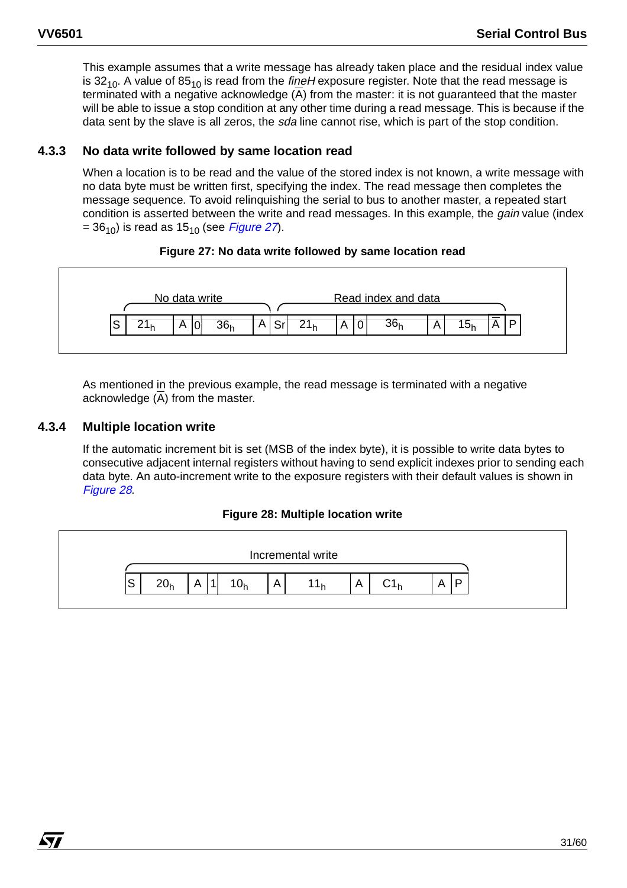This example assumes that a write message has already taken place and the residual index value is $32_{10}$. A value of $85_{10}$ is read from the *fineH* exposure register. Note that the read message is terminated with a negative acknowledge ($\overline{A}$) from the master: it is not guaranteed that the master will be able to issue a stop condition at any other time during a read message. This is because if the data sent by the slave is all zeros, the *sda* line cannot rise, which is part of the stop condition.

### 4.3.3 No data write followed by same location read

When a location is to be read and the value of the stored index is not known, a write message with no data byte must be written first, specifying the index. The read message then completes the message sequence. To avoid relinquishing the serial to bus to another master, a repeated start condition is asserted between the write and read messages. In this example, the *gain* value (index = $36_{10}$) is read as $15_{10}$ (see *Figure 27*).

**Figure 27: No data write followed by same location read**

| No data write | | | | | | Read index and data | | | | | | | | |
|---|---|---|---|---|---|---|---|---|---|---|---|---|---|---|
| S | $21_h$ | A | 0 | $36_h$ | A | Sr | $21_h$ | A | 0 | $36_h$ | A | $15_h$ | $\overline{A}$ | P |

As mentioned in the previous example, the read message is terminated with a negative acknowledge ($\overline{A}$) from the master.

### 4.3.4 Multiple location write

If the automatic increment bit is set (MSB of the index byte), it is possible to write data bytes to consecutive adjacent internal registers without having to send explicit indexes prior to sending each data byte. An auto-increment write to the exposure registers with their default values is shown in *Figure 28*.

**Figure 28: Multiple location write**

| Incremental write | | | | | | | | | | |
|---|---|---|---|---|---|---|---|---|---|---|
| S | $20_h$ | A | 1 | $10_h$ | A | $11_h$ | A | $C1_h$ | A | P |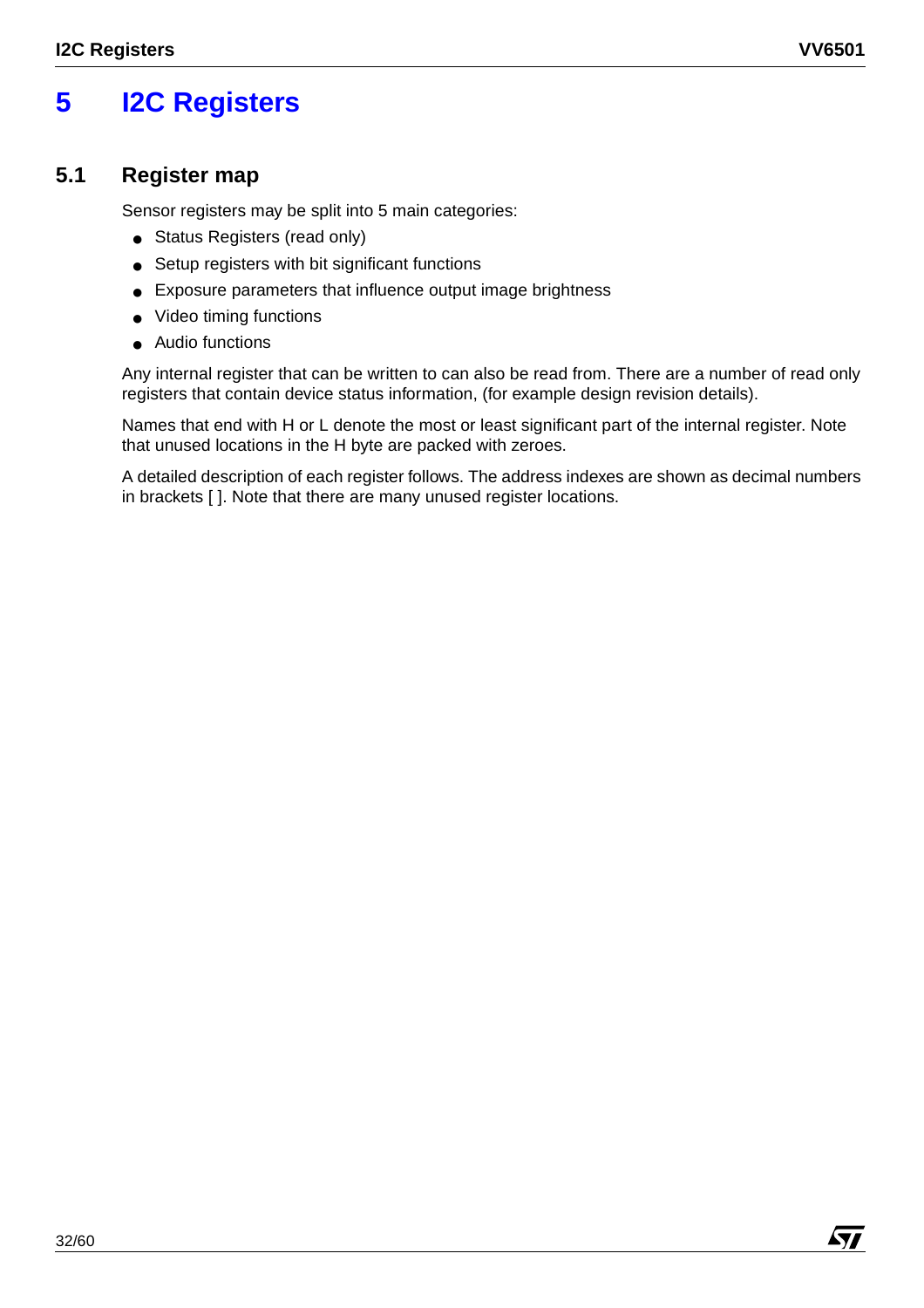# 5 I2C Registers

## 5.1 Register map

Sensor registers may be split into 5 main categories:

- Status Registers (read only)
- Setup registers with bit significant functions
- Exposure parameters that influence output image brightness
- Video timing functions
- Audio functions

Any internal register that can be written to can also be read from. There are a number of read only registers that contain device status information, (for example design revision details).

Names that end with H or L denote the most or least significant part of the internal register. Note that unused locations in the H byte are packed with zeroes.

A detailed description of each register follows. The address indexes are shown as decimal numbers in brackets [ ]. Note that there are many unused register locations.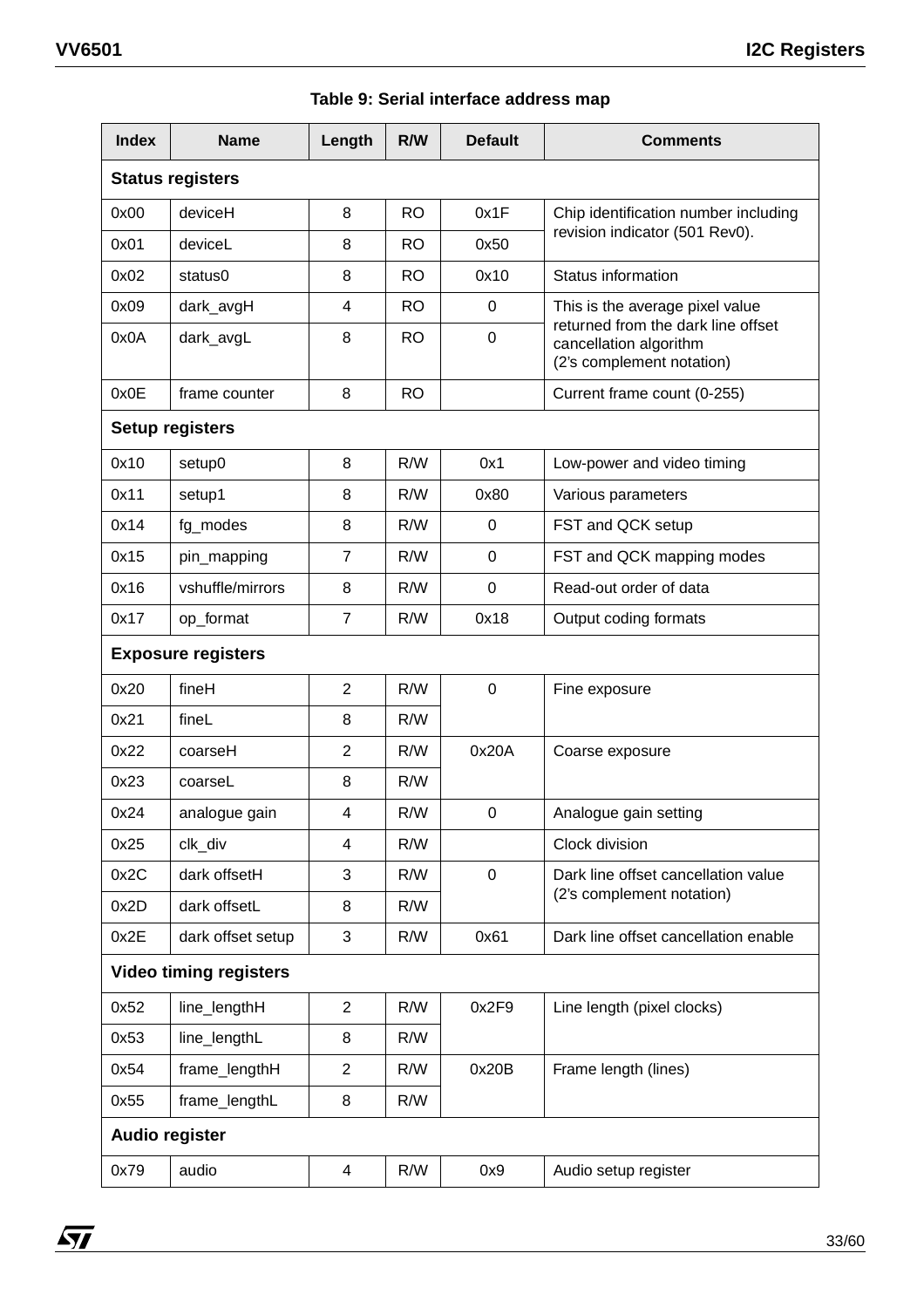**Table 9: Serial interface address map**

| Index | Name | Length | R/W | Default | Comments |
|---|---|---|---|---|---|
| **Status registers** | | | | | |
| 0x00 | deviceH | 8 | RO | 0x1F | Chip identification number including revision indicator (501 Rev0). |
| 0x01 | deviceL | 8 | RO | 0x50 | |
| 0x02 | status0 | 8 | RO | 0x10 | Status information |
| 0x09 | dark_avgH | 4 | RO | 0 | This is the average pixel value returned from the dark line offset cancellation algorithm (2's complement notation) |
| 0x0A | dark_avgL | 8 | RO | 0 | |
| 0x0E | frame counter | 8 | RO | | Current frame count (0-255) |
| **Setup registers** | | | | | |
| 0x10 | setup0 | 8 | R/W | 0x1 | Low-power and video timing |
| 0x11 | setup1 | 8 | R/W | 0x80 | Various parameters |
| 0x14 | fg_modes | 8 | R/W | 0 | FST and QCK setup |
| 0x15 | pin_mapping | 7 | R/W | 0 | FST and QCK mapping modes |
| 0x16 | vshuffle/mirrors | 8 | R/W | 0 | Read-out order of data |
| 0x17 | op_format | 7 | R/W | 0x18 | Output coding formats |
| **Exposure registers** | | | | | |
| 0x20 | fineH | 2 | R/W | 0 | Fine exposure |
| 0x21 | fineL | 8 | R/W | | |
| 0x22 | coarseH | 2 | R/W | 0x20A | Coarse exposure |
| 0x23 | coarseL | 8 | R/W | | |
| 0x24 | analogue gain | 4 | R/W | 0 | Analogue gain setting |
| 0x25 | clk_div | 4 | R/W | | Clock division |
| 0x2C | dark offsetH | 3 | R/W | 0 | Dark line offset cancellation value (2's complement notation) |
| 0x2D | dark offsetL | 8 | R/W | | |
| 0x2E | dark offset setup | 3 | R/W | 0x61 | Dark line offset cancellation enable |
| **Video timing registers** | | | | | |
| 0x52 | line_lengthH | 2 | R/W | 0x2F9 | Line length (pixel clocks) |
| 0x53 | line_lengthL | 8 | R/W | | |
| 0x54 | frame_lengthH | 2 | R/W | 0x20B | Frame length (lines) |
| 0x55 | frame_lengthL | 8 | R/W | | |
| **Audio register** | | | | | |
| 0x79 | audio | 4 | R/W | 0x9 | Audio setup register |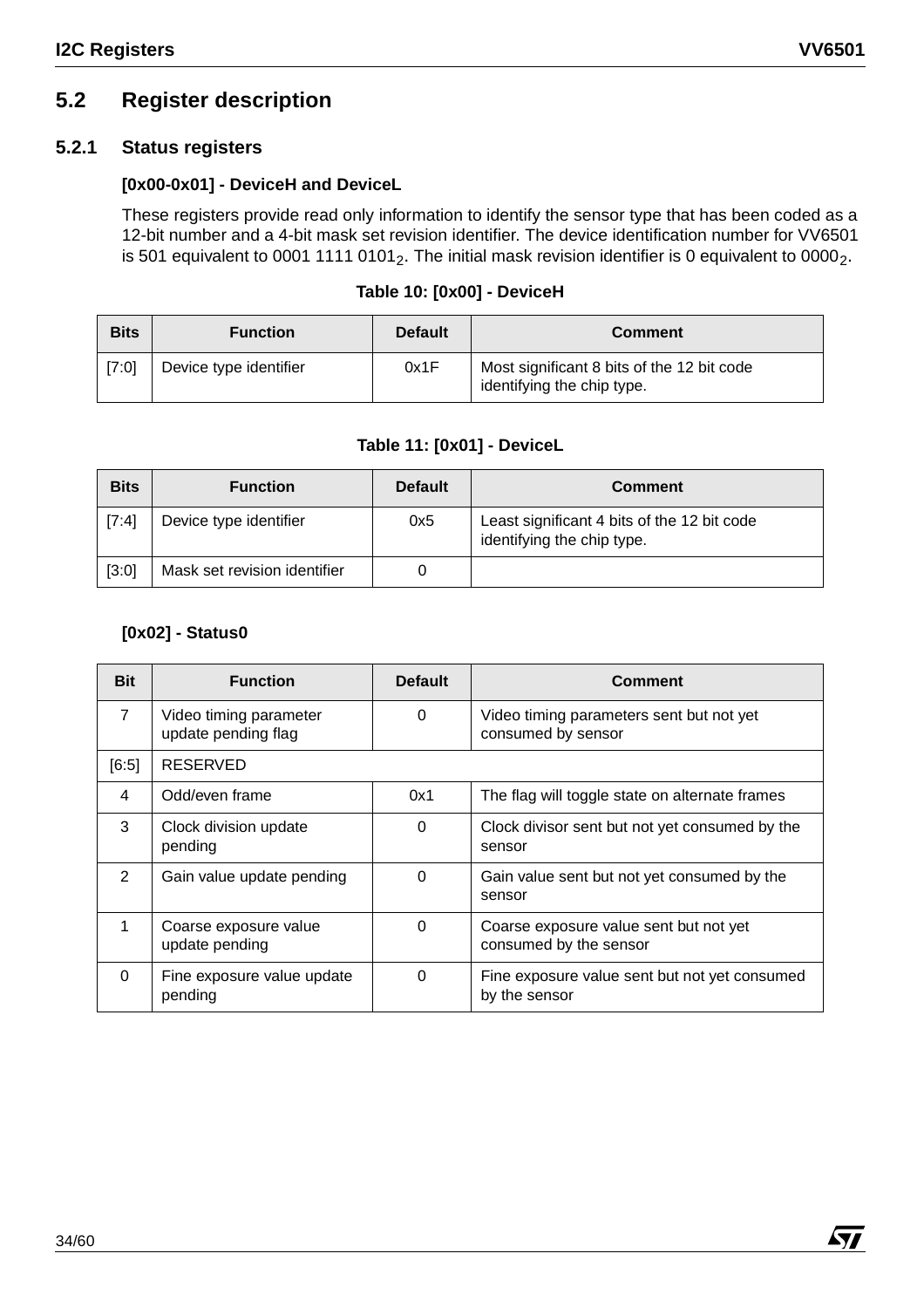## 5.2 Register description

### 5.2.1 Status registers

#### [0x00-0x01] - DeviceH and DeviceL

These registers provide read only information to identify the sensor type that has been coded as a 12-bit number and a 4-bit mask set revision identifier. The device identification number for VV6501 is 501 equivalent to 0001 1111 $0101_2$. The initial mask revision identifier is 0 equivalent to $0000_2$.

**Table 10: [0x00] - DeviceH**

| Bits | Function | Default | Comment |
|---|---|---|---|
| [7:0] | Device type identifier | 0x1F | Most significant 8 bits of the 12 bit code identifying the chip type. |

**Table 11: [0x01] - DeviceL**

| Bits | Function | Default | Comment |
|---|---|---|---|
| [7:4] | Device type identifier | 0x5 | Least significant 4 bits of the 12 bit code identifying the chip type. |
| [3:0] | Mask set revision identifier | 0 | |

#### [0x02] - Status0

| Bit | Function | Default | Comment |
|---|---|---|---|
| 7 | Video timing parameter update pending flag | 0 | Video timing parameters sent but not yet consumed by sensor |
| [6:5] | RESERVED | | |
| 4 | Odd/even frame | 0x1 | The flag will toggle state on alternate frames |
| 3 | Clock division update pending | 0 | Clock divisor sent but not yet consumed by the sensor |
| 2 | Gain value update pending | 0 | Gain value sent but not yet consumed by the sensor |
| 1 | Coarse exposure value update pending | 0 | Coarse exposure value sent but not yet consumed by the sensor |
| 0 | Fine exposure value update pending | 0 | Fine exposure value sent but not yet consumed by the sensor |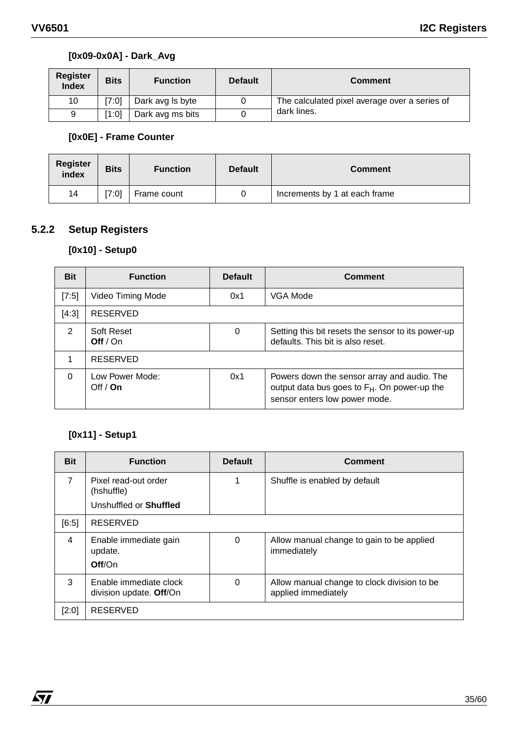#### [0x09-0x0A] - Dark_Avg

| Register Index | Bits | Function | Default | Comment |
|---|---|---|---|---|
| 10 | [7:0] | Dark avg ls byte | 0 | The calculated pixel average over a series of dark lines. |
| 9 | [1:0] | Dark avg ms bits | 0 | |

#### [0x0E] - Frame Counter

| Register index | Bits | Function | Default | Comment |
|---|---|---|---|---|
| 14 | [7:0] | Frame count | 0 | Increments by 1 at each frame |

### 5.2.2 Setup Registers

#### [0x10] - Setup0

| Bit | Function | Default | Comment |
|---|---|---|---|
| [7:5] | Video Timing Mode | 0x1 | VGA Mode |
| [4:3] | RESERVED | | |
| 2 | Soft Reset **Off** / On | 0 | Setting this bit resets the sensor to its power-up defaults. This bit is also reset. |
| 1 | RESERVED | | |
| 0 | Low Power Mode: Off / **On** | 0x1 | Powers down the sensor array and audio. The output data bus goes to $F_H$. On power-up the sensor enters low power mode. |

#### [0x11] - Setup1

| Bit | Function | Default | Comment |
|---|---|---|---|
| 7 | Pixel read-out order (hshuffle) Unshuffled or **Shuffled** | 1 | Shuffle is enabled by default |
| [6:5] | RESERVED | | |
| 4 | Enable immediate gain update. **Off**/On | 0 | Allow manual change to gain to be applied immediately |
| 3 | Enable immediate clock division update. **Off**/On | 0 | Allow manual change to clock division to be applied immediately |
| [2:0] | RESERVED | | |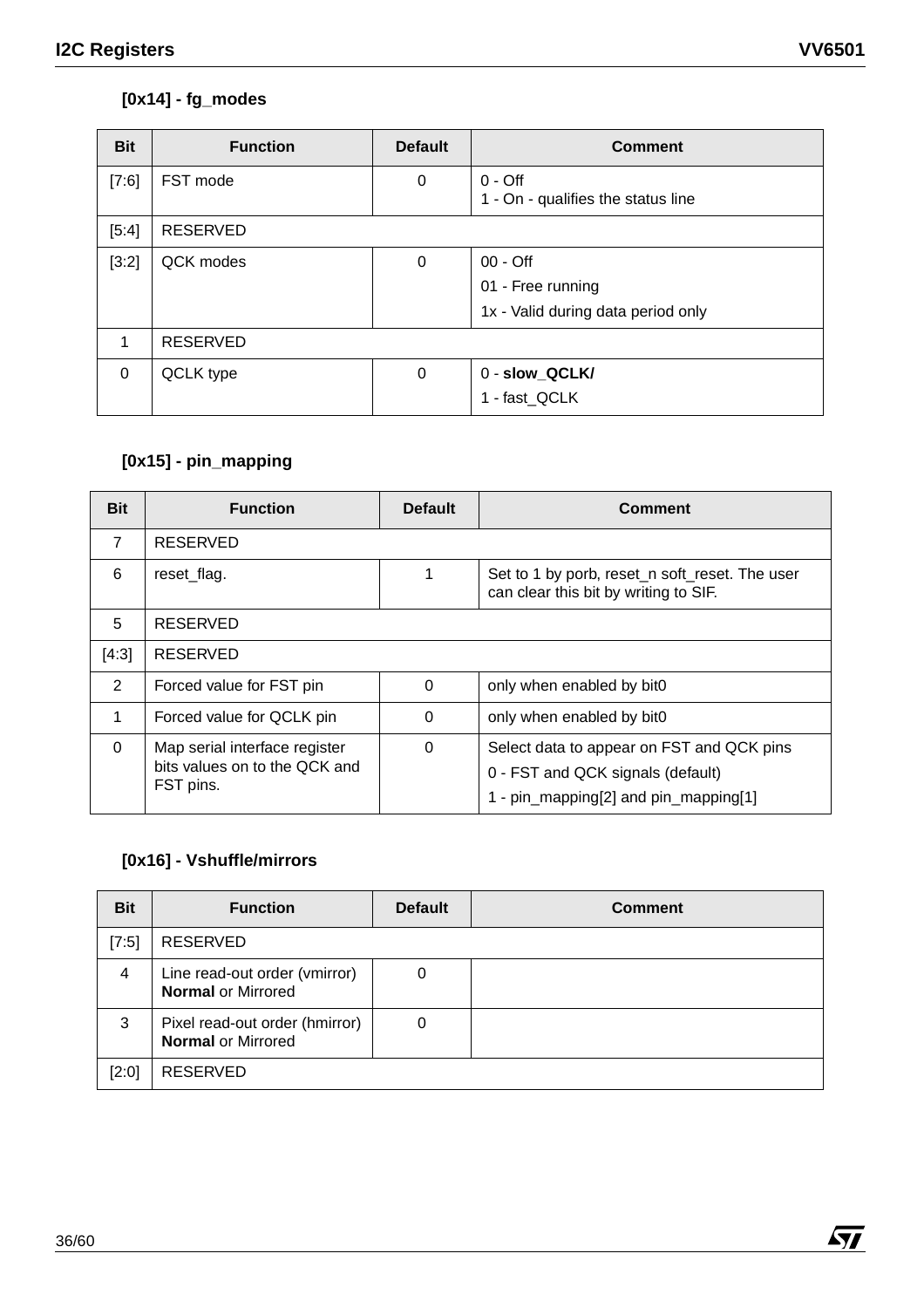### [0x14] - fg_modes

| Bit | Function | Default | Comment |
|---|---|---|---|
| [7:6] | FST mode | 0 | 0 - Off<br>1 - On - qualifies the status line |
| [5:4] | RESERVED | | |
| [3:2] | QCK modes | 0 | 00 - Off<br>01 - Free running<br>1x - Valid during data period only |
| 1 | RESERVED | | |
| 0 | QCLK type | 0 | 0 - **slow_QCLK/**<br>1 - fast_QCLK |

### [0x15] - pin_mapping

| Bit | Function | Default | Comment |
|---|---|---|---|
| 7 | RESERVED | | |
| 6 | reset_flag. | 1 | Set to 1 by porb, reset_n soft_reset. The user can clear this bit by writing to SIF. |
| 5 | RESERVED | | |
| [4:3] | RESERVED | | |
| 2 | Forced value for FST pin | 0 | only when enabled by bit0 |
| 1 | Forced value for QCLK pin | 0 | only when enabled by bit0 |
| 0 | Map serial interface register bits values on to the QCK and FST pins. | 0 | Select data to appear on FST and QCK pins<br>0 - FST and QCK signals (default)<br>1 - pin_mapping[2] and pin_mapping[1] |

### [0x16] - Vshuffle/mirrors

| Bit | Function | Default | Comment |
|---|---|---|---|
| [7:5] | RESERVED | | |
| 4 | Line read-out order (vmirror)<br>**Normal** or Mirrored | 0 | |
| 3 | Pixel read-out order (hmirror)<br>**Normal** or Mirrored | 0 | |
| [2:0] | RESERVED | | |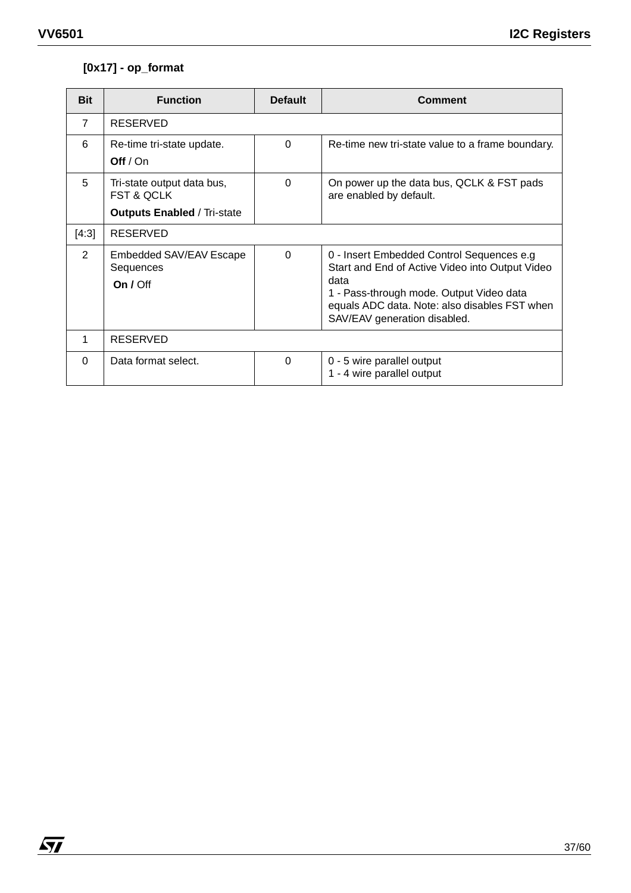### [0x17] - op_format

| Bit | Function | Default | Comment |
|---|---|---|---|
| 7 | RESERVED | | |
| 6 | Re-time tri-state update.<br>**Off** / On | 0 | Re-time new tri-state value to a frame boundary. |
| 5 | Tri-state output data bus, FST & QCLK<br>**Outputs Enabled** / Tri-state | 0 | On power up the data bus, QCLK & FST pads are enabled by default. |
| [4:3] | RESERVED | | |
| 2 | Embedded SAV/EAV Escape Sequences<br>**On /** Off | 0 | 0 - Insert Embedded Control Sequences e.g Start and End of Active Video into Output Video data<br>1 - Pass-through mode. Output Video data equals ADC data. Note: also disables FST when SAV/EAV generation disabled. |
| 1 | RESERVED | | |
| 0 | Data format select. | 0 | 0 - 5 wire parallel output<br>1 - 4 wire parallel output |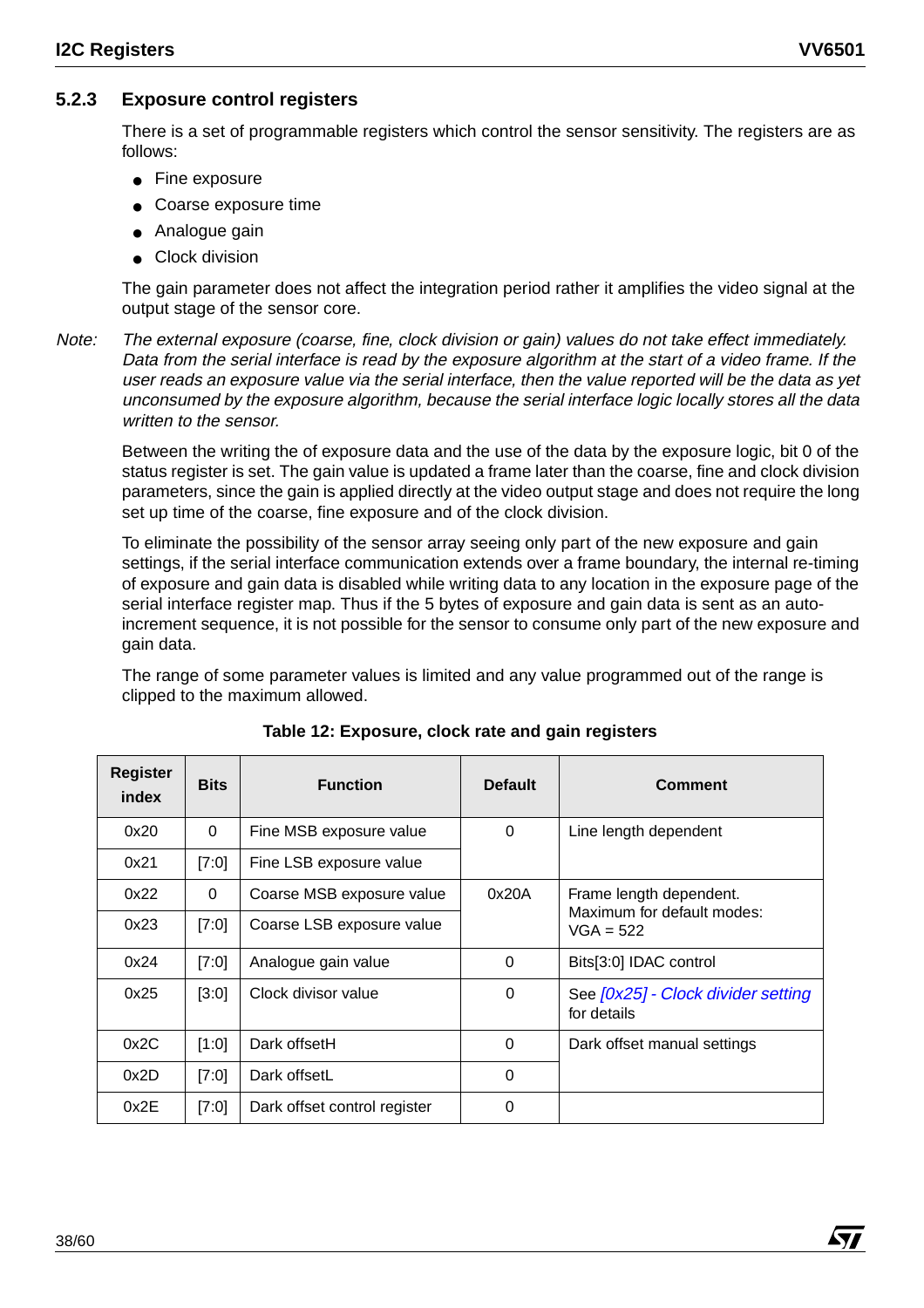### 5.2.3 Exposure control registers

There is a set of programmable registers which control the sensor sensitivity. The registers are as follows:

- Fine exposure
- Coarse exposure time
- Analogue gain
- Clock division

The gain parameter does not affect the integration period rather it amplifies the video signal at the output stage of the sensor core.

*Note: The external exposure (coarse, fine, clock division or gain) values do not take effect immediately. Data from the serial interface is read by the exposure algorithm at the start of a video frame. If the user reads an exposure value via the serial interface, then the value reported will be the data as yet unconsumed by the exposure algorithm, because the serial interface logic locally stores all the data written to the sensor.*

Between the writing the of exposure data and the use of the data by the exposure logic, bit 0 of the status register is set. The gain value is updated a frame later than the coarse, fine and clock division parameters, since the gain is applied directly at the video output stage and does not require the long set up time of the coarse, fine exposure and of the clock division.

To eliminate the possibility of the sensor array seeing only part of the new exposure and gain settings, if the serial interface communication extends over a frame boundary, the internal re-timing of exposure and gain data is disabled while writing data to any location in the exposure page of the serial interface register map. Thus if the 5 bytes of exposure and gain data is sent as an auto-increment sequence, it is not possible for the sensor to consume only part of the new exposure and gain data.

The range of some parameter values is limited and any value programmed out of the range is clipped to the maximum allowed.

**Table 12: Exposure, clock rate and gain registers**

| Register index | Bits | Function | Default | Comment |
|---|---|---|---|---|
| 0x20 | 0 | Fine MSB exposure value | 0 | Line length dependent |
| 0x21 | [7:0] | Fine LSB exposure value | | |
| 0x22 | 0 | Coarse MSB exposure value | 0x20A | Frame length dependent. Maximum for default modes: VGA = 522 |
| 0x23 | [7:0] | Coarse LSB exposure value | | |
| 0x24 | [7:0] | Analogue gain value | 0 | Bits[3:0] IDAC control |
| 0x25 | [3:0] | Clock divisor value | 0 | See *[0x25] - Clock divider setting* for details |
| 0x2C | [1:0] | Dark offsetH | 0 | Dark offset manual settings |
| 0x2D | [7:0] | Dark offsetL | 0 | |
| 0x2E | [7:0] | Dark offset control register | 0 | |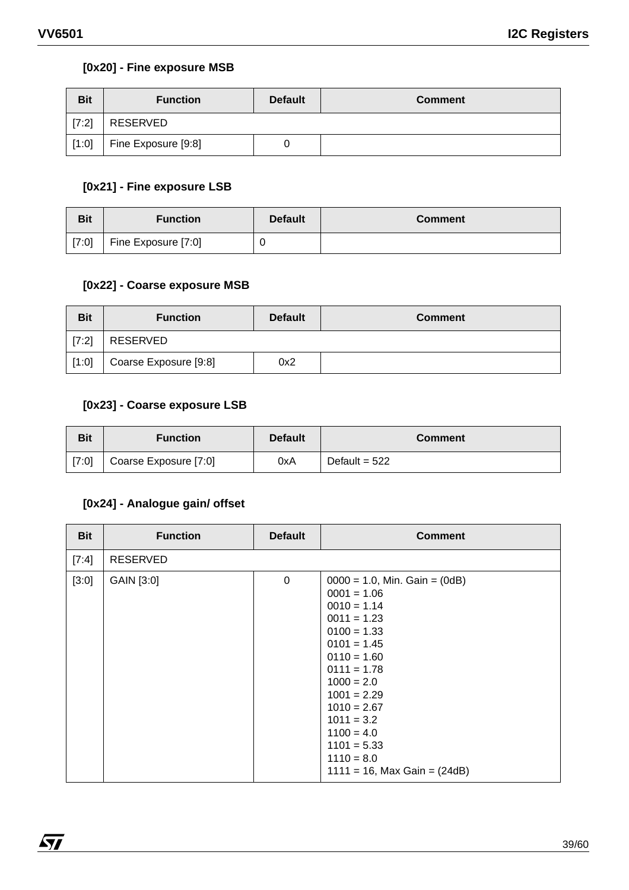### [0x20] - Fine exposure MSB

| Bit | Function | Default | Comment |
|---|---|---|---|
| [7:2] | RESERVED | | |
| [1:0] | Fine Exposure [9:8] | 0 | |

### [0x21] - Fine exposure LSB

| Bit | Function | Default | Comment |
|---|---|---|---|
| [7:0] | Fine Exposure [7:0] | 0 | |

### [0x22] - Coarse exposure MSB

| Bit | Function | Default | Comment |
|---|---|---|---|
| [7:2] | RESERVED | | |
| [1:0] | Coarse Exposure [9:8] | 0x2 | |

### [0x23] - Coarse exposure LSB

| Bit | Function | Default | Comment |
|---|---|---|---|
| [7:0] | Coarse Exposure [7:0] | 0xA | Default = 522 |

### [0x24] - Analogue gain/ offset

| Bit | Function | Default | Comment |
|---|---|---|---|
| [7:4] | RESERVED | | |
| [3:0] | GAIN [3:0] | 0 | 0000 = 1.0, Min. Gain = (0dB)<br>0001 = 1.06<br>0010 = 1.14<br>0011 = 1.23<br>0100 = 1.33<br>0101 = 1.45<br>0110 = 1.60<br>0111 = 1.78<br>1000 = 2.0<br>1001 = 2.29<br>1010 = 2.67<br>1011 = 3.2<br>1100 = 4.0<br>1101 = 5.33<br>1110 = 8.0<br>1111 = 16, Max Gain = (24dB) |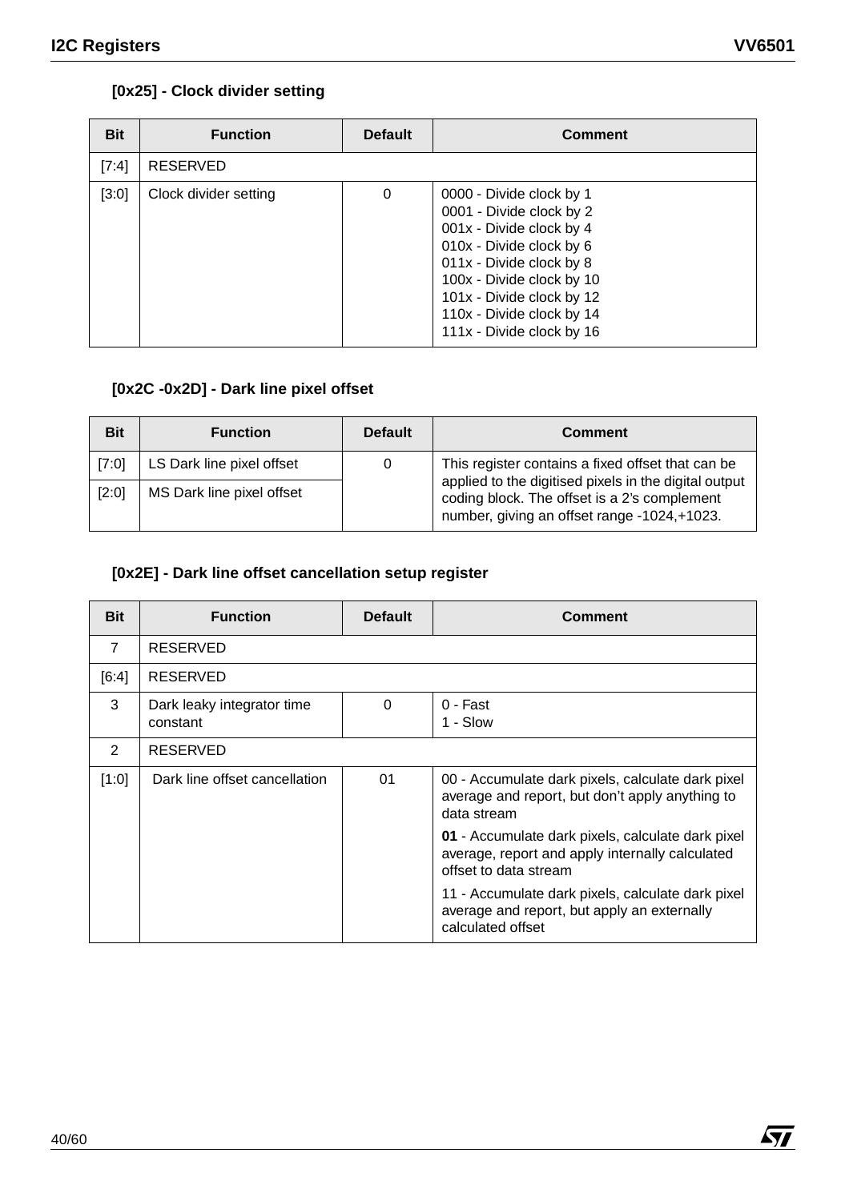### [0x25] - Clock divider setting

| Bit | Function | Default | Comment |
|---|---|---|---|
| [7:4] | RESERVED | | |
| [3:0] | Clock divider setting | 0 | 0000 - Divide clock by 1<br>0001 - Divide clock by 2<br>001x - Divide clock by 4<br>010x - Divide clock by 6<br>011x - Divide clock by 8<br>100x - Divide clock by 10<br>101x - Divide clock by 12<br>110x - Divide clock by 14<br>111x - Divide clock by 16 |

### [0x2C -0x2D] - Dark line pixel offset

| Bit | Function | Default | Comment |
|---|---|---|---|
| [7:0] | LS Dark line pixel offset | 0 | This register contains a fixed offset that can be applied to the digitised pixels in the digital output coding block. The offset is a 2's complement number, giving an offset range -1024,+1023. |
| [2:0] | MS Dark line pixel offset | | |

### [0x2E] - Dark line offset cancellation setup register

| Bit | Function | Default | Comment |
|---|---|---|---|
| 7 | RESERVED | | |
| [6:4] | RESERVED | | |
| 3 | Dark leaky integrator time constant | 0 | 0 - Fast<br>1 - Slow |
| 2 | RESERVED | | |
| [1:0] | Dark line offset cancellation | 01 | 00 - Accumulate dark pixels, calculate dark pixel average and report, but don't apply anything to data stream<br>**01** - Accumulate dark pixels, calculate dark pixel average, report and apply internally calculated offset to data stream<br>11 - Accumulate dark pixels, calculate dark pixel average and report, but apply an externally calculated offset |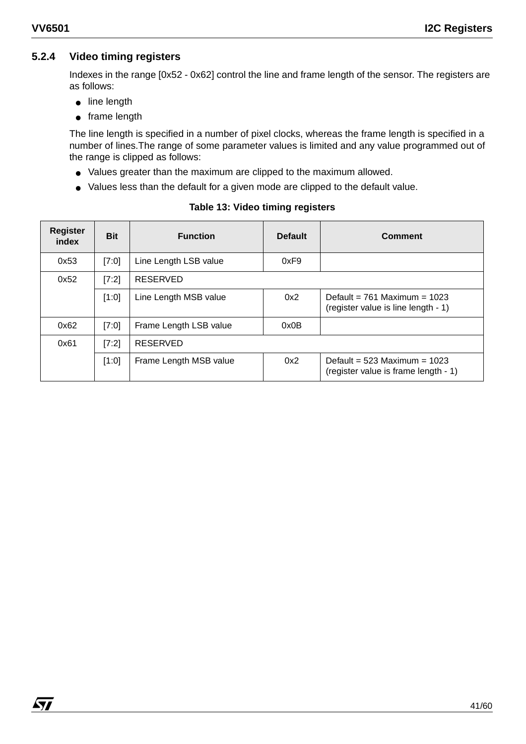### 5.2.4 Video timing registers

Indexes in the range [0x52 - 0x62] control the line and frame length of the sensor. The registers are as follows:

- line length
- frame length

The line length is specified in a number of pixel clocks, whereas the frame length is specified in a number of lines.The range of some parameter values is limited and any value programmed out of the range is clipped as follows:

- Values greater than the maximum are clipped to the maximum allowed.
- Values less than the default for a given mode are clipped to the default value.

**Table 13: Video timing registers**

| Register index | Bit | Function | Default | Comment |
|---|---|---|---|---|
| 0x53 | [7:0] | Line Length LSB value | 0xF9 | |
| 0x52 | [7:2] | RESERVED | | |
| | [1:0] | Line Length MSB value | 0x2 | Default = 761 Maximum = 1023 (register value is line length - 1) |
| 0x62 | [7:0] | Frame Length LSB value | 0x0B | |
| 0x61 | [7:2] | RESERVED | | |
| | [1:0] | Frame Length MSB value | 0x2 | Default = 523 Maximum = 1023 (register value is frame length - 1) |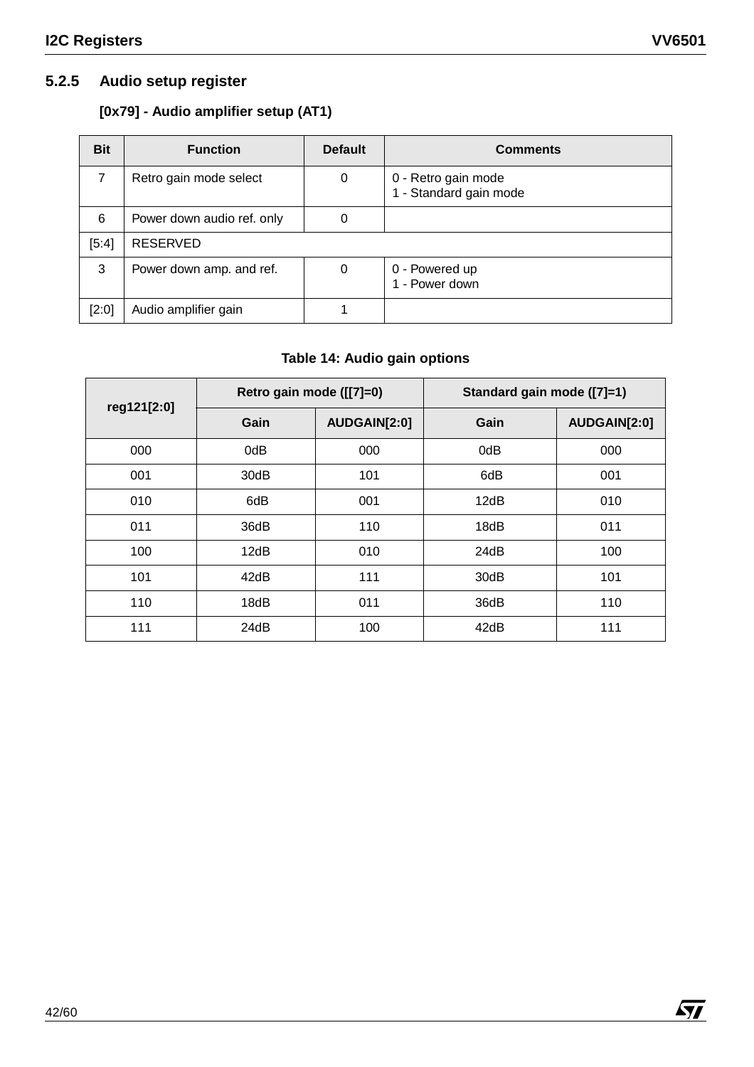### 5.2.5 Audio setup register

**[0x79] - Audio amplifier setup (AT1)**

| Bit | Function | Default | Comments |
|---|---|---|---|
| 7 | Retro gain mode select | 0 | 0 - Retro gain mode<br>1 - Standard gain mode |
| 6 | Power down audio ref. only | 0 | |
| [5:4] | RESERVED | | |
| 3 | Power down amp. and ref. | 0 | 0 - Powered up<br>1 - Power down |
| [2:0] | Audio amplifier gain | 1 | |

**Table 14: Audio gain options**

| reg121[2:0] | Retro gain mode ([[7]=0) | | Standard gain mode ([7]=1) | |
|---|---|---|---|---|
| | Gain | AUDGAIN[2:0] | Gain | AUDGAIN[2:0] |
| 000 | 0dB | 000 | 0dB | 000 |
| 001 | 30dB | 101 | 6dB | 001 |
| 010 | 6dB | 001 | 12dB | 010 |
| 011 | 36dB | 110 | 18dB | 011 |
| 100 | 12dB | 010 | 24dB | 100 |
| 101 | 42dB | 111 | 30dB | 101 |
| 110 | 18dB | 011 | 36dB | 110 |
| 111 | 24dB | 100 | 42dB | 111 |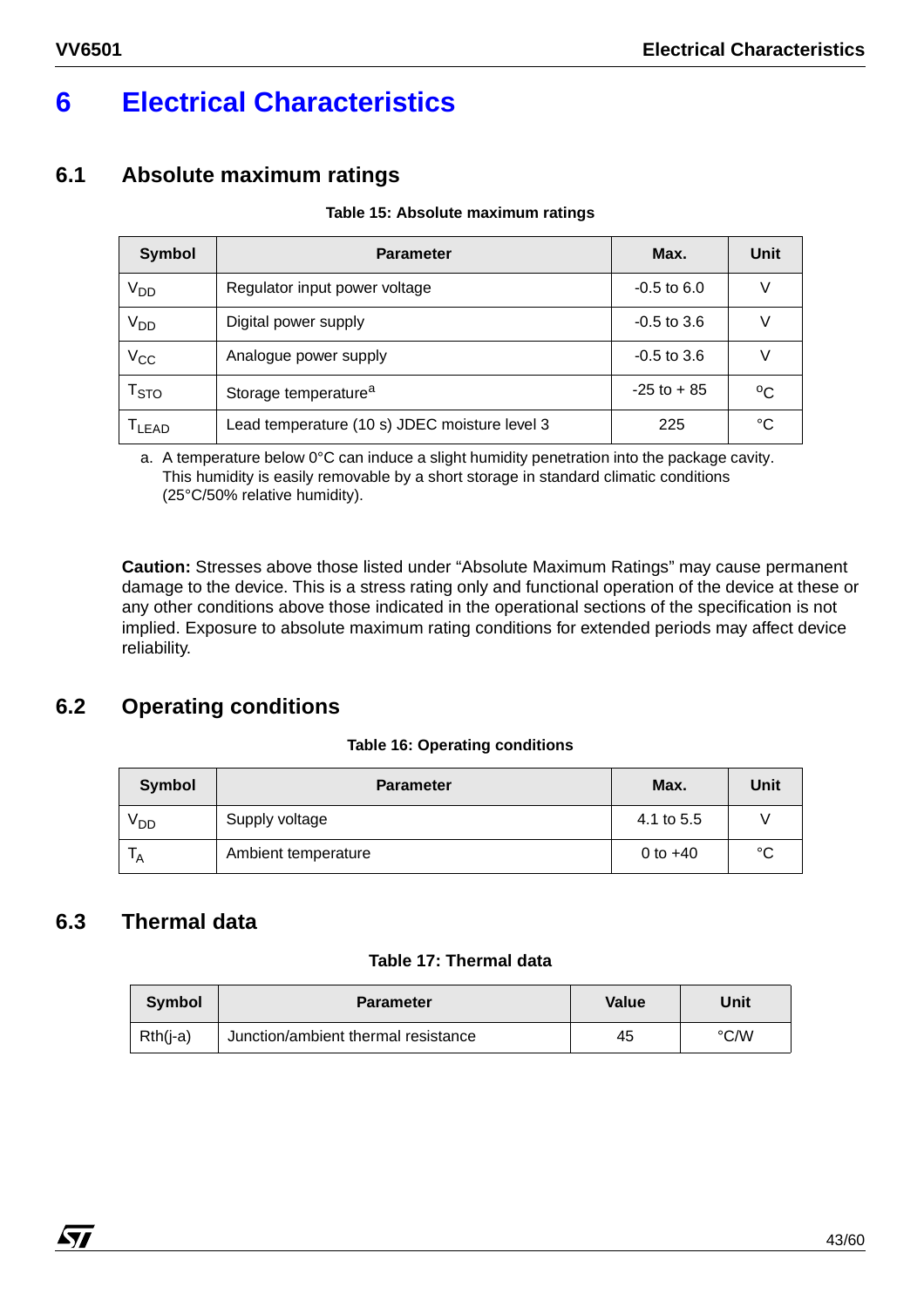# 6 Electrical Characteristics

## 6.1 Absolute maximum ratings

**Table 15: Absolute maximum ratings**

| Symbol | Parameter | Max. | Unit |
|---|---|---|---|
| $V_{DD}$ | Regulator input power voltage | -0.5 to 6.0 | V |
| $V_{DD}$ | Digital power supply | -0.5 to 3.6 | V |
| $V_{CC}$ | Analogue power supply | -0.5 to 3.6 | V |
| $T_{STO}$ | Storage temperature[a] | -25 to + 85 | °C |
| $T_{LEAD}$ | Lead temperature (10 s) JDEC moisture level 3 | 225 | °C |

a. A temperature below 0°C can induce a slight humidity penetration into the package cavity. This humidity is easily removable by a short storage in standard climatic conditions (25°C/50% relative humidity).

**Caution:** Stresses above those listed under “Absolute Maximum Ratings” may cause permanent damage to the device. This is a stress rating only and functional operation of the device at these or any other conditions above those indicated in the operational sections of the specification is not implied. Exposure to absolute maximum rating conditions for extended periods may affect device reliability.

## 6.2 Operating conditions

**Table 16: Operating conditions**

| Symbol | Parameter | Max. | Unit |
|---|---|---|---|
| $V_{DD}$ | Supply voltage | 4.1 to 5.5 | V |
| $T_A$ | Ambient temperature | 0 to +40 | °C |

## 6.3 Thermal data

**Table 17: Thermal data**

| Symbol | Parameter | Value | Unit |
|---|---|---|---|
| Rth(j-a) | Junction/ambient thermal resistance | 45 | °C/W |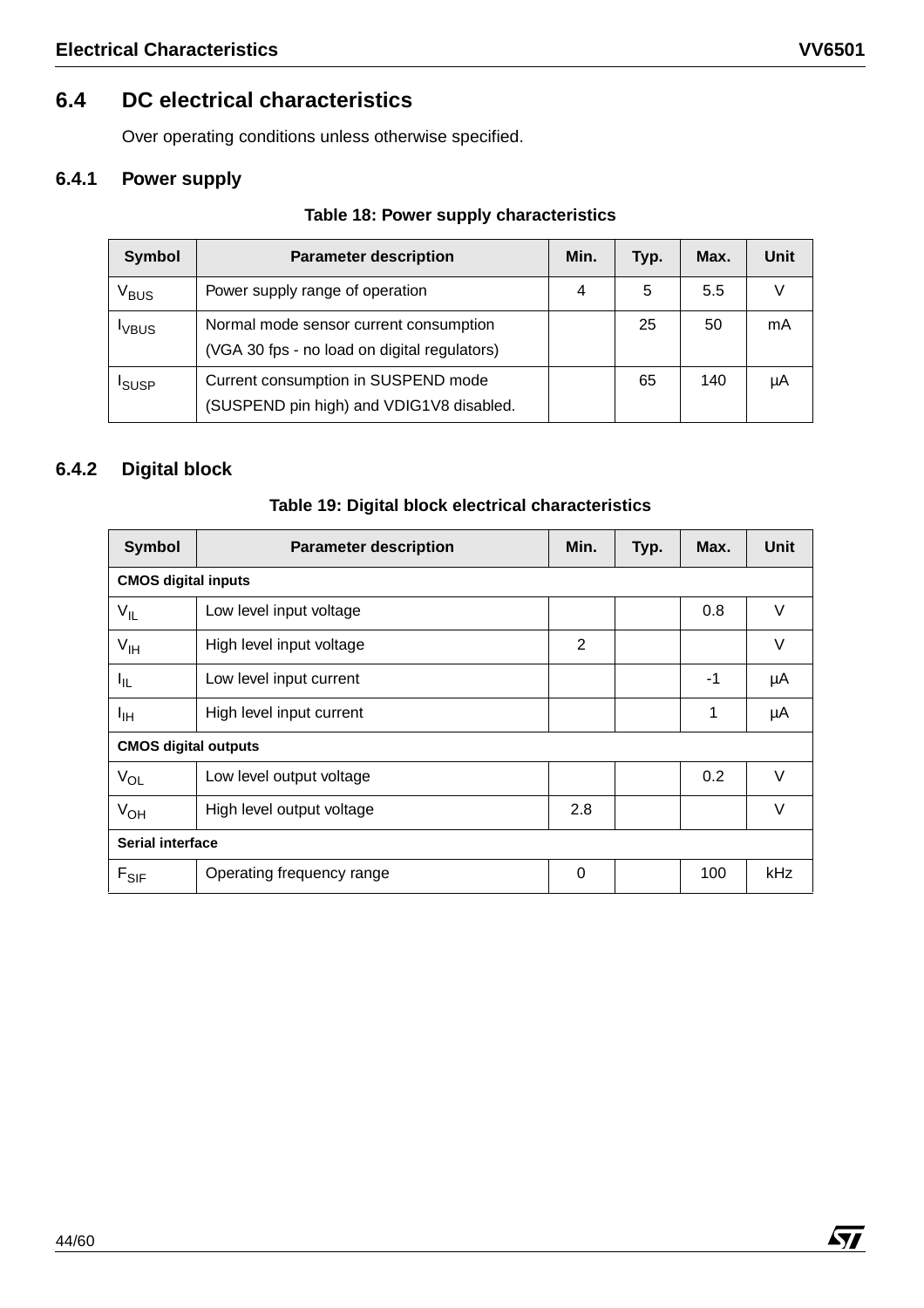## 6.4 DC electrical characteristics

Over operating conditions unless otherwise specified.

### 6.4.1 Power supply

**Table 18: Power supply characteristics**

| Symbol | Parameter description | Min. | Typ. | Max. | Unit |
|---|---|---|---|---|---|
| $V_{BUS}$ | Power supply range of operation | 4 | 5 | 5.5 | V |
| $I_{VBUS}$ | Normal mode sensor current consumption (VGA 30 fps - no load on digital regulators) | | 25 | 50 | mA |
| $I_{SUSP}$ | Current consumption in SUSPEND mode (SUSPEND pin high) and VDIG1V8 disabled. | | 65 | 140 | µA |

### 6.4.2 Digital block

**Table 19: Digital block electrical characteristics**

| Symbol | Parameter description | Min. | Typ. | Max. | Unit |
|---|---|---|---|---|---|
| **CMOS digital inputs** | | | | | |
| $V_{IL}$ | Low level input voltage | | | 0.8 | V |
| $V_{IH}$ | High level input voltage | 2 | | | V |
| $I_{IL}$ | Low level input current | | | -1 | µA |
| $I_{IH}$ | High level input current | | | 1 | µA |
| **CMOS digital outputs** | | | | | |
| $V_{OL}$ | Low level output voltage | | | 0.2 | V |
| $V_{OH}$ | High level output voltage | 2.8 | | | V |
| **Serial interface** | | | | | |
| $F_{SIF}$ | Operating frequency range | 0 | | 100 | kHz |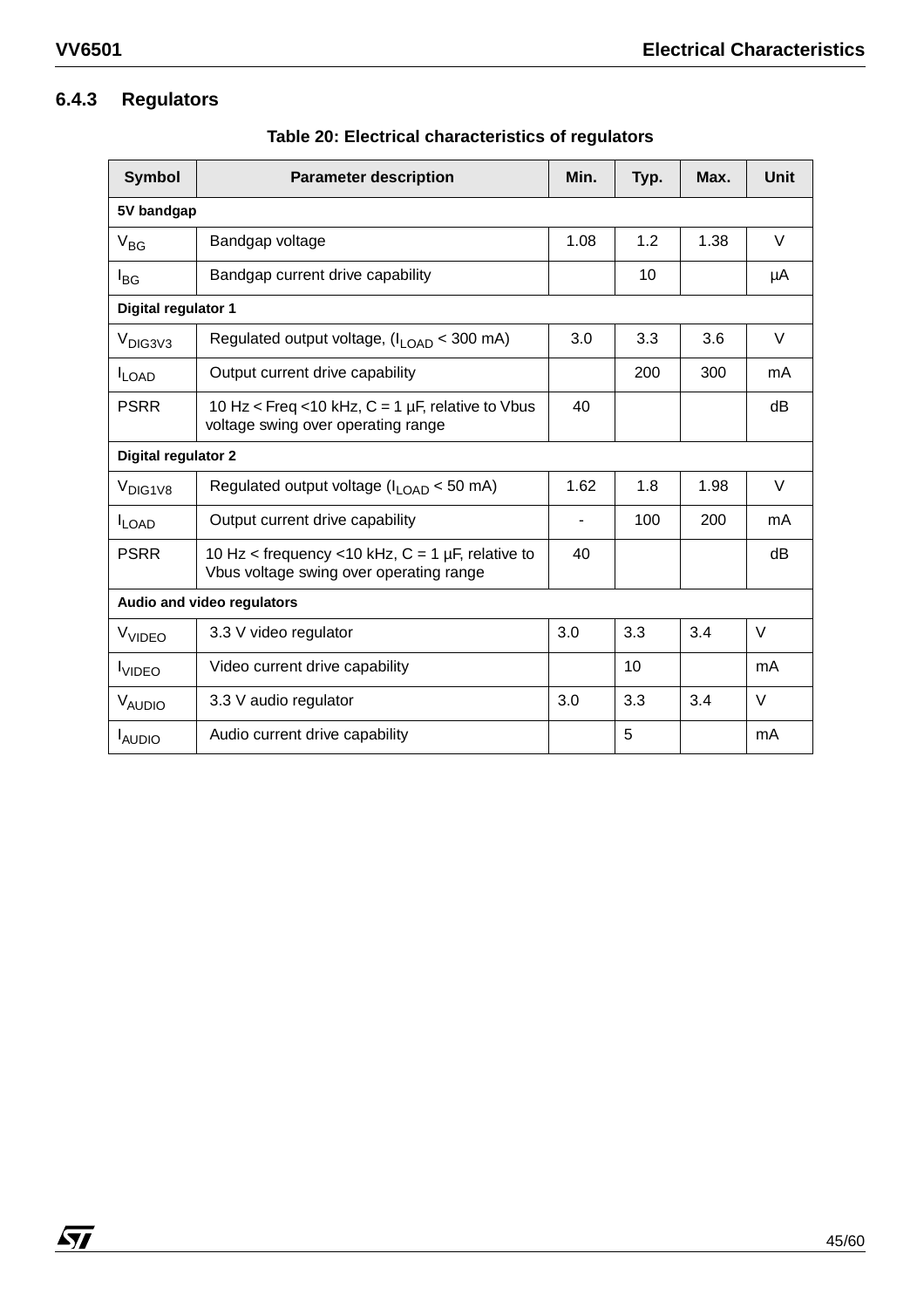### 6.4.3 Regulators

**Table 20: Electrical characteristics of regulators**

| Symbol | Parameter description | Min. | Typ. | Max. | Unit |
|---|---|---|---|---|---|
| **5V bandgap** | | | | | |
| $V_{BG}$ | Bandgap voltage | 1.08 | 1.2 | 1.38 | V |
| $I_{BG}$ | Bandgap current drive capability | | 10 | | µA |
| **Digital regulator 1** | | | | | |
| $V_{DIG3V3}$ | Regulated output voltage, ($I_{LOAD}$ < 300 mA) | 3.0 | 3.3 | 3.6 | V |
| $I_{LOAD}$ | Output current drive capability | | 200 | 300 | mA |
| PSRR | 10 Hz < Freq <10 kHz, C = 1 µF, relative to Vbus voltage swing over operating range | 40 | | | dB |
| **Digital regulator 2** | | | | | |
| $V_{DIG1V8}$ | Regulated output voltage ($I_{LOAD}$ < 50 mA) | 1.62 | 1.8 | 1.98 | V |
| $I_{LOAD}$ | Output current drive capability | - | 100 | 200 | mA |
| PSRR | 10 Hz < frequency <10 kHz, C = 1 µF, relative to Vbus voltage swing over operating range | 40 | | | dB |
| **Audio and video regulators** | | | | | |
| $V_{VIDEO}$ | 3.3 V video regulator | 3.0 | 3.3 | 3.4 | V |
| $I_{VIDEO}$ | Video current drive capability | | 10 | | mA |
| $V_{AUDIO}$ | 3.3 V audio regulator | 3.0 | 3.3 | 3.4 | V |
| $I_{AUDIO}$ | Audio current drive capability | | 5 | | mA |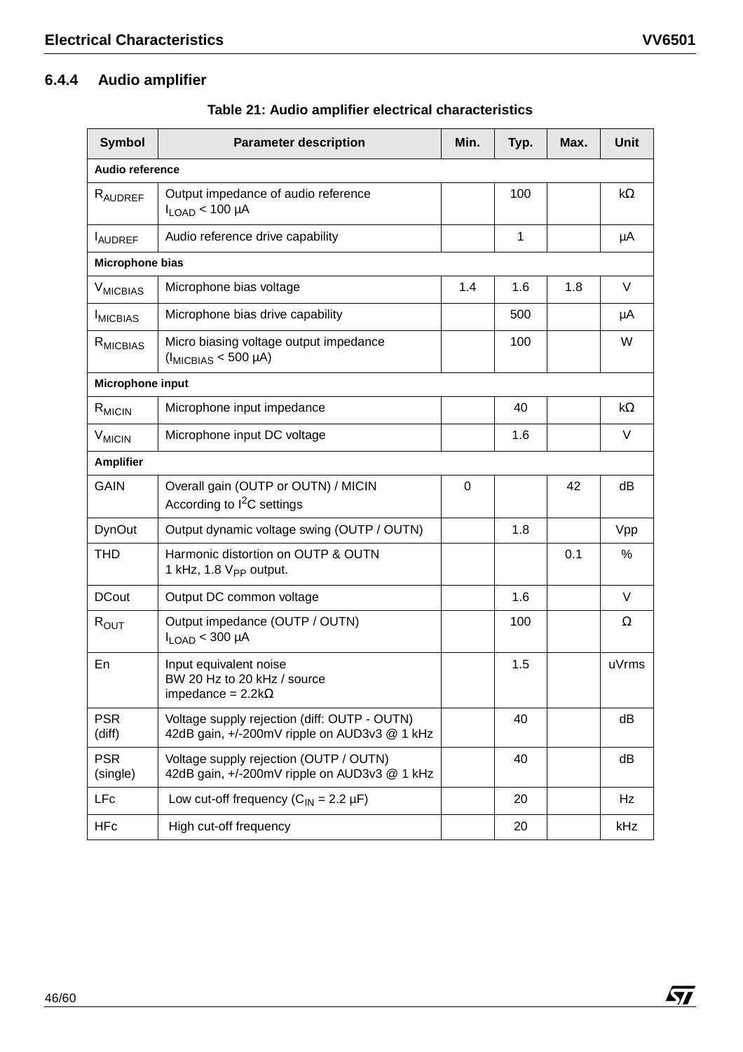### 6.4.4 Audio amplifier

**Table 21: Audio amplifier electrical characteristics**

| Symbol | Parameter description | Min. | Typ. | Max. | Unit |
|---|---|---|---|---|---|
| **Audio reference** | | | | | |
| $R_{AUDREF}$ | Output impedance of audio reference $I_{LOAD}$ < 100 µA | | 100 | | kΩ |
| $I_{AUDREF}$ | Audio reference drive capability | | 1 | | µA |
| **Microphone bias** | | | | | |
| $V_{MICBIAS}$ | Microphone bias voltage | 1.4 | 1.6 | 1.8 | V |
| $I_{MICBIAS}$ | Microphone bias drive capability | | 500 | | µA |
| $R_{MICBIAS}$ | Micro biasing voltage output impedance ($I_{MICBIAS}$ < 500 µA) | | 100 | | W |
| **Microphone input** | | | | | |
| $R_{MICIN}$ | Microphone input impedance | | 40 | | kΩ |
| $V_{MICIN}$ | Microphone input DC voltage | | 1.6 | | V |
| **Amplifier** | | | | | |
| GAIN | Overall gain (OUTP or OUTN) / MICIN According to $I^2C$ settings | 0 | | 42 | dB |
| DynOut | Output dynamic voltage swing (OUTP / OUTN) | | 1.8 | | Vpp |
| THD | Harmonic distortion on OUTP & OUTN 1 kHz, 1.8 $V_{PP}$ output. | | | 0.1 | % |
| DCout | Output DC common voltage | | 1.6 | | V |
| $R_{OUT}$ | Output impedance (OUTP / OUTN) $I_{LOAD}$ < 300 µA | | 100 | | Ω |
| En | Input equivalent noise BW 20 Hz to 20 kHz / source impedance = 2.2kΩ | | 1.5 | | uVrms |
| PSR (diff) | Voltage supply rejection (diff: OUTP - OUTN) 42dB gain, +/-200mV ripple on AUD3v3 @ 1 kHz | | 40 | | dB |
| PSR (single) | Voltage supply rejection (OUTP / OUTN) 42dB gain, +/-200mV ripple on AUD3v3 @ 1 kHz | | 40 | | dB |
| LFc | Low cut-off frequency ($C_{IN}$ = 2.2 µF) | | 20 | | Hz |
| HFc | High cut-off frequency | | 20 | | kHz |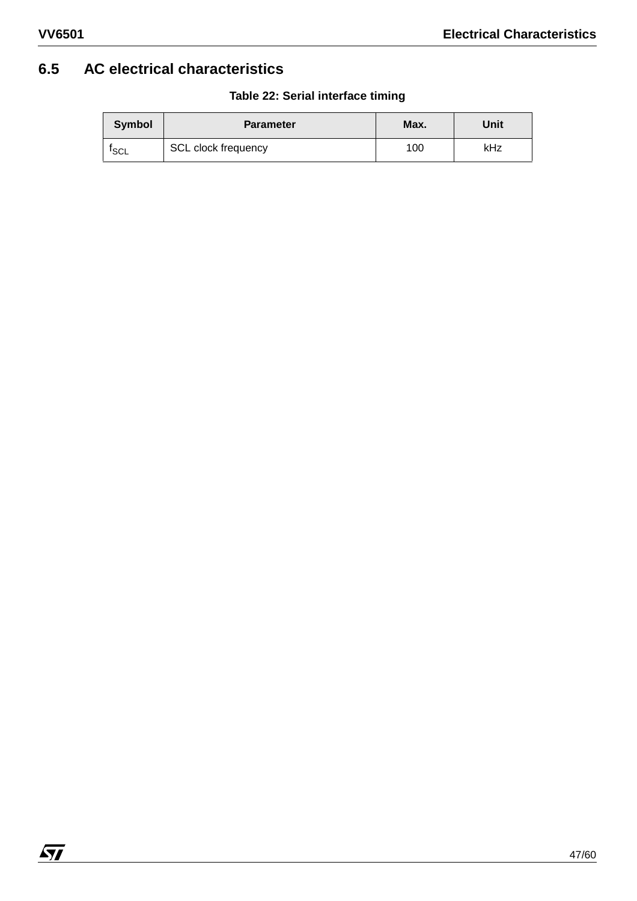## 6.5 AC electrical characteristics

**Table 22: Serial interface timing**

| Symbol | Parameter | Max. | Unit |
|---|---|---|---|
| $f_{SCL}$ | SCL clock frequency | 100 | kHz |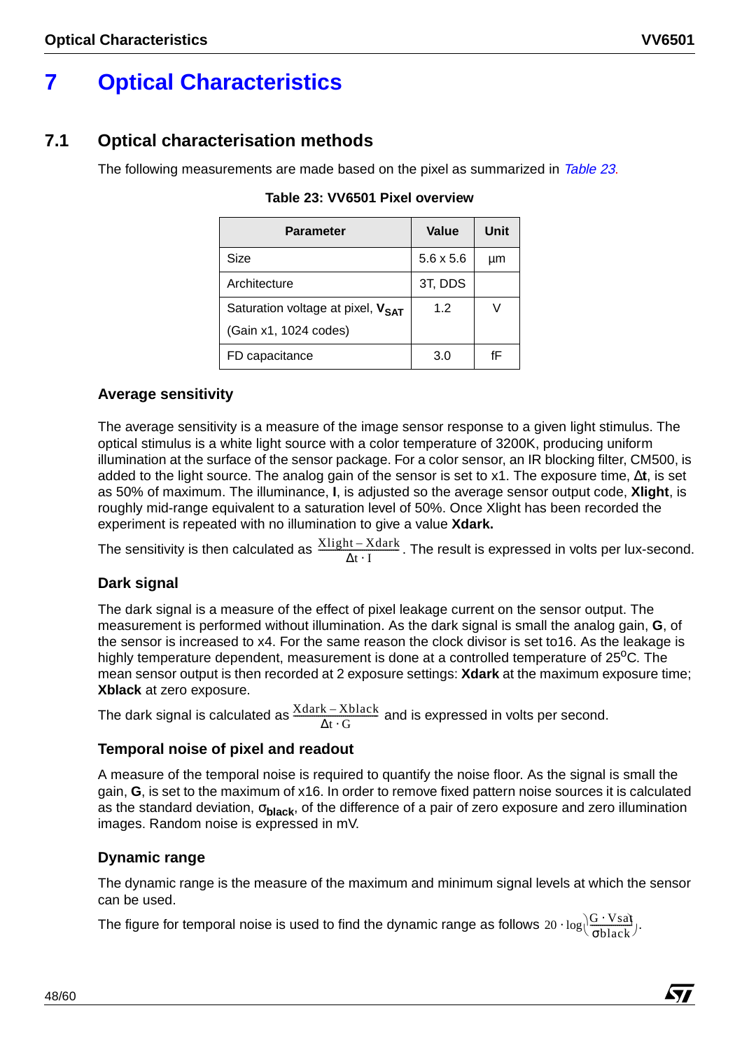# 7 Optical Characteristics

## 7.1 Optical characterisation methods

The following measurements are made based on the pixel as summarized in *Table 23*.

**Table 23: VV6501 Pixel overview**

| Parameter | Value | Unit |
|---|---|---|
| Size | 5.6 x 5.6 | µm |
| Architecture | 3T, DDS | |
| Saturation voltage at pixel, $\mathbf{V_{SAT}}$ (Gain x1, 1024 codes) | 1.2 | V |
| FD capacitance | 3.0 | fF |

### Average sensitivity

The average sensitivity is a measure of the image sensor response to a given light stimulus. The optical stimulus is a white light source with a color temperature of 3200K, producing uniform illumination at the surface of the sensor package. For a color sensor, an IR blocking filter, CM500, is added to the light source. The analog gain of the sensor is set to x1. The exposure time, **Δt**, is set as 50% of maximum. The illuminance, **I**, is adjusted so the average sensor output code, **Xlight**, is roughly mid-range equivalent to a saturation level of 50%. Once Xlight has been recorded the experiment is repeated with no illumination to give a value **Xdark.**

The sensitivity is then calculated as $\frac{\text{Xlight} - \text{Xdark}}{\Delta t \cdot I}$. The result is expressed in volts per lux-second.

### Dark signal

The dark signal is a measure of the effect of pixel leakage current on the sensor output. The measurement is performed without illumination. As the dark signal is small the analog gain, **G**, of the sensor is increased to x4. For the same reason the clock divisor is set to16. As the leakage is highly temperature dependent, measurement is done at a controlled temperature of 25$^{o}$C. The mean sensor output is then recorded at 2 exposure settings: **Xdark** at the maximum exposure time; **Xblack** at zero exposure.

The dark signal is calculated as $\frac{\text{Xdark} - \text{Xblack}}{\Delta t \cdot G}$ and is expressed in volts per second.

### Temporal noise of pixel and readout

A measure of the temporal noise is required to quantify the noise floor. As the signal is small the gain, **G**, is set to the maximum of x16. In order to remove fixed pattern noise sources it is calculated as the standard deviation, $\sigma_{\mathbf{black}}$, of the difference of a pair of zero exposure and zero illumination images. Random noise is expressed in mV.

### Dynamic range

The dynamic range is the measure of the maximum and minimum signal levels at which the sensor can be used.

The figure for temporal noise is used to find the dynamic range as follows $20 \cdot \log\left(\frac{G \cdot \text{Vsat}}{\sigma\text{black}}\right)$.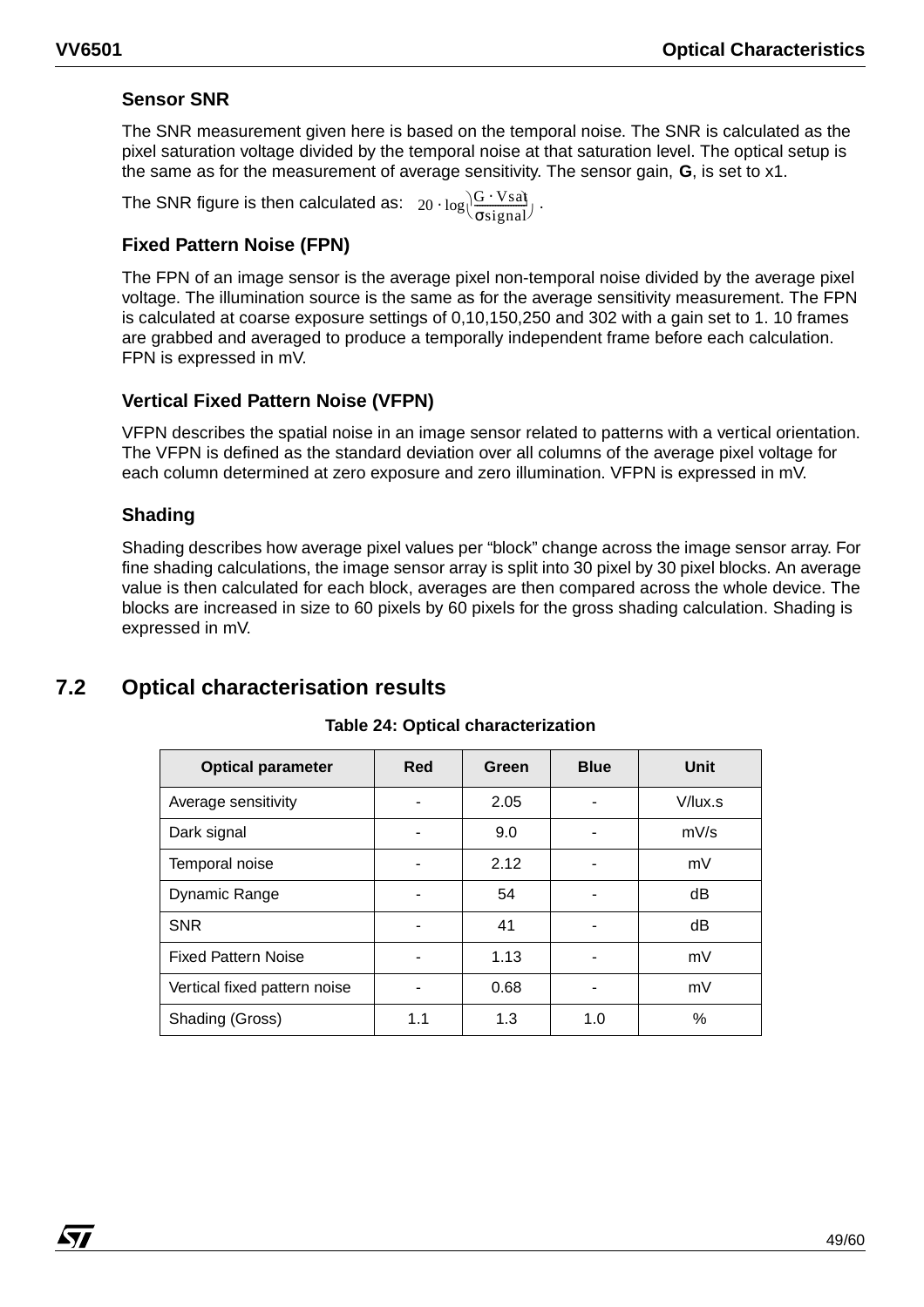### Sensor SNR

The SNR measurement given here is based on the temporal noise. The SNR is calculated as the pixel saturation voltage divided by the temporal noise at that saturation level. The optical setup is the same as for the measurement of average sensitivity. The sensor gain, **G**, is set to x1.

The SNR figure is then calculated as: $20 \cdot \log\left(\frac{G \cdot Vsat}{\sigma signal}\right)$.

### Fixed Pattern Noise (FPN)

The FPN of an image sensor is the average pixel non-temporal noise divided by the average pixel voltage. The illumination source is the same as for the average sensitivity measurement. The FPN is calculated at coarse exposure settings of 0,10,150,250 and 302 with a gain set to 1. 10 frames are grabbed and averaged to produce a temporally independent frame before each calculation. FPN is expressed in mV.

### Vertical Fixed Pattern Noise (VFPN)

VFPN describes the spatial noise in an image sensor related to patterns with a vertical orientation. The VFPN is defined as the standard deviation over all columns of the average pixel voltage for each column determined at zero exposure and zero illumination. VFPN is expressed in mV.

### Shading

Shading describes how average pixel values per “block” change across the image sensor array. For fine shading calculations, the image sensor array is split into 30 pixel by 30 pixel blocks. An average value is then calculated for each block, averages are then compared across the whole device. The blocks are increased in size to 60 pixels by 60 pixels for the gross shading calculation. Shading is expressed in mV.

## 7.2 Optical characterisation results

**Table 24: Optical characterization**

| Optical parameter | Red | Green | Blue | Unit |
|---|---|---|---|---|
| Average sensitivity | - | 2.05 | - | V/lux.s |
| Dark signal | - | 9.0 | - | mV/s |
| Temporal noise | - | 2.12 | - | mV |
| Dynamic Range | - | 54 | - | dB |
| SNR | - | 41 | - | dB |
| Fixed Pattern Noise | - | 1.13 | - | mV |
| Vertical fixed pattern noise | - | 0.68 | - | mV |
| Shading (Gross) | 1.1 | 1.3 | 1.0 | % |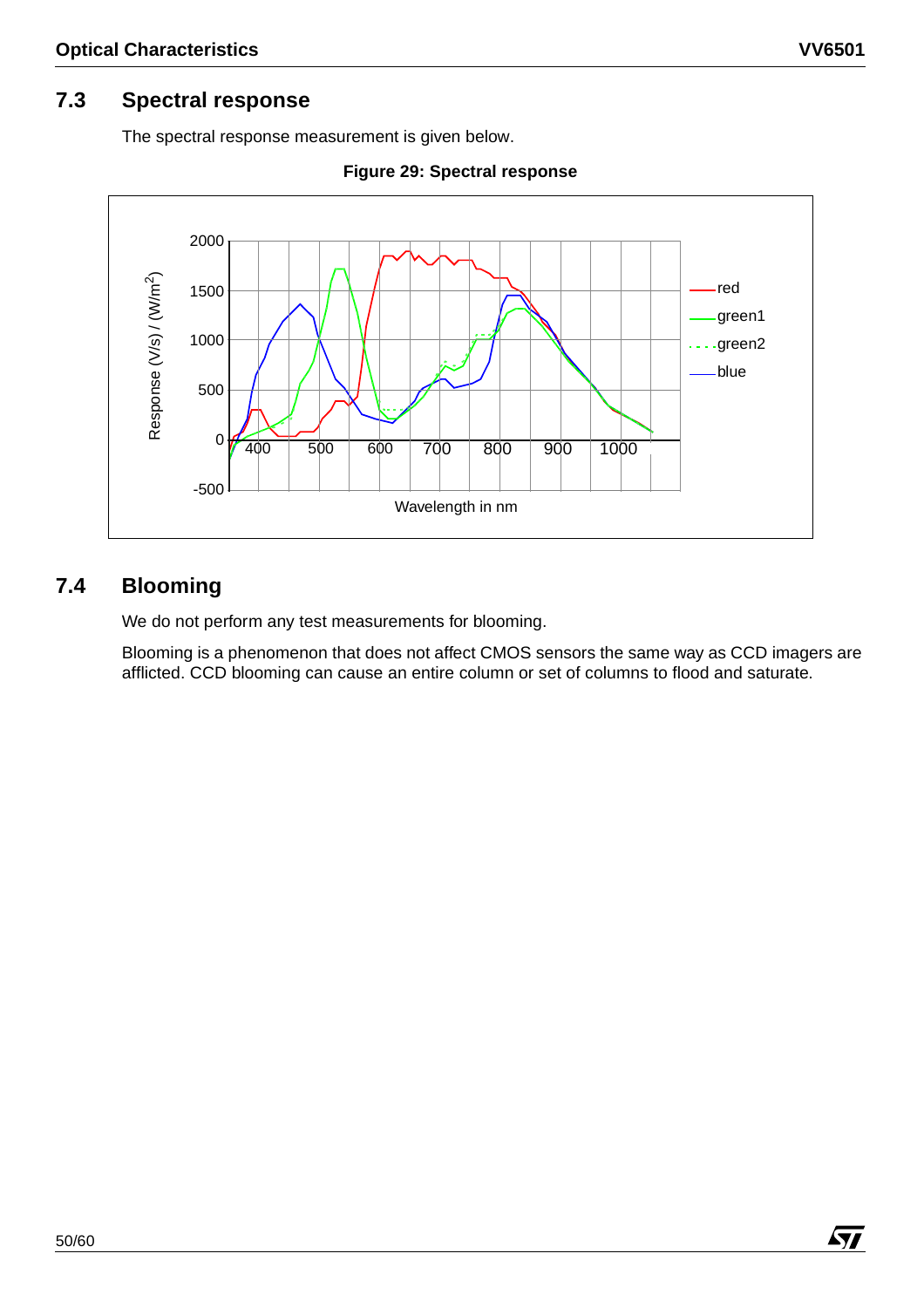## 7.3 Spectral response

The spectral response measurement is given below.

**Figure 29: Spectral response**

## 7.4 Blooming

We do not perform any test measurements for blooming.

Blooming is a phenomenon that does not affect CMOS sensors the same way as CCD imagers are afflicted. CCD blooming can cause an entire column or set of columns to flood and saturate.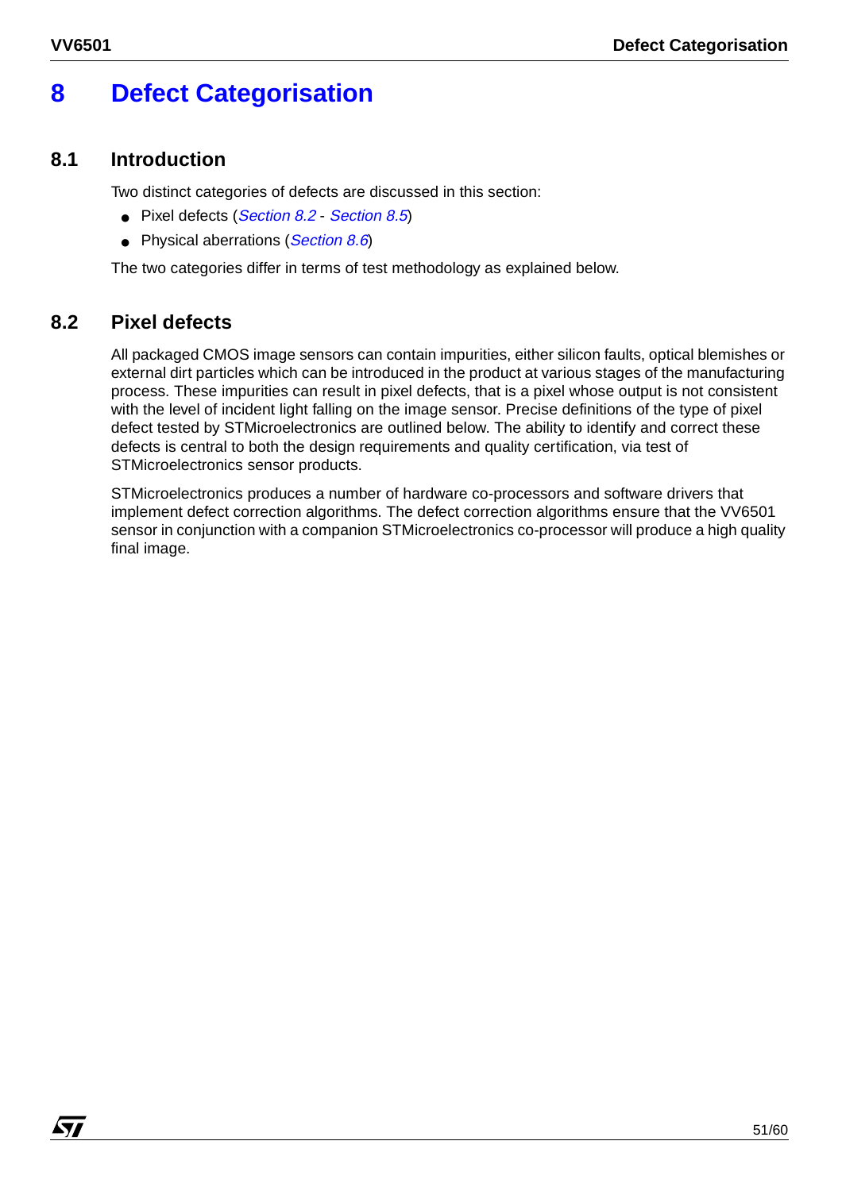# 8 Defect Categorisation

## 8.1 Introduction

Two distinct categories of defects are discussed in this section:

- Pixel defects (*Section 8.2* - *Section 8.5*)
- Physical aberrations (*Section 8.6*)

The two categories differ in terms of test methodology as explained below.

## 8.2 Pixel defects

All packaged CMOS image sensors can contain impurities, either silicon faults, optical blemishes or external dirt particles which can be introduced in the product at various stages of the manufacturing process. These impurities can result in pixel defects, that is a pixel whose output is not consistent with the level of incident light falling on the image sensor. Precise definitions of the type of pixel defect tested by STMicroelectronics are outlined below. The ability to identify and correct these defects is central to both the design requirements and quality certification, via test of STMicroelectronics sensor products.

STMicroelectronics produces a number of hardware co-processors and software drivers that implement defect correction algorithms. The defect correction algorithms ensure that the VV6501 sensor in conjunction with a companion STMicroelectronics co-processor will produce a high quality final image.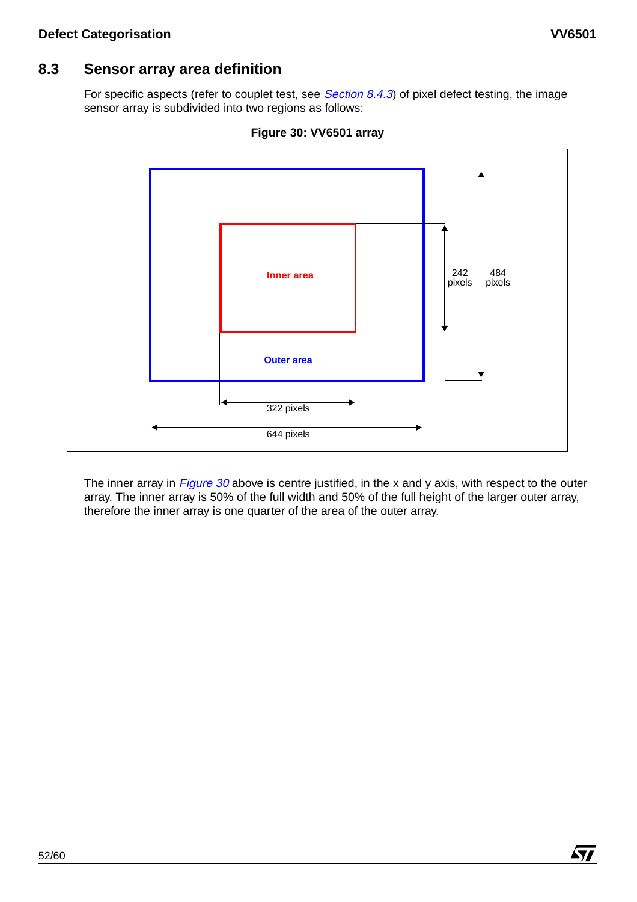## 8.3 Sensor array area definition

For specific aspects (refer to couplet test, see *Section 8.4.3*) of pixel defect testing, the image sensor array is subdivided into two regions as follows:

**Figure 30: VV6501 array**

Inner area

Outer area

242 pixels

484 pixels

322 pixels

644 pixels

The inner array in *Figure 30* above is centre justified, in the x and y axis, with respect to the outer array. The inner array is 50% of the full width and 50% of the full height of the larger outer array, therefore the inner array is one quarter of the area of the outer array.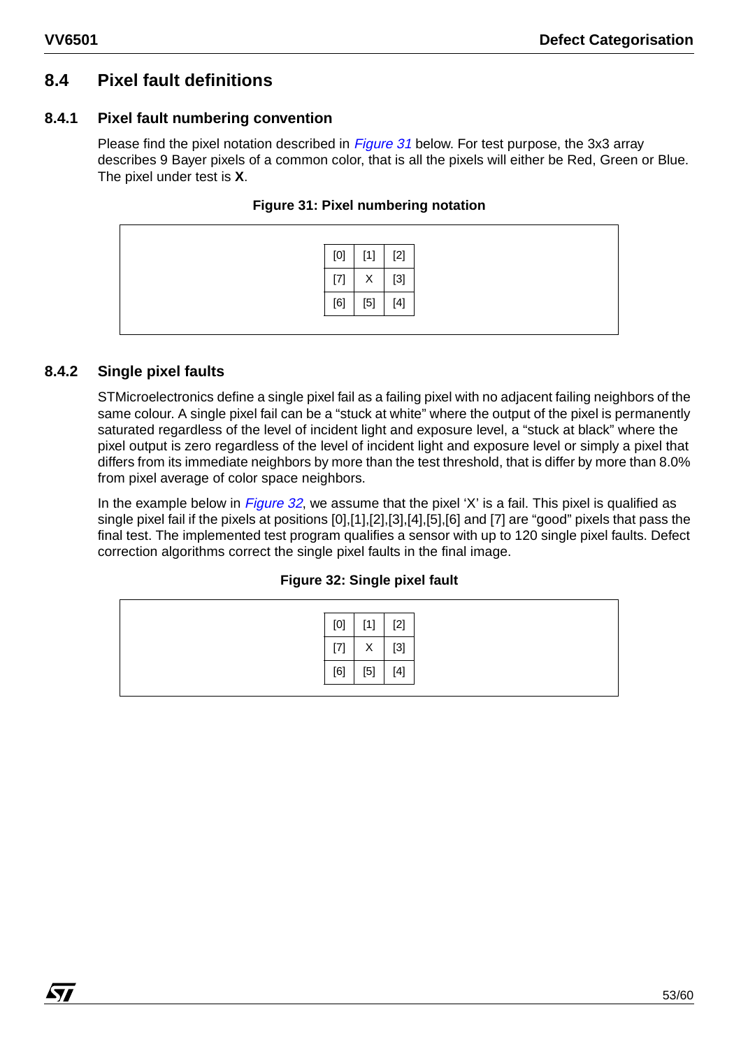## 8.4 Pixel fault definitions

### 8.4.1 Pixel fault numbering convention

Please find the pixel notation described in *Figure 31* below. For test purpose, the 3x3 array describes 9 Bayer pixels of a common color, that is all the pixels will either be Red, Green or Blue. The pixel under test is **X**.

**Figure 31: Pixel numbering notation**

| | | |
|---|---|---|
| [0] | [1] | [2] |
| [7] | X | [3] |
| [6] | [5] | [4] |

### 8.4.2 Single pixel faults

STMicroelectronics define a single pixel fail as a failing pixel with no adjacent failing neighbors of the same colour. A single pixel fail can be a “stuck at white” where the output of the pixel is permanently saturated regardless of the level of incident light and exposure level, a “stuck at black” where the pixel output is zero regardless of the level of incident light and exposure level or simply a pixel that differs from its immediate neighbors by more than the test threshold, that is differ by more than 8.0% from pixel average of color space neighbors.

In the example below in *Figure 32*, we assume that the pixel ‘X’ is a fail. This pixel is qualified as single pixel fail if the pixels at positions [0],[1],[2],[3],[4],[5],[6] and [7] are “good” pixels that pass the final test. The implemented test program qualifies a sensor with up to 120 single pixel faults. Defect correction algorithms correct the single pixel faults in the final image.

**Figure 32: Single pixel fault**

| | | |
|---|---|---|
| [0] | [1] | [2] |
| [7] | X | [3] |
| [6] | [5] | [4] |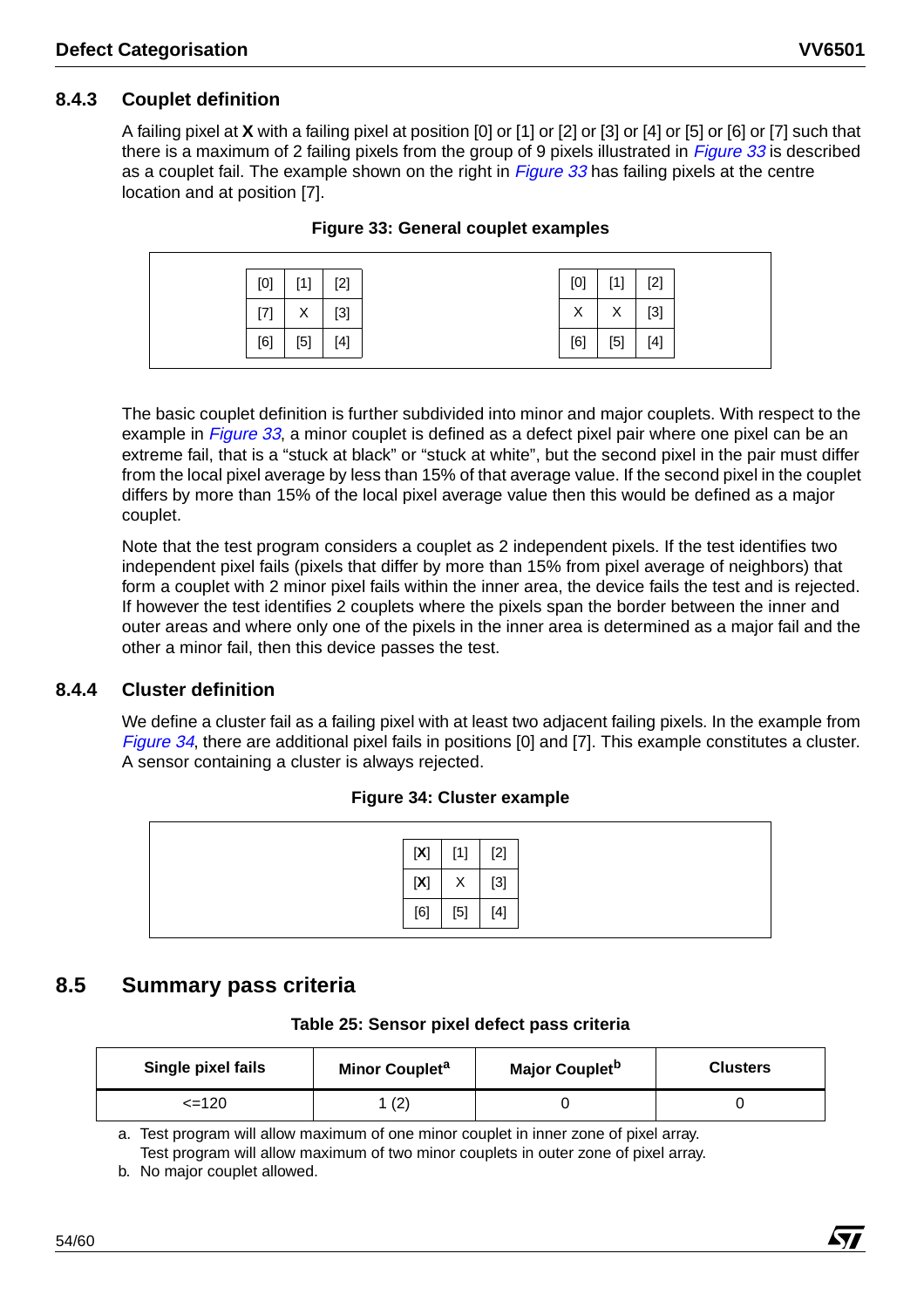### 8.4.3 Couplet definition

A failing pixel at **X** with a failing pixel at position [0] or [1] or [2] or [3] or [4] or [5] or [6] or [7] such that there is a maximum of 2 failing pixels from the group of 9 pixels illustrated in *Figure 33* is described as a couplet fail. The example shown on the right in *Figure 33* has failing pixels at the centre location and at position [7].

**Figure 33: General couplet examples**

| [0] | [1] | [2] |
|---|---|---|
| [7] | X | [3] |
| [6] | [5] | [4] |

| [0] | [1] | [2] |
|---|---|---|
| X | X | [3] |
| [6] | [5] | [4] |

The basic couplet definition is further subdivided into minor and major couplets. With respect to the example in *Figure 33*, a minor couplet is defined as a defect pixel pair where one pixel can be an extreme fail, that is a “stuck at black” or “stuck at white”, but the second pixel in the pair must differ from the local pixel average by less than 15% of that average value. If the second pixel in the couplet differs by more than 15% of the local pixel average value then this would be defined as a major couplet.

Note that the test program considers a couplet as 2 independent pixels. If the test identifies two independent pixel fails (pixels that differ by more than 15% from pixel average of neighbors) that form a couplet with 2 minor pixel fails within the inner area, the device fails the test and is rejected. If however the test identifies 2 couplets where the pixels span the border between the inner and outer areas and where only one of the pixels in the inner area is determined as a major fail and the other a minor fail, then this device passes the test.

### 8.4.4 Cluster definition

We define a cluster fail as a failing pixel with at least two adjacent failing pixels. In the example from *Figure 34*, there are additional pixel fails in positions [0] and [7]. This example constitutes a cluster. A sensor containing a cluster is always rejected.

**Figure 34: Cluster example**

| [**X**] | [1] | [2] |
|---|---|---|
| [**X**] | X | [3] |
| [6] | [5] | [4] |

## 8.5 Summary pass criteria

**Table 25: Sensor pixel defect pass criteria**

| Single pixel fails | Minor Couplet[a] | Major Couplet[b] | Clusters |
|---|---|---|---|
| <=120 | 1 (2) | 0 | 0 |

a. Test program will allow maximum of one minor couplet in inner zone of pixel array.
Test program will allow maximum of two minor couplets in outer zone of pixel array.

b. No major couplet allowed.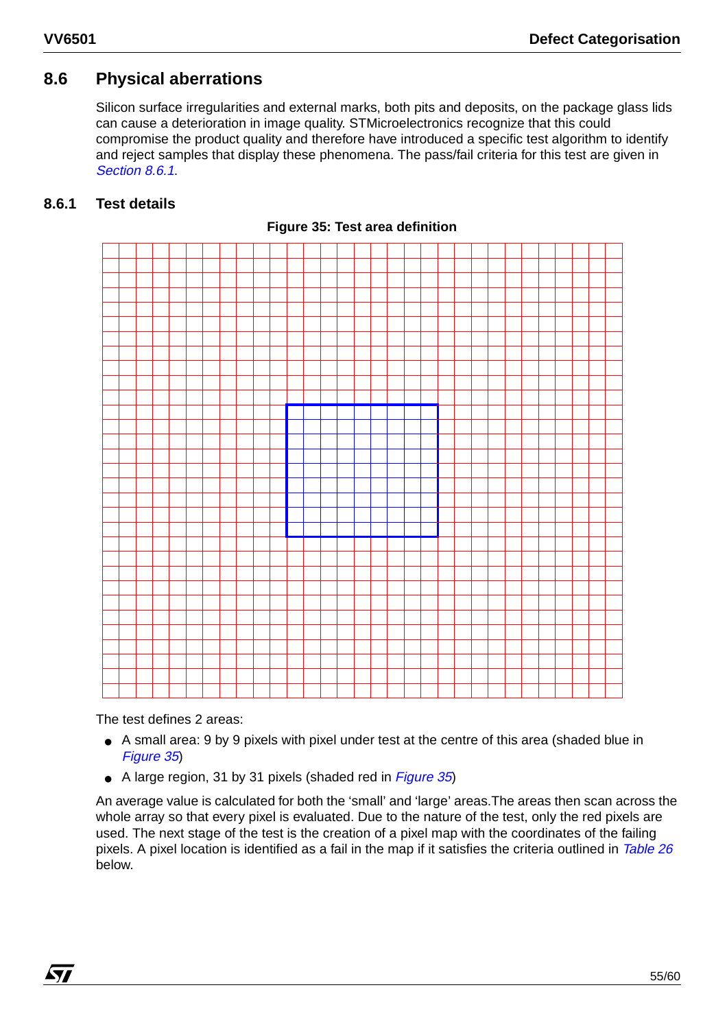## 8.6 Physical aberrations

Silicon surface irregularities and external marks, both pits and deposits, on the package glass lids can cause a deterioration in image quality. STMicroelectronics recognize that this could compromise the product quality and therefore have introduced a specific test algorithm to identify and reject samples that display these phenomena. The pass/fail criteria for this test are given in *Section 8.6.1*.

### 8.6.1 Test details

**Figure 35: Test area definition**

The test defines 2 areas:

- A small area: 9 by 9 pixels with pixel under test at the centre of this area (shaded blue in *Figure 35*)
- A large region, 31 by 31 pixels (shaded red in *Figure 35*)

An average value is calculated for both the 'small' and 'large' areas.The areas then scan across the whole array so that every pixel is evaluated. Due to the nature of the test, only the red pixels are used. The next stage of the test is the creation of a pixel map with the coordinates of the failing pixels. A pixel location is identified as a fail in the map if it satisfies the criteria outlined in *Table 26* below.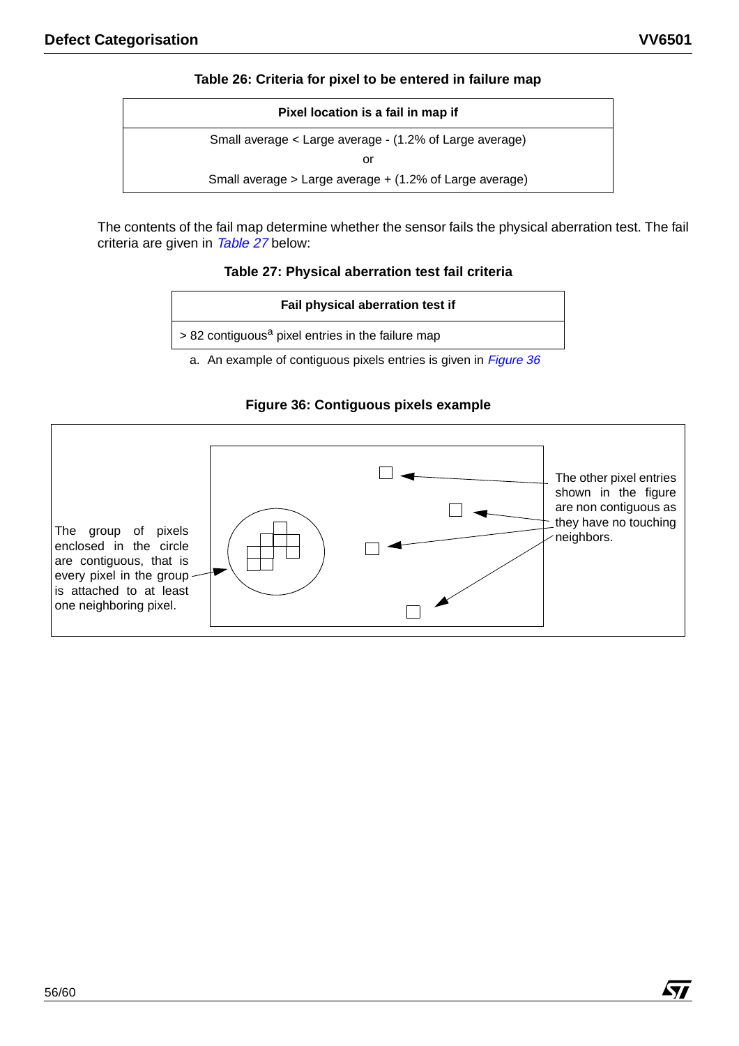**Table 26: Criteria for pixel to be entered in failure map**

| Pixel location is a fail in map if |
|---|
| Small average < Large average - (1.2% of Large average)<br>or<br>Small average > Large average + (1.2% of Large average) |

The contents of the fail map determine whether the sensor fails the physical aberration test. The fail criteria are given in *Table 27* below:

**Table 27: Physical aberration test fail criteria**

| Fail physical aberration test if |
|---|
| > 82 contiguous[a] pixel entries in the failure map |

a. An example of contiguous pixels entries is given in *Figure 36*

**Figure 36: Contiguous pixels example**

The group of pixels enclosed in the circle are contiguous, that is every pixel in the group is attached to at least one neighboring pixel.

The other pixel entries shown in the figure are non contiguous as they have no touching neighbors.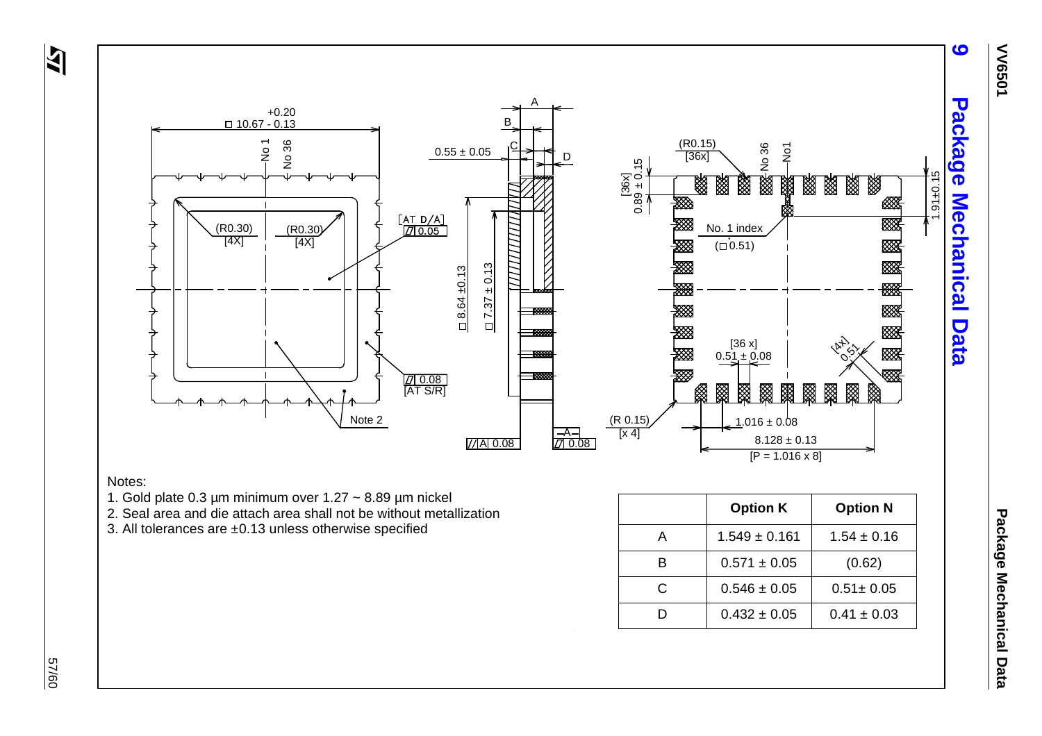# 9 Package Mechanical Data

+0.20
□ 10.67 - 0.13

No 1
No 36

(R0.30)
[4X]

(R0.30)
[4X]

[AT D/A]
▱ 0.05

▱ 0.08
[AT S/R]

Note 2

A
B
C
D
0.55 ± 0.05

□ 8.64 ±0.13
□ 7.37 ± 0.13

// A 0.08
-A-
▱ 0.08

(R0.15)
[36x]

[36x]
0.89 ± 0.15

No 36
No1

1.91±0.15

No. 1 index
(□ 0.51)

[36 x]
0.51 ± 0.08

[4X]
0.51

(R 0.15)
[x 4]

1.016 ± 0.08
8.128 ± 0.13
[P = 1.016 x 8]

Notes:
1. Gold plate 0.3 µm minimum over 1.27 ~ 8.89 µm nickel
2. Seal area and die attach area shall not be without metallization
3. All tolerances are ±0.13 unless otherwise specified

| | Option K | Option N |
|---|---|---|
| A | 1.549 ± 0.161 | 1.54 ± 0.16 |
| B | 0.571 ± 0.05 | (0.62) |
| C | 0.546 ± 0.05 | 0.51± 0.05 |
| D | 0.432 ± 0.05 | 0.41 ± 0.03 |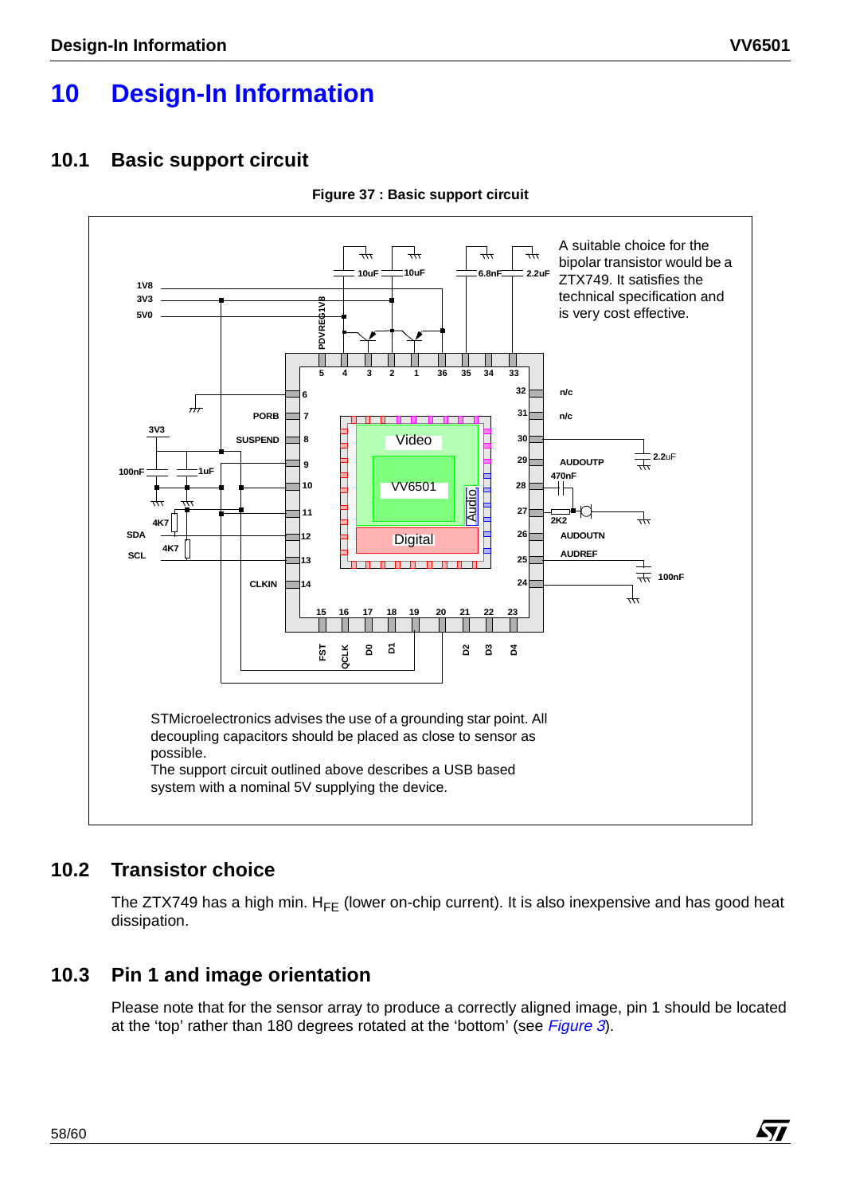# 10 Design-In Information

## 10.1 Basic support circuit

**Figure 37 : Basic support circuit**

A suitable choice for the bipolar transistor would be a ZTX749. It satisfies the technical specification and is very cost effective.

STMicroelectronics advises the use of a grounding star point. All decoupling capacitors should be placed as close to sensor as possible.
The support circuit outlined above describes a USB based system with a nominal 5V supplying the device.

## 10.2 Transistor choice

The ZTX749 has a high min. $H_{FE}$ (lower on-chip current). It is also inexpensive and has good heat dissipation.

## 10.3 Pin 1 and image orientation

Please note that for the sensor array to produce a correctly aligned image, pin 1 should be located at the 'top' rather than 180 degrees rotated at the 'bottom' (see *Figure 3*).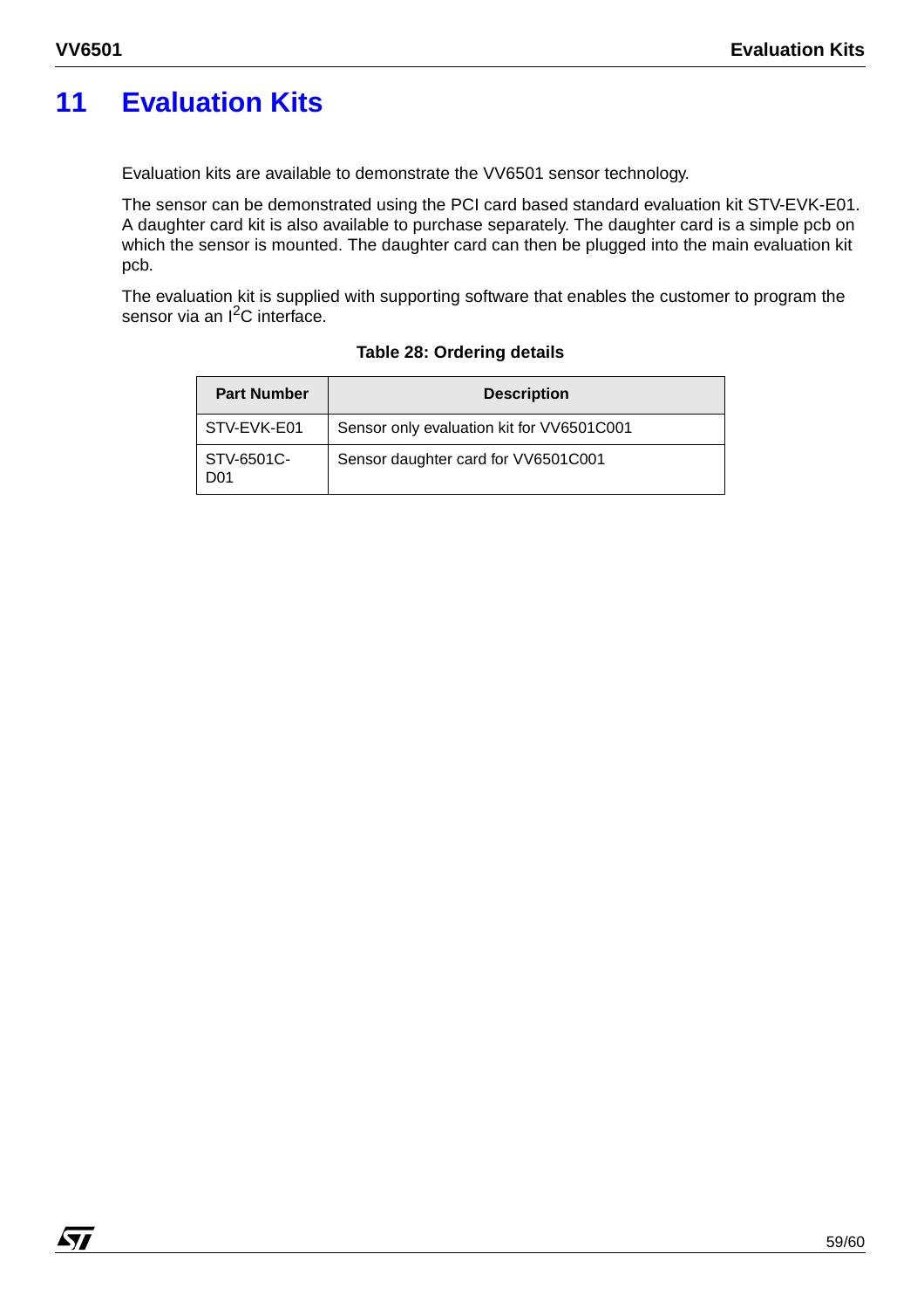# 11 Evaluation Kits

Evaluation kits are available to demonstrate the VV6501 sensor technology.

The sensor can be demonstrated using the PCI card based standard evaluation kit STV-EVK-E01. A daughter card kit is also available to purchase separately. The daughter card is a simple pcb on which the sensor is mounted. The daughter card can then be plugged into the main evaluation kit pcb.

The evaluation kit is supplied with supporting software that enables the customer to program the sensor via an $I^2C$ interface.

**Table 28: Ordering details**

| Part Number | Description |
|---|---|
| STV-EVK-E01 | Sensor only evaluation kit for VV6501C001 |
| STV-6501C-D01 | Sensor daughter card for VV6501C001 |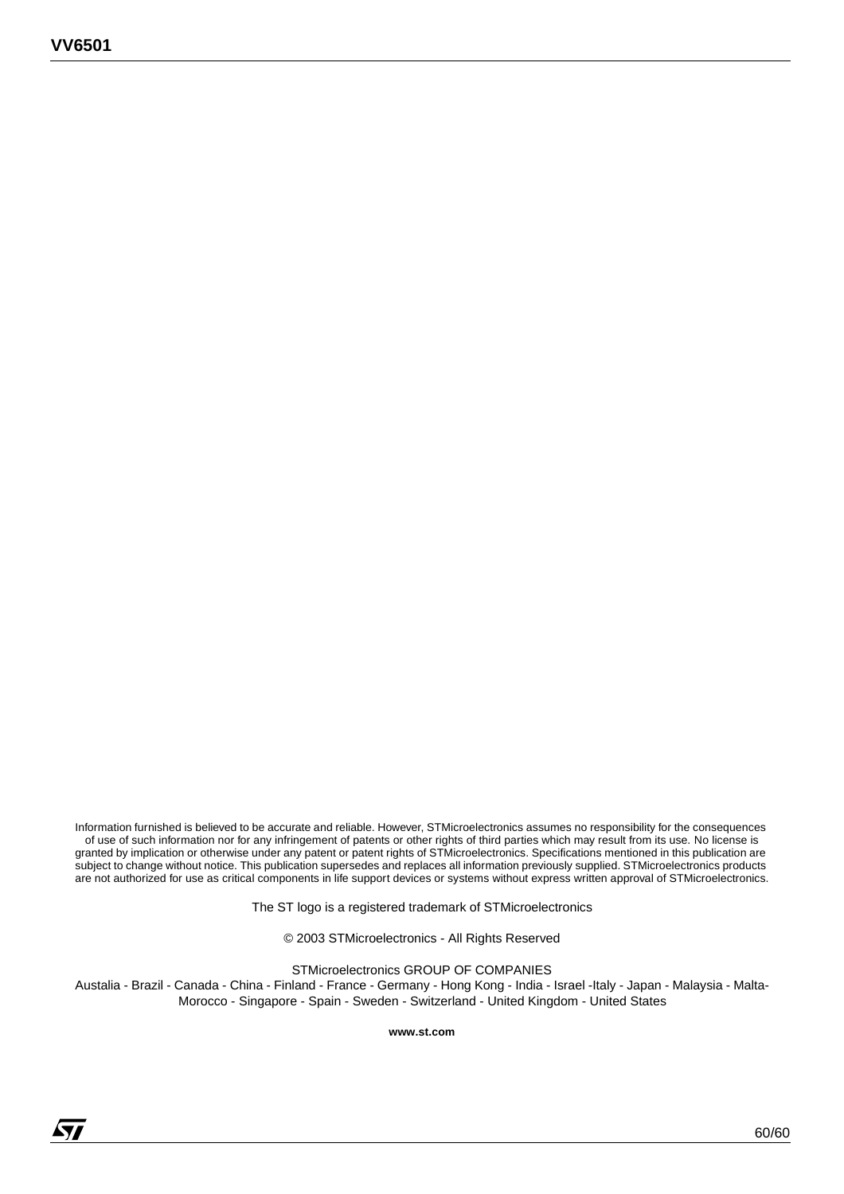Information furnished is believed to be accurate and reliable. However, STMicroelectronics assumes no responsibility for the consequences of use of such information nor for any infringement of patents or other rights of third parties which may result from its use. No license is granted by implication or otherwise under any patent or patent rights of STMicroelectronics. Specifications mentioned in this publication are subject to change without notice. This publication supersedes and replaces all information previously supplied. STMicroelectronics products are not authorized for use as critical components in life support devices or systems without express written approval of STMicroelectronics.

The ST logo is a registered trademark of STMicroelectronics

© 2003 STMicroelectronics - All Rights Reserved

STMicroelectronics GROUP OF COMPANIES

Austalia - Brazil - Canada - China - Finland - France - Germany - Hong Kong - India - Israel -Italy - Japan - Malaysia - Malta- Morocco - Singapore - Spain - Sweden - Switzerland - United Kingdom - United States

**www.st.com**